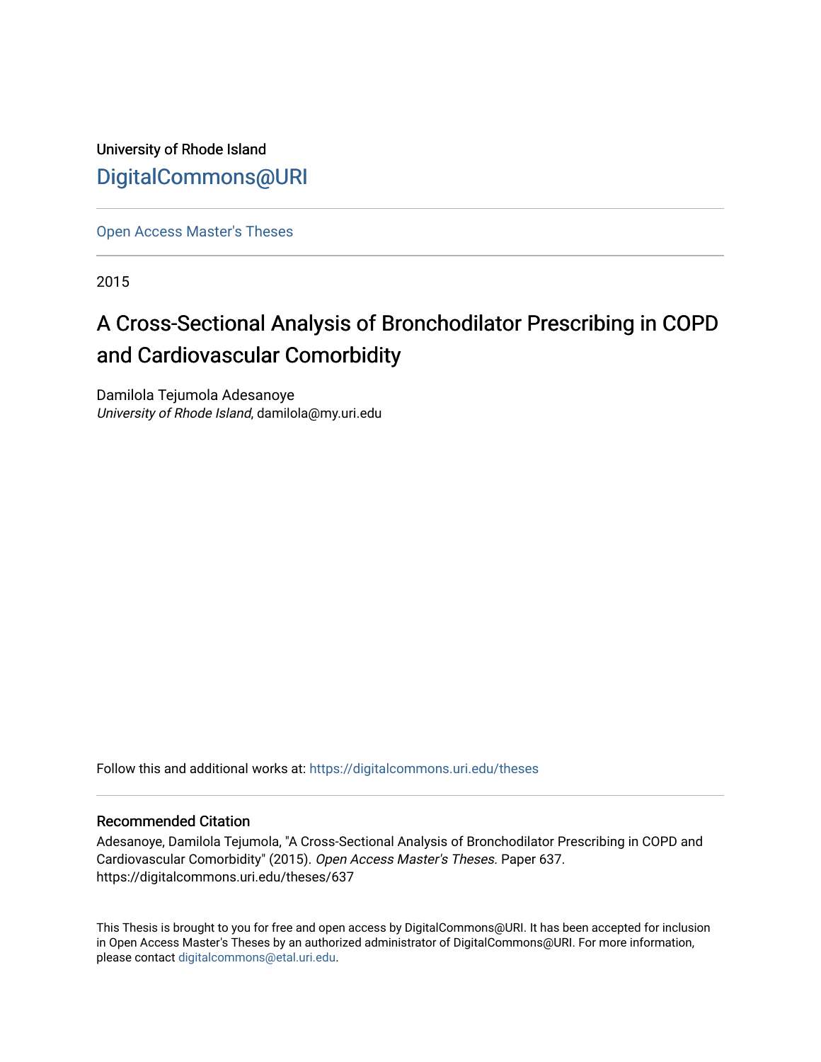University of Rhode Island

[DigitalCommons@URI](https://digitalcommons.uri.edu)

---

Open Access Master's Theses

---

2015

# A Cross-Sectional Analysis of Bronchodilator Prescribing in COPD and Cardiovascular Comorbidity

Damilola Tejumola Adesanoye
*University of Rhode Island*, damilola@my.uri.edu

Follow this and additional works at: https://digitalcommons.uri.edu/theses

---

## Recommended Citation

Adesanoye, Damilola Tejumola, "A Cross-Sectional Analysis of Bronchodilator Prescribing in COPD and Cardiovascular Comorbidity" (2015). *Open Access Master's Theses.* Paper 637.
https://digitalcommons.uri.edu/theses/637

This Thesis is brought to you for free and open access by DigitalCommons@URI. It has been accepted for inclusion in Open Access Master's Theses by an authorized administrator of DigitalCommons@URI. For more information, please contact digitalcommons@etal.uri.edu.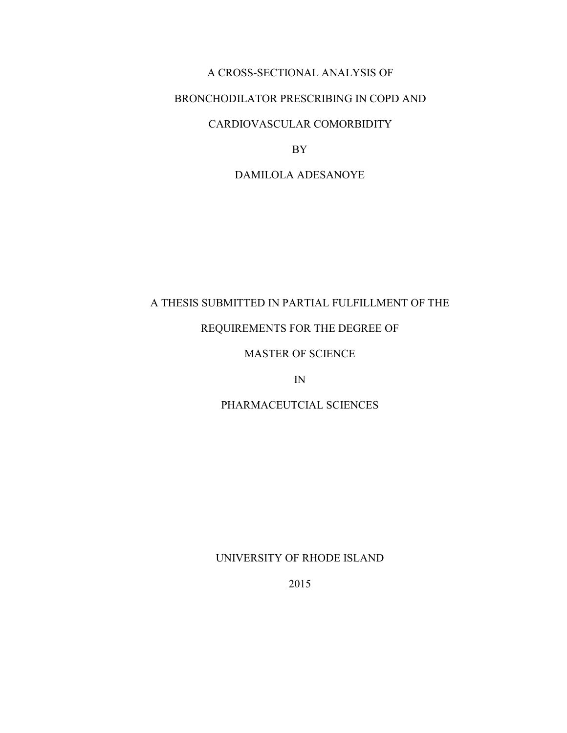# A CROSS-SECTIONAL ANALYSIS OF BRONCHODILATOR PRESCRIBING IN COPD AND CARDIOVASCULAR COMORBIDITY

BY

DAMILOLA ADESANOYE

A THESIS SUBMITTED IN PARTIAL FULFILLMENT OF THE

REQUIREMENTS FOR THE DEGREE OF

MASTER OF SCIENCE

IN

PHARMACEUTCIAL SCIENCES

UNIVERSITY OF RHODE ISLAND

2015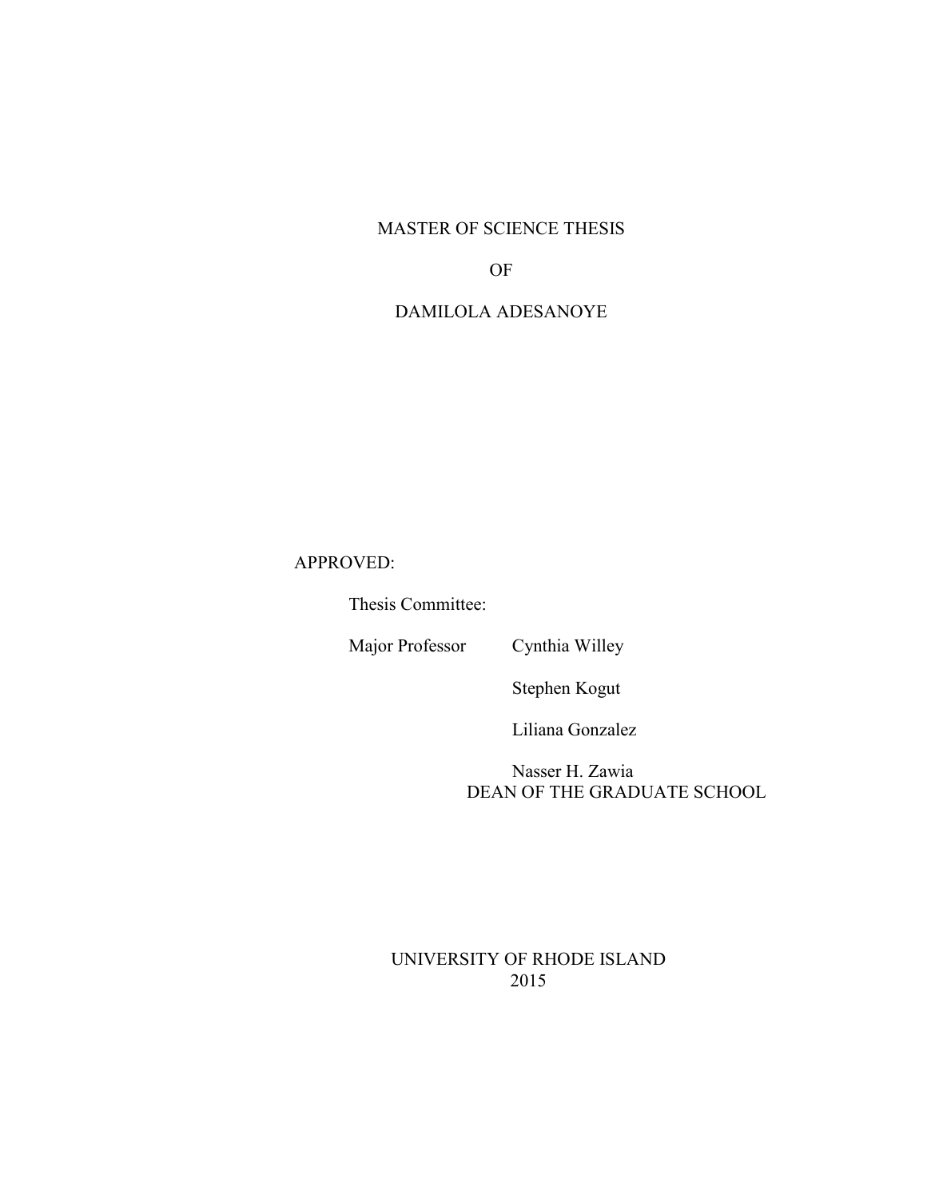MASTER OF SCIENCE THESIS

OF

DAMILOLA ADESANOYE

APPROVED:

Thesis Committee:

Major Professor Cynthia Willey

Stephen Kogut

Liliana Gonzalez

Nasser H. Zawia
DEAN OF THE GRADUATE SCHOOL

UNIVERSITY OF RHODE ISLAND
2015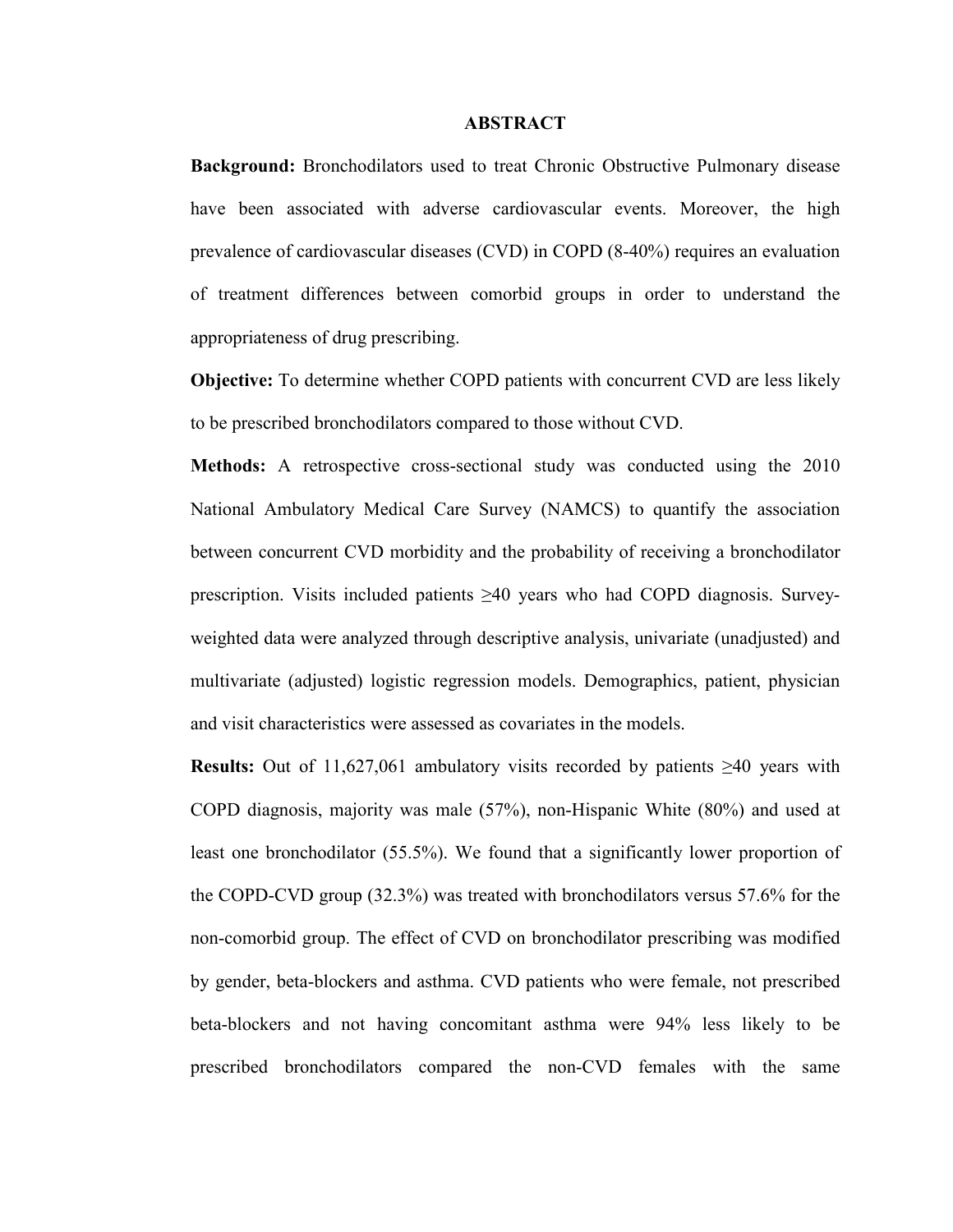# ABSTRACT

**Background:** Bronchodilators used to treat Chronic Obstructive Pulmonary disease have been associated with adverse cardiovascular events. Moreover, the high prevalence of cardiovascular diseases (CVD) in COPD (8-40%) requires an evaluation of treatment differences between comorbid groups in order to understand the appropriateness of drug prescribing.

**Objective:** To determine whether COPD patients with concurrent CVD are less likely to be prescribed bronchodilators compared to those without CVD.

**Methods:** A retrospective cross-sectional study was conducted using the 2010 National Ambulatory Medical Care Survey (NAMCS) to quantify the association between concurrent CVD morbidity and the probability of receiving a bronchodilator prescription. Visits included patients ≥40 years who had COPD diagnosis. Survey-weighted data were analyzed through descriptive analysis, univariate (unadjusted) and multivariate (adjusted) logistic regression models. Demographics, patient, physician and visit characteristics were assessed as covariates in the models.

**Results:** Out of 11,627,061 ambulatory visits recorded by patients ≥40 years with COPD diagnosis, majority was male (57%), non-Hispanic White (80%) and used at least one bronchodilator (55.5%). We found that a significantly lower proportion of the COPD-CVD group (32.3%) was treated with bronchodilators versus 57.6% for the non-comorbid group. The effect of CVD on bronchodilator prescribing was modified by gender, beta-blockers and asthma. CVD patients who were female, not prescribed beta-blockers and not having concomitant asthma were 94% less likely to be prescribed bronchodilators compared the non-CVD females with the same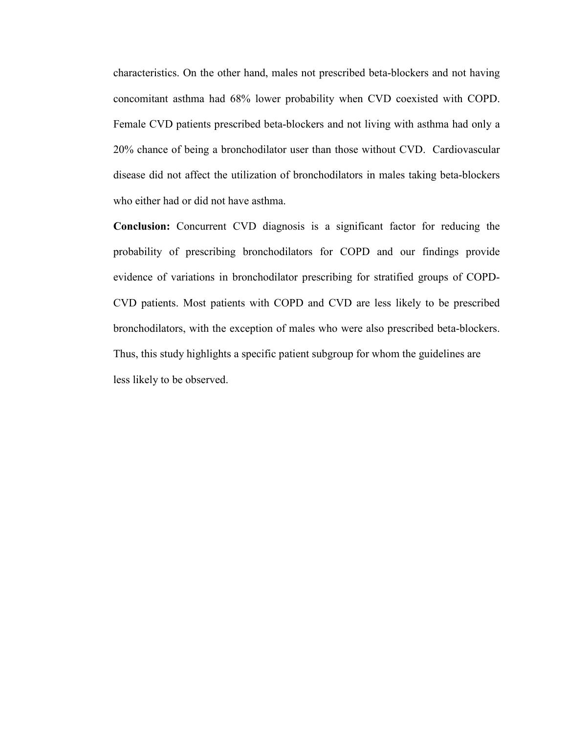characteristics. On the other hand, males not prescribed beta-blockers and not having concomitant asthma had 68% lower probability when CVD coexisted with COPD. Female CVD patients prescribed beta-blockers and not living with asthma had only a 20% chance of being a bronchodilator user than those without CVD. Cardiovascular disease did not affect the utilization of bronchodilators in males taking beta-blockers who either had or did not have asthma.

**Conclusion:** Concurrent CVD diagnosis is a significant factor for reducing the probability of prescribing bronchodilators for COPD and our findings provide evidence of variations in bronchodilator prescribing for stratified groups of COPD-CVD patients. Most patients with COPD and CVD are less likely to be prescribed bronchodilators, with the exception of males who were also prescribed beta-blockers. Thus, this study highlights a specific patient subgroup for whom the guidelines are less likely to be observed.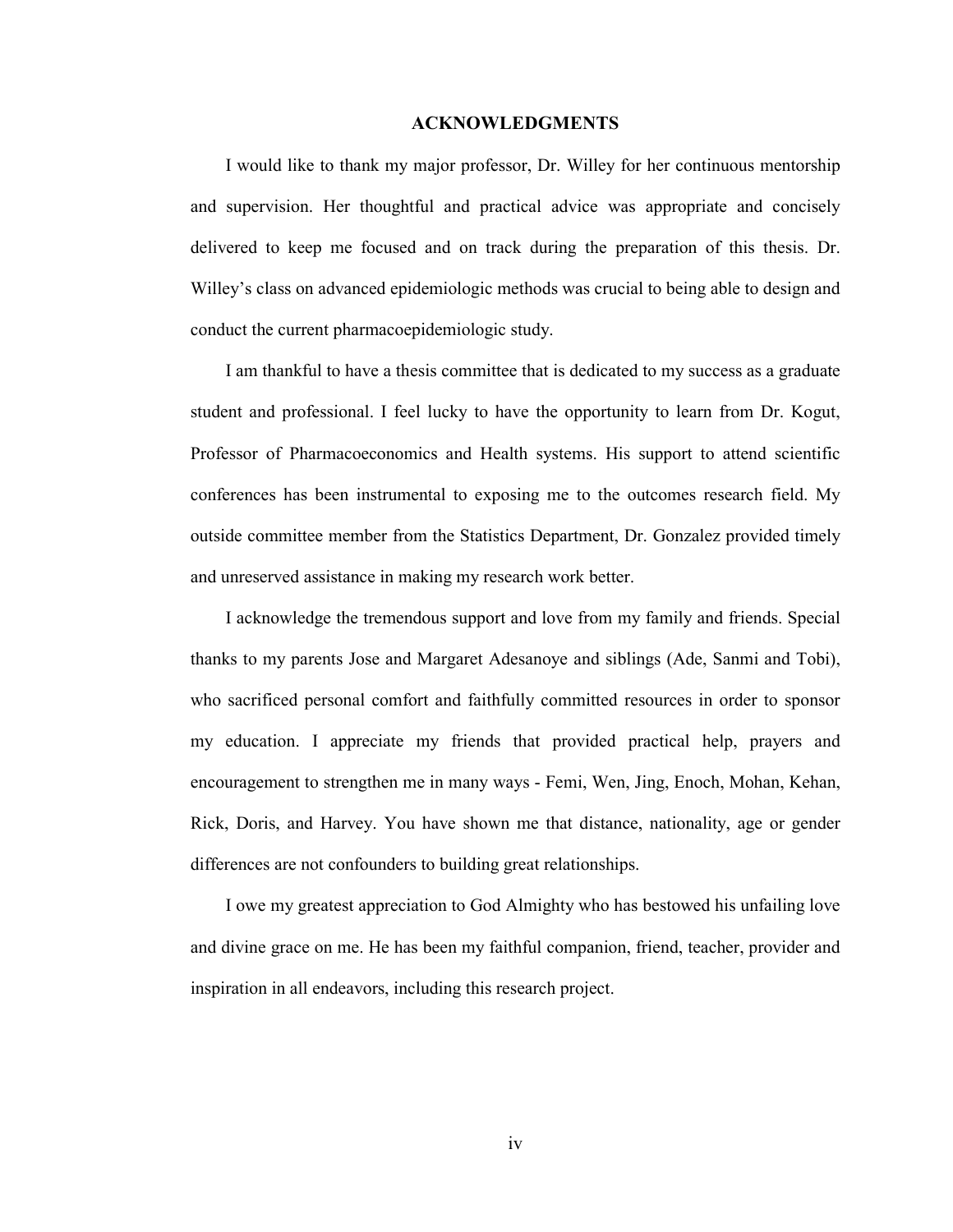## ACKNOWLEDGMENTS

I would like to thank my major professor, Dr. Willey for her continuous mentorship and supervision. Her thoughtful and practical advice was appropriate and concisely delivered to keep me focused and on track during the preparation of this thesis. Dr. Willey's class on advanced epidemiologic methods was crucial to being able to design and conduct the current pharmacoepidemiologic study.

I am thankful to have a thesis committee that is dedicated to my success as a graduate student and professional. I feel lucky to have the opportunity to learn from Dr. Kogut, Professor of Pharmacoeconomics and Health systems. His support to attend scientific conferences has been instrumental to exposing me to the outcomes research field. My outside committee member from the Statistics Department, Dr. Gonzalez provided timely and unreserved assistance in making my research work better.

I acknowledge the tremendous support and love from my family and friends. Special thanks to my parents Jose and Margaret Adesanoye and siblings (Ade, Sanmi and Tobi), who sacrificed personal comfort and faithfully committed resources in order to sponsor my education. I appreciate my friends that provided practical help, prayers and encouragement to strengthen me in many ways - Femi, Wen, Jing, Enoch, Mohan, Kehan, Rick, Doris, and Harvey. You have shown me that distance, nationality, age or gender differences are not confounders to building great relationships.

I owe my greatest appreciation to God Almighty who has bestowed his unfailing love and divine grace on me. He has been my faithful companion, friend, teacher, provider and inspiration in all endeavors, including this research project.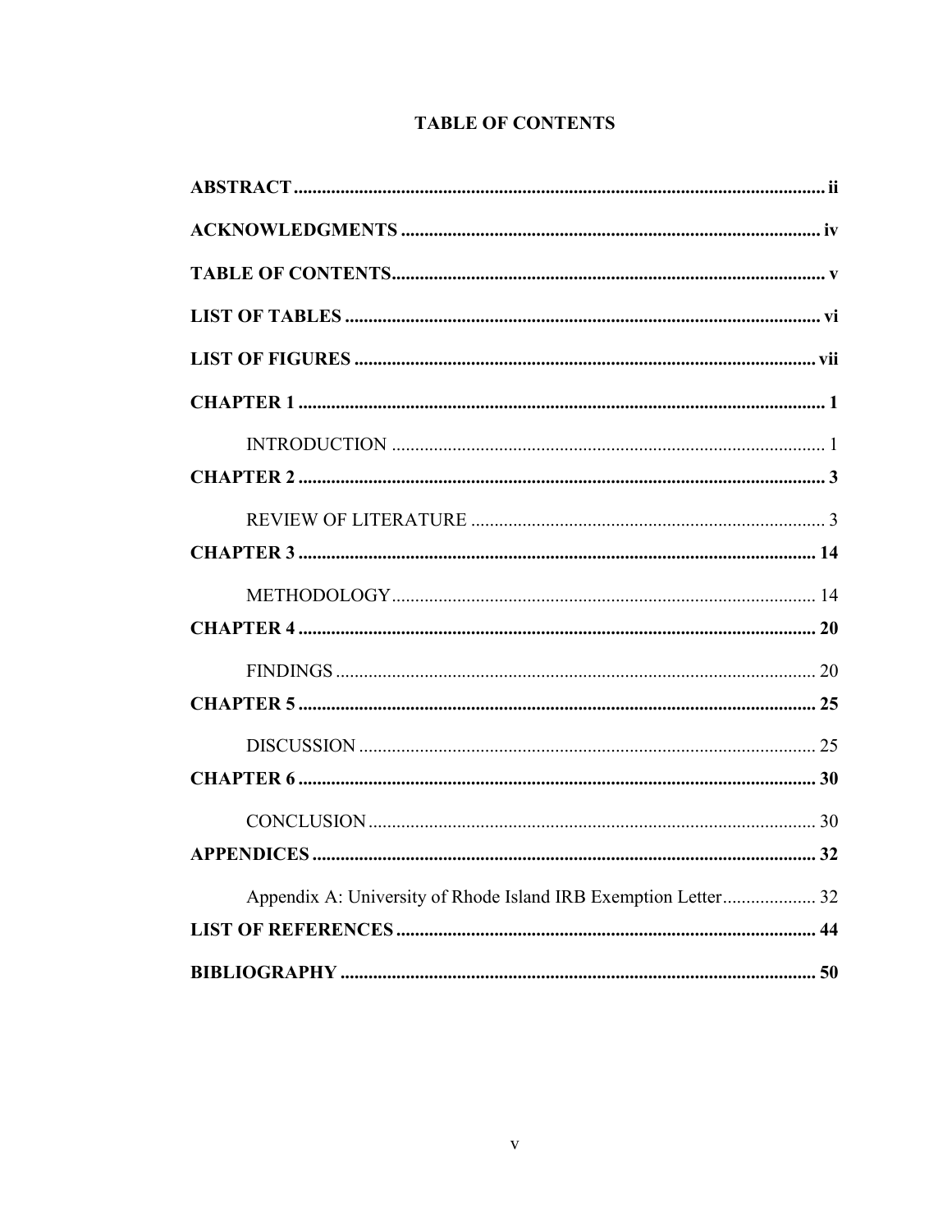# TABLE OF CONTENTS

**ABSTRACT** .......... **ii**

**ACKNOWLEDGMENTS** .......... **iv**

**TABLE OF CONTENTS** .......... **v**

**LIST OF TABLES** .......... **vi**

**LIST OF FIGURES** .......... **vii**

**CHAPTER 1** .......... **1**

INTRODUCTION .......... 1

**CHAPTER 2** .......... **3**

REVIEW OF LITERATURE .......... 3

**CHAPTER 3** .......... **14**

METHODOLOGY .......... 14

**CHAPTER 4** .......... **20**

FINDINGS .......... 20

**CHAPTER 5** .......... **25**

DISCUSSION .......... 25

**CHAPTER 6** .......... **30**

CONCLUSION .......... 30

**APPENDICES** .......... **32**

Appendix A: University of Rhode Island IRB Exemption Letter .......... 32

**LIST OF REFERENCES** .......... **44**

**BIBLIOGRAPHY** .......... **50**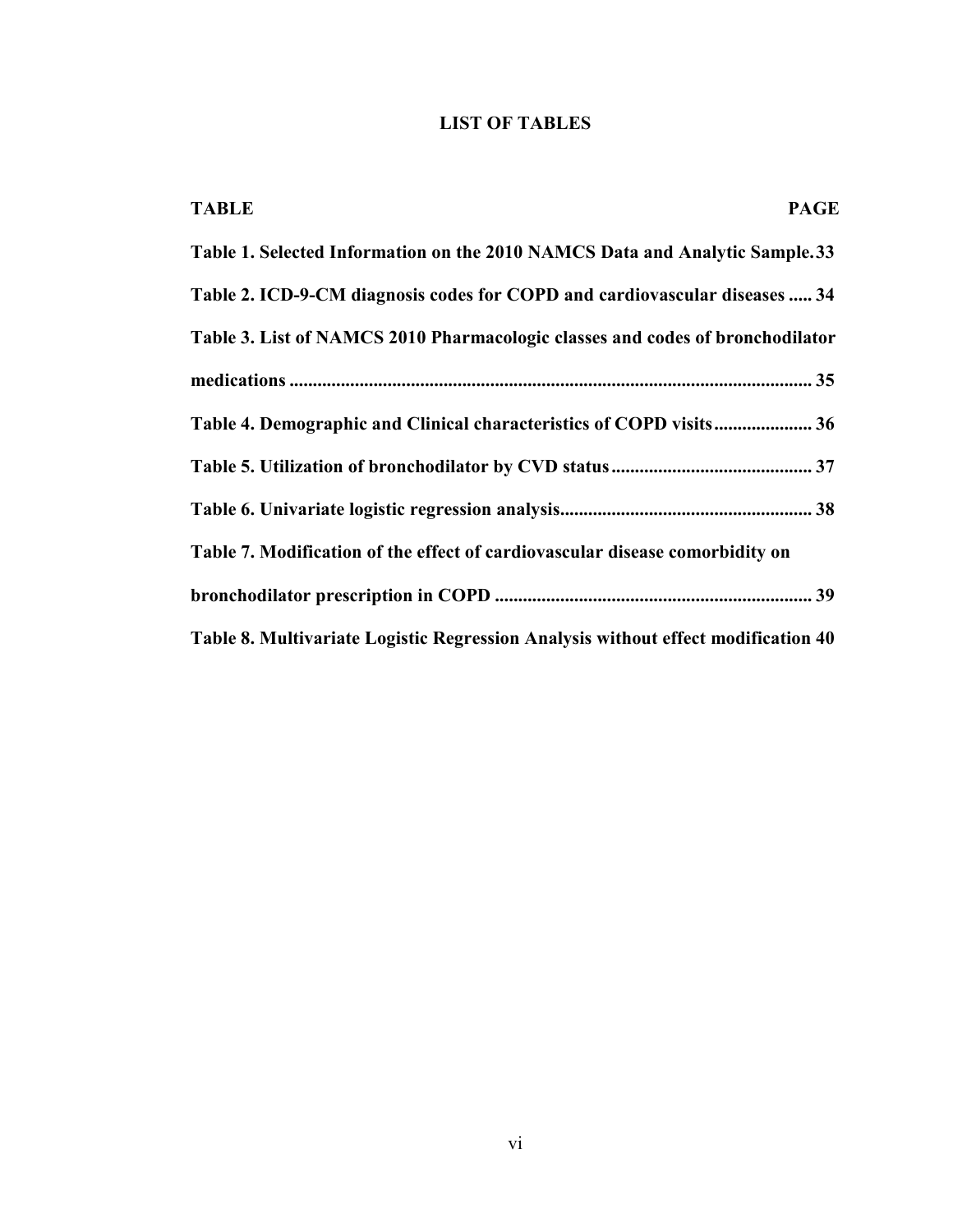# LIST OF TABLES

| TABLE | PAGE |
|---|---|
| **Table 1. Selected Information on the 2010 NAMCS Data and Analytic Sample.** | **33** |
| **Table 2. ICD-9-CM diagnosis codes for COPD and cardiovascular diseases** | **34** |
| **Table 3. List of NAMCS 2010 Pharmacologic classes and codes of bronchodilator medications** | **35** |
| **Table 4. Demographic and Clinical characteristics of COPD visits** | **36** |
| **Table 5. Utilization of bronchodilator by CVD status** | **37** |
| **Table 6. Univariate logistic regression analysis** | **38** |
| **Table 7. Modification of the effect of cardiovascular disease comorbidity on bronchodilator prescription in COPD** | **39** |
| **Table 8. Multivariate Logistic Regression Analysis without effect modification** | **40** |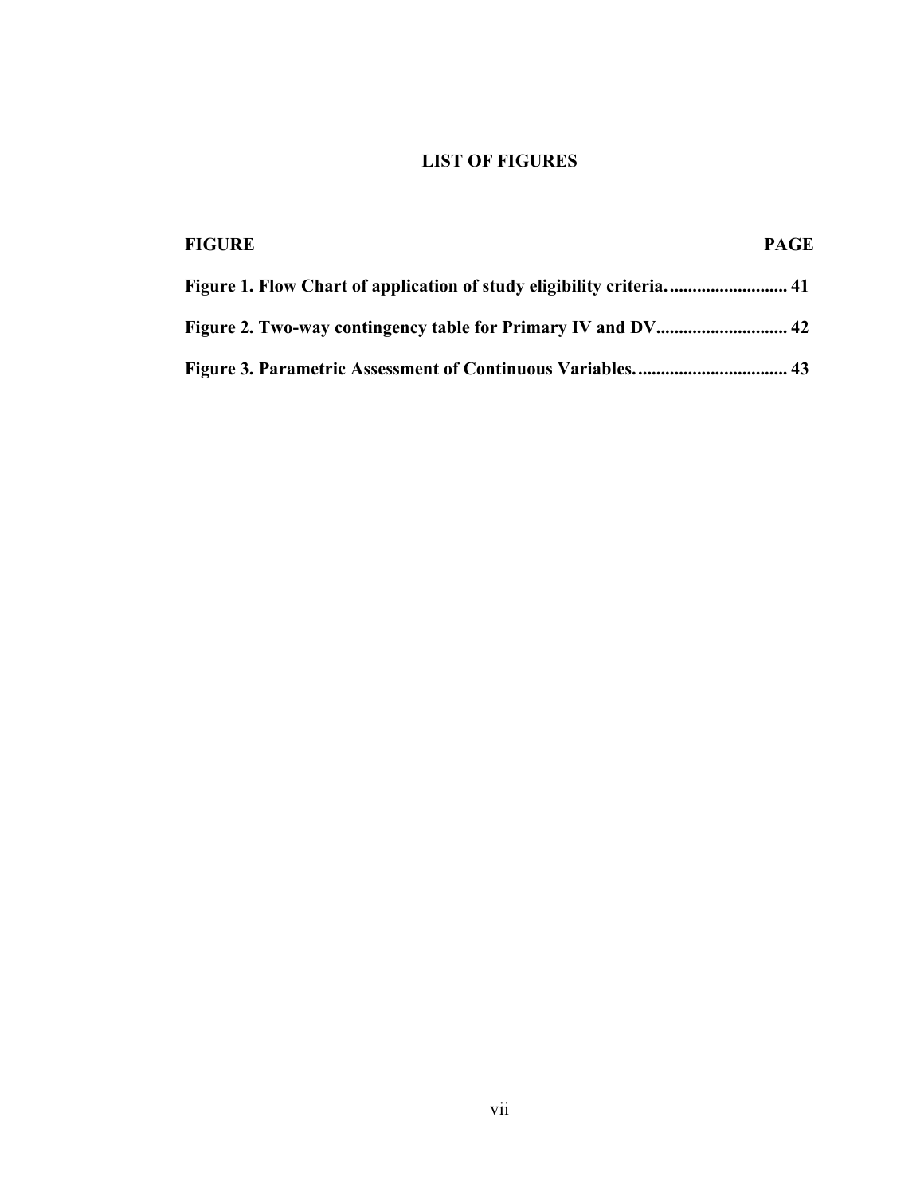# LIST OF FIGURES

| FIGURE | PAGE |
|---|---|
| **Figure 1. Flow Chart of application of study eligibility criteria.** | **41** |
| **Figure 2. Two-way contingency table for Primary IV and DV** | **42** |
| **Figure 3. Parametric Assessment of Continuous Variables.** | **43** |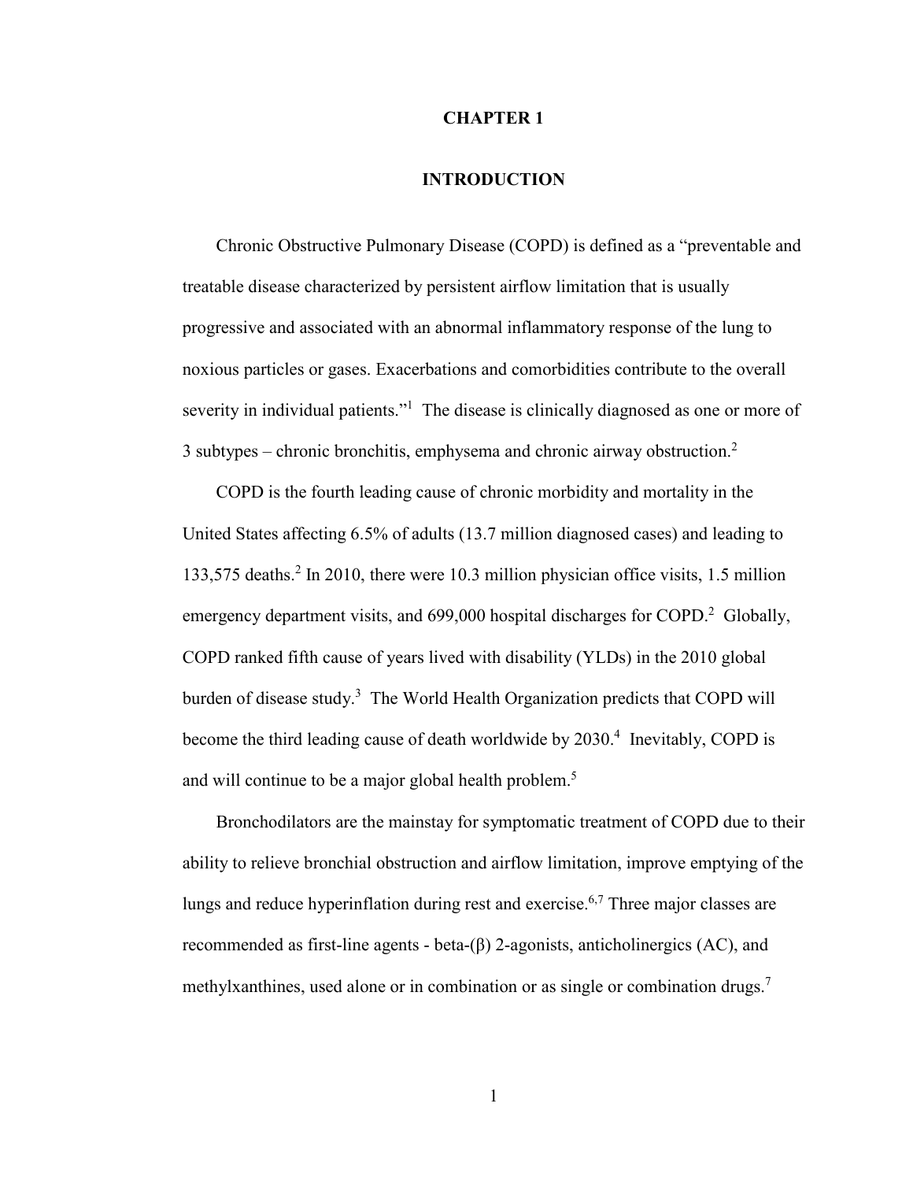# CHAPTER 1

# INTRODUCTION

Chronic Obstructive Pulmonary Disease (COPD) is defined as a "preventable and treatable disease characterized by persistent airflow limitation that is usually progressive and associated with an abnormal inflammatory response of the lung to noxious particles or gases. Exacerbations and comorbidities contribute to the overall severity in individual patients."[1] The disease is clinically diagnosed as one or more of 3 subtypes – chronic bronchitis, emphysema and chronic airway obstruction.[2]

COPD is the fourth leading cause of chronic morbidity and mortality in the United States affecting 6.5% of adults (13.7 million diagnosed cases) and leading to 133,575 deaths.[2] In 2010, there were 10.3 million physician office visits, 1.5 million emergency department visits, and 699,000 hospital discharges for COPD.[2] Globally, COPD ranked fifth cause of years lived with disability (YLDs) in the 2010 global burden of disease study.[3] The World Health Organization predicts that COPD will become the third leading cause of death worldwide by 2030.[4] Inevitably, COPD is and will continue to be a major global health problem.[5]

Bronchodilators are the mainstay for symptomatic treatment of COPD due to their ability to relieve bronchial obstruction and airflow limitation, improve emptying of the lungs and reduce hyperinflation during rest and exercise.[6,7] Three major classes are recommended as first-line agents - beta-(β) 2-agonists, anticholinergics (AC), and methylxanthines, used alone or in combination or as single or combination drugs.[7]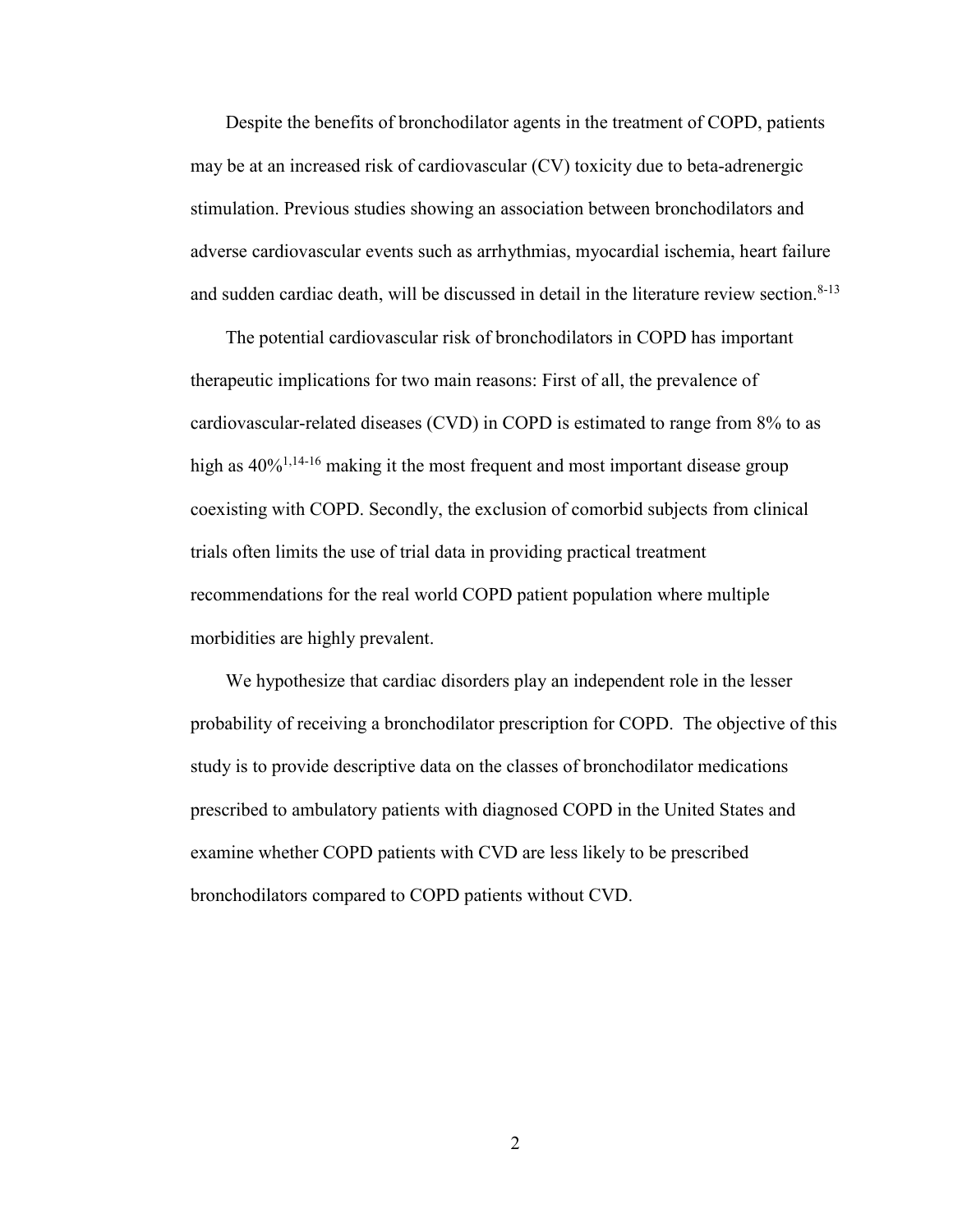Despite the benefits of bronchodilator agents in the treatment of COPD, patients may be at an increased risk of cardiovascular (CV) toxicity due to beta-adrenergic stimulation. Previous studies showing an association between bronchodilators and adverse cardiovascular events such as arrhythmias, myocardial ischemia, heart failure and sudden cardiac death, will be discussed in detail in the literature review section.[8-13]

The potential cardiovascular risk of bronchodilators in COPD has important therapeutic implications for two main reasons: First of all, the prevalence of cardiovascular-related diseases (CVD) in COPD is estimated to range from 8% to as high as 40%[1,14-16] making it the most frequent and most important disease group coexisting with COPD. Secondly, the exclusion of comorbid subjects from clinical trials often limits the use of trial data in providing practical treatment recommendations for the real world COPD patient population where multiple morbidities are highly prevalent.

We hypothesize that cardiac disorders play an independent role in the lesser probability of receiving a bronchodilator prescription for COPD. The objective of this study is to provide descriptive data on the classes of bronchodilator medications prescribed to ambulatory patients with diagnosed COPD in the United States and examine whether COPD patients with CVD are less likely to be prescribed bronchodilators compared to COPD patients without CVD.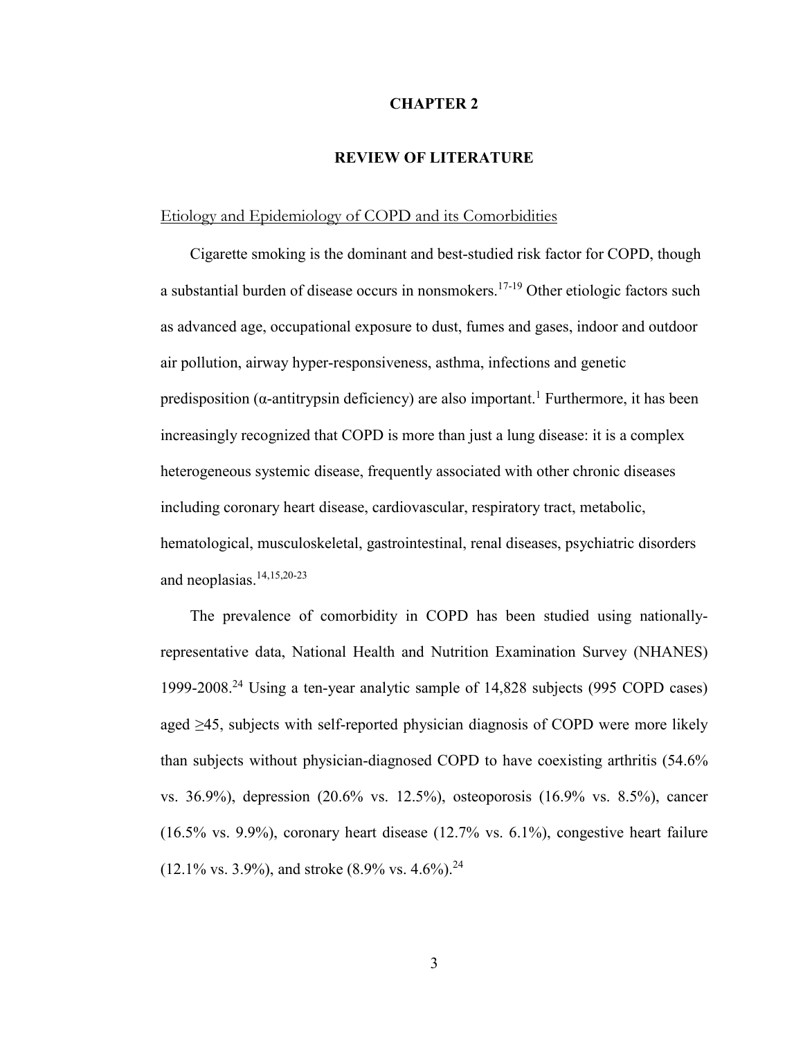# CHAPTER 2

## REVIEW OF LITERATURE

### Etiology and Epidemiology of COPD and its Comorbidities

Cigarette smoking is the dominant and best-studied risk factor for COPD, though a substantial burden of disease occurs in nonsmokers.[17-19] Other etiologic factors such as advanced age, occupational exposure to dust, fumes and gases, indoor and outdoor air pollution, airway hyper-responsiveness, asthma, infections and genetic predisposition (α-antitrypsin deficiency) are also important.[1] Furthermore, it has been increasingly recognized that COPD is more than just a lung disease: it is a complex heterogeneous systemic disease, frequently associated with other chronic diseases including coronary heart disease, cardiovascular, respiratory tract, metabolic, hematological, musculoskeletal, gastrointestinal, renal diseases, psychiatric disorders and neoplasias.[14,15,20-23]

The prevalence of comorbidity in COPD has been studied using nationally-representative data, National Health and Nutrition Examination Survey (NHANES) 1999-2008.[24] Using a ten-year analytic sample of 14,828 subjects (995 COPD cases) aged ≥45, subjects with self-reported physician diagnosis of COPD were more likely than subjects without physician-diagnosed COPD to have coexisting arthritis (54.6% vs. 36.9%), depression (20.6% vs. 12.5%), osteoporosis (16.9% vs. 8.5%), cancer (16.5% vs. 9.9%), coronary heart disease (12.7% vs. 6.1%), congestive heart failure (12.1% vs. 3.9%), and stroke (8.9% vs. 4.6%).[24]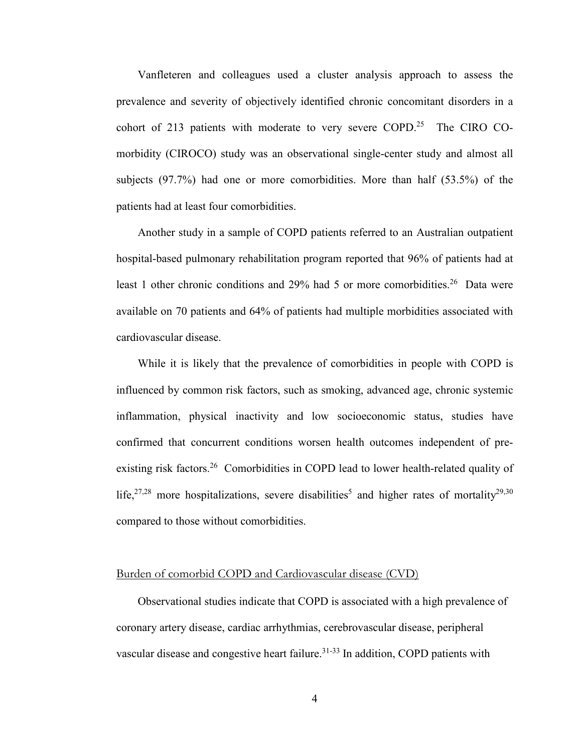Vanfleteren and colleagues used a cluster analysis approach to assess the prevalence and severity of objectively identified chronic concomitant disorders in a cohort of 213 patients with moderate to very severe COPD.[25] The CIRO CO-morbidity (CIROCO) study was an observational single-center study and almost all subjects (97.7%) had one or more comorbidities. More than half (53.5%) of the patients had at least four comorbidities.

Another study in a sample of COPD patients referred to an Australian outpatient hospital-based pulmonary rehabilitation program reported that 96% of patients had at least 1 other chronic conditions and 29% had 5 or more comorbidities.[26] Data were available on 70 patients and 64% of patients had multiple morbidities associated with cardiovascular disease.

While it is likely that the prevalence of comorbidities in people with COPD is influenced by common risk factors, such as smoking, advanced age, chronic systemic inflammation, physical inactivity and low socioeconomic status, studies have confirmed that concurrent conditions worsen health outcomes independent of pre-existing risk factors.[26] Comorbidities in COPD lead to lower health-related quality of life,[27,28] more hospitalizations, severe disabilities[5] and higher rates of mortality[29,30] compared to those without comorbidities.

## Burden of comorbid COPD and Cardiovascular disease (CVD)

Observational studies indicate that COPD is associated with a high prevalence of coronary artery disease, cardiac arrhythmias, cerebrovascular disease, peripheral vascular disease and congestive heart failure.[31-33] In addition, COPD patients with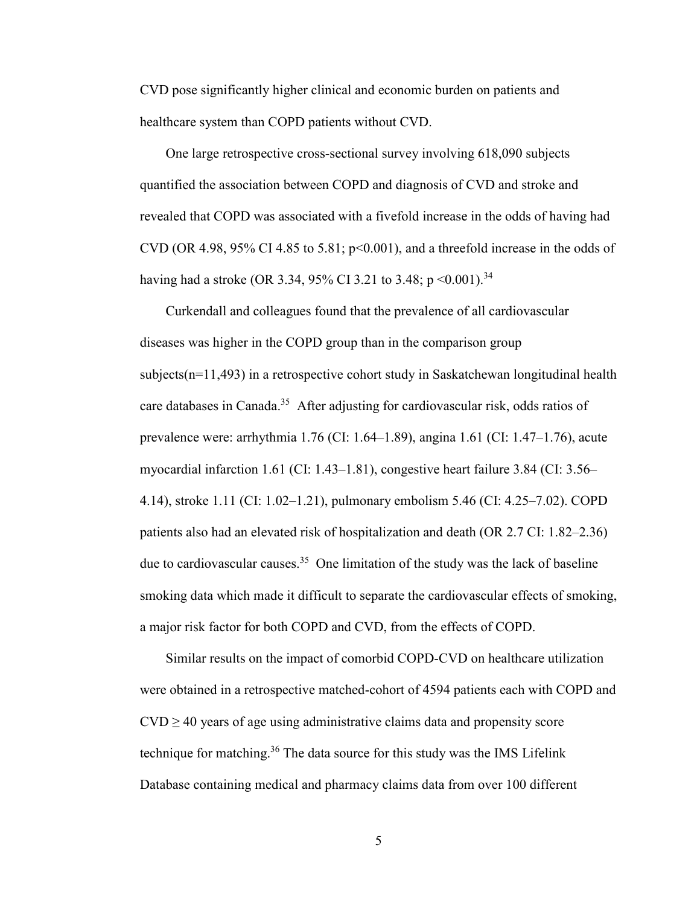CVD pose significantly higher clinical and economic burden on patients and healthcare system than COPD patients without CVD.

One large retrospective cross-sectional survey involving 618,090 subjects quantified the association between COPD and diagnosis of CVD and stroke and revealed that COPD was associated with a fivefold increase in the odds of having had CVD (OR 4.98, 95% CI 4.85 to 5.81; $p<0.001$), and a threefold increase in the odds of having had a stroke (OR 3.34, 95% CI 3.21 to 3.48; $p<0.001$).[34]

Curkendall and colleagues found that the prevalence of all cardiovascular diseases was higher in the COPD group than in the comparison group subjects(n=11,493) in a retrospective cohort study in Saskatchewan longitudinal health care databases in Canada.[35] After adjusting for cardiovascular risk, odds ratios of prevalence were: arrhythmia 1.76 (CI: 1.64–1.89), angina 1.61 (CI: 1.47–1.76), acute myocardial infarction 1.61 (CI: 1.43–1.81), congestive heart failure 3.84 (CI: 3.56–4.14), stroke 1.11 (CI: 1.02–1.21), pulmonary embolism 5.46 (CI: 4.25–7.02). COPD patients also had an elevated risk of hospitalization and death (OR 2.7 CI: 1.82–2.36) due to cardiovascular causes.[35] One limitation of the study was the lack of baseline smoking data which made it difficult to separate the cardiovascular effects of smoking, a major risk factor for both COPD and CVD, from the effects of COPD.

Similar results on the impact of comorbid COPD-CVD on healthcare utilization were obtained in a retrospective matched-cohort of 4594 patients each with COPD and CVD $\geq$ 40 years of age using administrative claims data and propensity score technique for matching.[36] The data source for this study was the IMS Lifelink Database containing medical and pharmacy claims data from over 100 different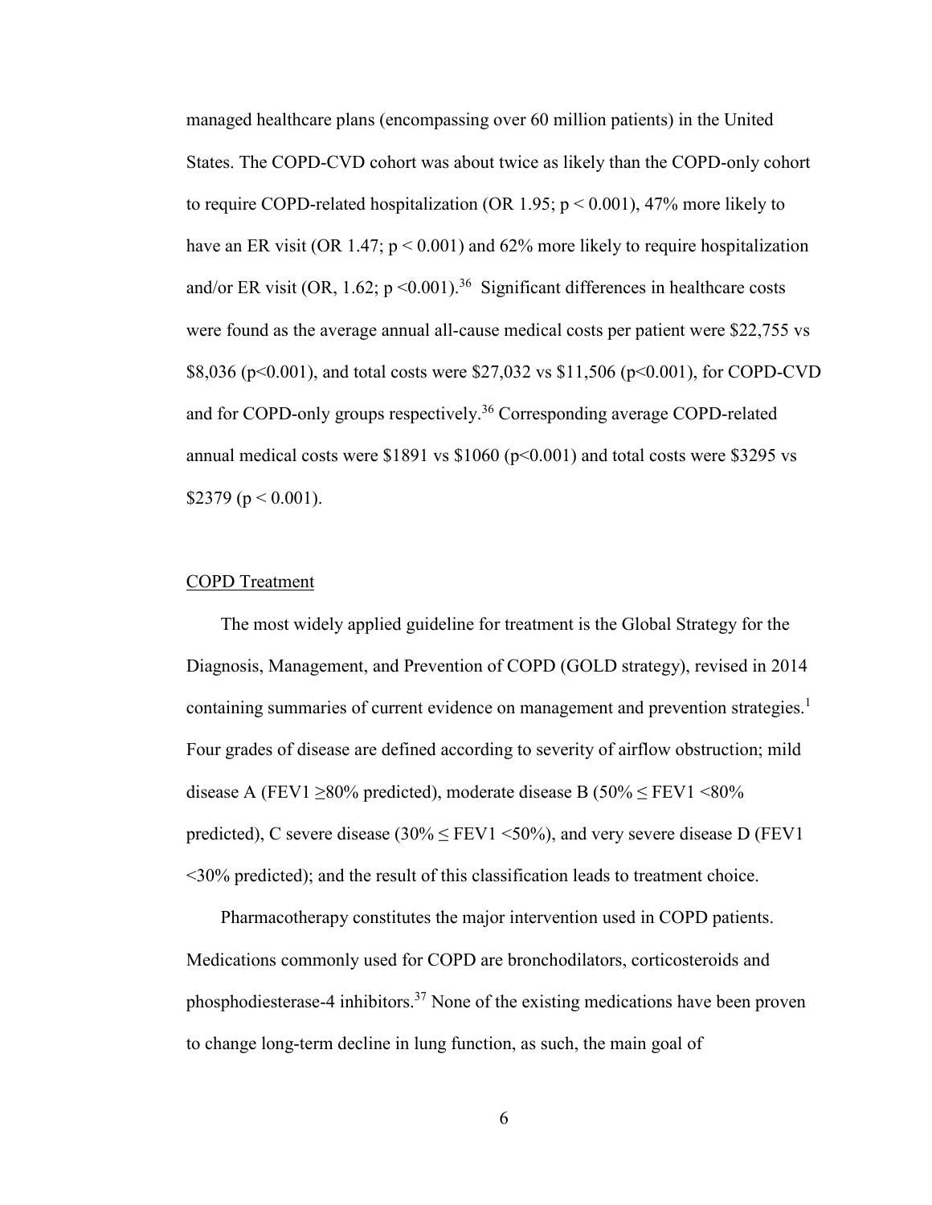managed healthcare plans (encompassing over 60 million patients) in the United States. The COPD-CVD cohort was about twice as likely than the COPD-only cohort to require COPD-related hospitalization (OR 1.95; $p < 0.001$), 47% more likely to have an ER visit (OR 1.47; $p < 0.001$) and 62% more likely to require hospitalization and/or ER visit (OR, 1.62; $p < 0.001$).[36] Significant differences in healthcare costs were found as the average annual all-cause medical costs per patient were $22,755 vs $8,036 ($p<0.001$), and total costs were $27,032 vs $11,506 ($p<0.001$), for COPD-CVD and for COPD-only groups respectively.[36] Corresponding average COPD-related annual medical costs were $1891 vs $1060 ($p<0.001$) and total costs were $3295 vs $2379 ($p < 0.001$).

## COPD Treatment

The most widely applied guideline for treatment is the Global Strategy for the Diagnosis, Management, and Prevention of COPD (GOLD strategy), revised in 2014 containing summaries of current evidence on management and prevention strategies.[1] Four grades of disease are defined according to severity of airflow obstruction; mild disease A ($FEV_1 \geq 80\%$ predicted), moderate disease B ($50\% \leq FEV_1 < 80\%$ predicted), C severe disease ($30\% \leq FEV_1 < 50\%$), and very severe disease D ($FEV_1 < 30\%$ predicted); and the result of this classification leads to treatment choice.

Pharmacotherapy constitutes the major intervention used in COPD patients. Medications commonly used for COPD are bronchodilators, corticosteroids and phosphodiesterase-4 inhibitors.[37] None of the existing medications have been proven to change long-term decline in lung function, as such, the main goal of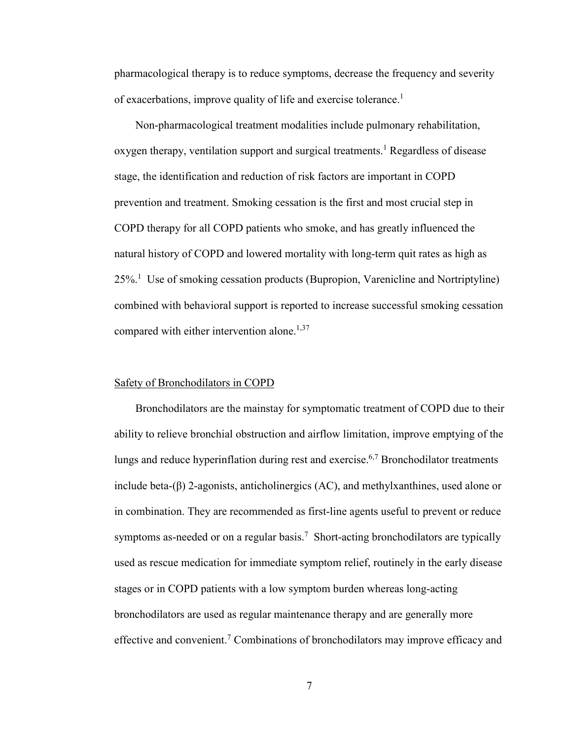pharmacological therapy is to reduce symptoms, decrease the frequency and severity of exacerbations, improve quality of life and exercise tolerance.[1]

Non-pharmacological treatment modalities include pulmonary rehabilitation, oxygen therapy, ventilation support and surgical treatments.[1] Regardless of disease stage, the identification and reduction of risk factors are important in COPD prevention and treatment. Smoking cessation is the first and most crucial step in COPD therapy for all COPD patients who smoke, and has greatly influenced the natural history of COPD and lowered mortality with long-term quit rates as high as 25%.[1] Use of smoking cessation products (Bupropion, Varenicline and Nortriptyline) combined with behavioral support is reported to increase successful smoking cessation compared with either intervention alone.[1,37]

## Safety of Bronchodilators in COPD

Bronchodilators are the mainstay for symptomatic treatment of COPD due to their ability to relieve bronchial obstruction and airflow limitation, improve emptying of the lungs and reduce hyperinflation during rest and exercise.[6,7] Bronchodilator treatments include beta-(β) 2-agonists, anticholinergics (AC), and methylxanthines, used alone or in combination. They are recommended as first-line agents useful to prevent or reduce symptoms as-needed or on a regular basis.[7] Short-acting bronchodilators are typically used as rescue medication for immediate symptom relief, routinely in the early disease stages or in COPD patients with a low symptom burden whereas long-acting bronchodilators are used as regular maintenance therapy and are generally more effective and convenient.[7] Combinations of bronchodilators may improve efficacy and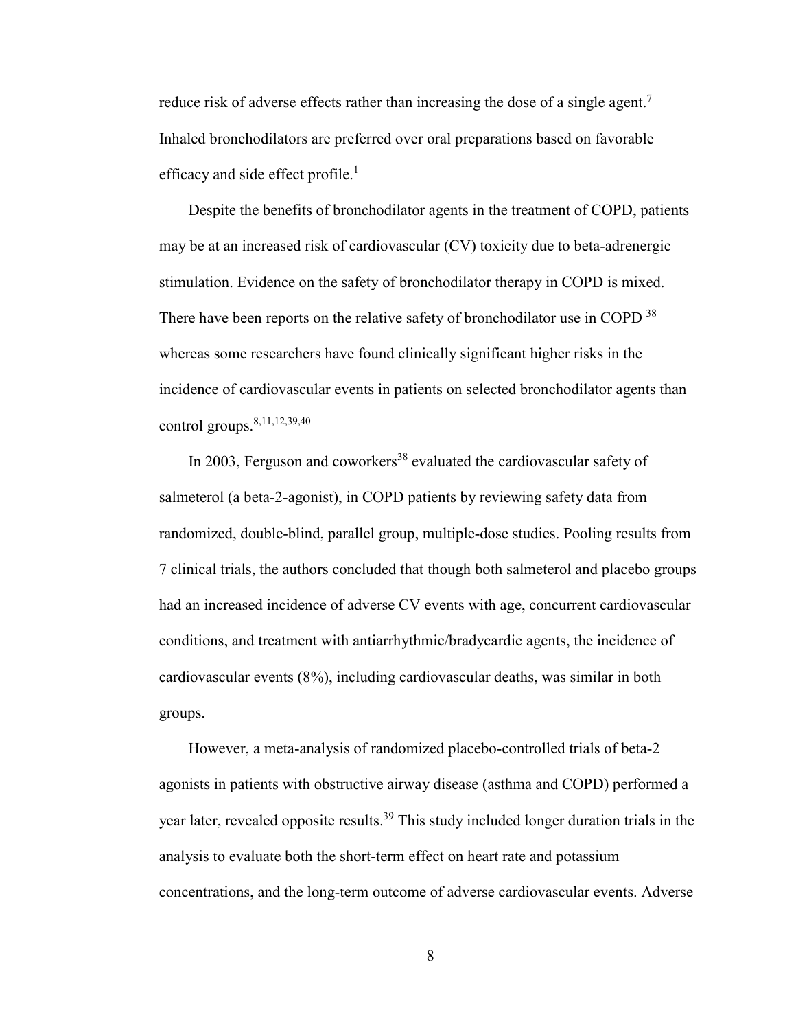reduce risk of adverse effects rather than increasing the dose of a single agent.[7] Inhaled bronchodilators are preferred over oral preparations based on favorable efficacy and side effect profile.[1]

Despite the benefits of bronchodilator agents in the treatment of COPD, patients may be at an increased risk of cardiovascular (CV) toxicity due to beta-adrenergic stimulation. Evidence on the safety of bronchodilator therapy in COPD is mixed. There have been reports on the relative safety of bronchodilator use in COPD [38] whereas some researchers have found clinically significant higher risks in the incidence of cardiovascular events in patients on selected bronchodilator agents than control groups.[8,11,12,39,40]

In 2003, Ferguson and coworkers[38] evaluated the cardiovascular safety of salmeterol (a beta-2-agonist), in COPD patients by reviewing safety data from randomized, double-blind, parallel group, multiple-dose studies. Pooling results from 7 clinical trials, the authors concluded that though both salmeterol and placebo groups had an increased incidence of adverse CV events with age, concurrent cardiovascular conditions, and treatment with antiarrhythmic/bradycardic agents, the incidence of cardiovascular events (8%), including cardiovascular deaths, was similar in both groups.

However, a meta-analysis of randomized placebo-controlled trials of beta-2 agonists in patients with obstructive airway disease (asthma and COPD) performed a year later, revealed opposite results.[39] This study included longer duration trials in the analysis to evaluate both the short-term effect on heart rate and potassium concentrations, and the long-term outcome of adverse cardiovascular events. Adverse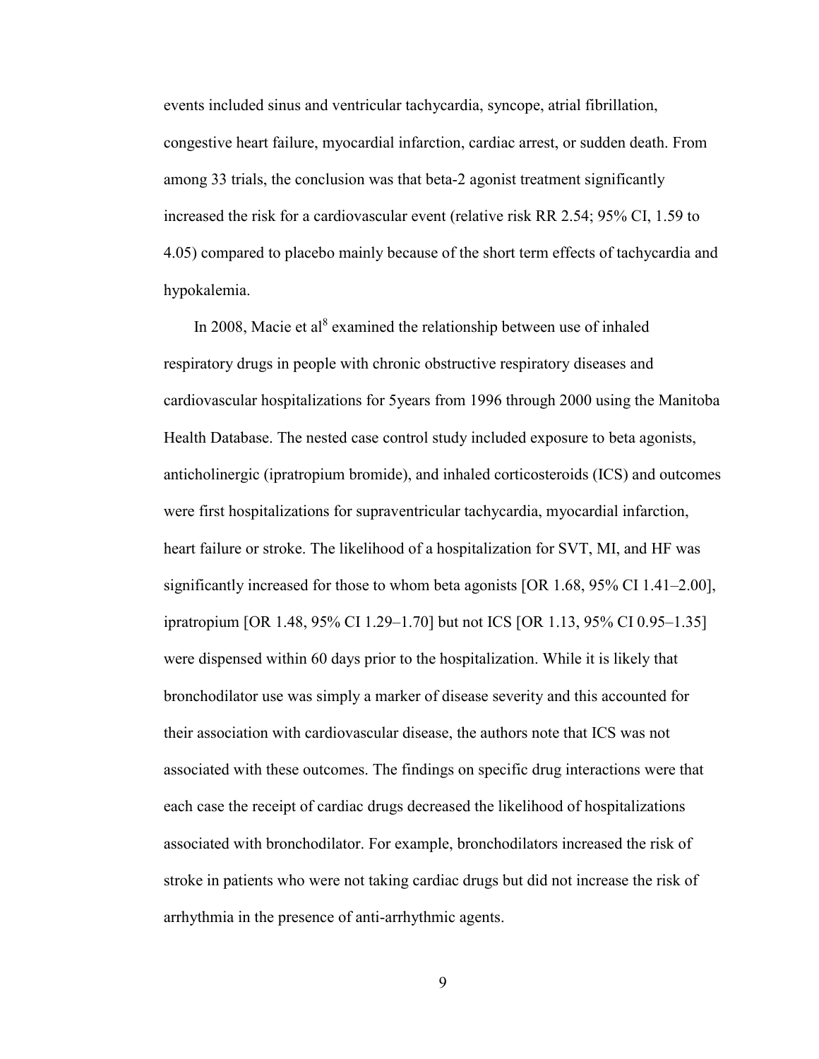events included sinus and ventricular tachycardia, syncope, atrial fibrillation, congestive heart failure, myocardial infarction, cardiac arrest, or sudden death. From among 33 trials, the conclusion was that beta-2 agonist treatment significantly increased the risk for a cardiovascular event (relative risk RR 2.54; 95% CI, 1.59 to 4.05) compared to placebo mainly because of the short term effects of tachycardia and hypokalemia.

In 2008, Macie et al[8] examined the relationship between use of inhaled respiratory drugs in people with chronic obstructive respiratory diseases and cardiovascular hospitalizations for 5years from 1996 through 2000 using the Manitoba Health Database. The nested case control study included exposure to beta agonists, anticholinergic (ipratropium bromide), and inhaled corticosteroids (ICS) and outcomes were first hospitalizations for supraventricular tachycardia, myocardial infarction, heart failure or stroke. The likelihood of a hospitalization for SVT, MI, and HF was significantly increased for those to whom beta agonists [OR 1.68, 95% CI 1.41–2.00], ipratropium [OR 1.48, 95% CI 1.29–1.70] but not ICS [OR 1.13, 95% CI 0.95–1.35] were dispensed within 60 days prior to the hospitalization. While it is likely that bronchodilator use was simply a marker of disease severity and this accounted for their association with cardiovascular disease, the authors note that ICS was not associated with these outcomes. The findings on specific drug interactions were that each case the receipt of cardiac drugs decreased the likelihood of hospitalizations associated with bronchodilator. For example, bronchodilators increased the risk of stroke in patients who were not taking cardiac drugs but did not increase the risk of arrhythmia in the presence of anti-arrhythmic agents.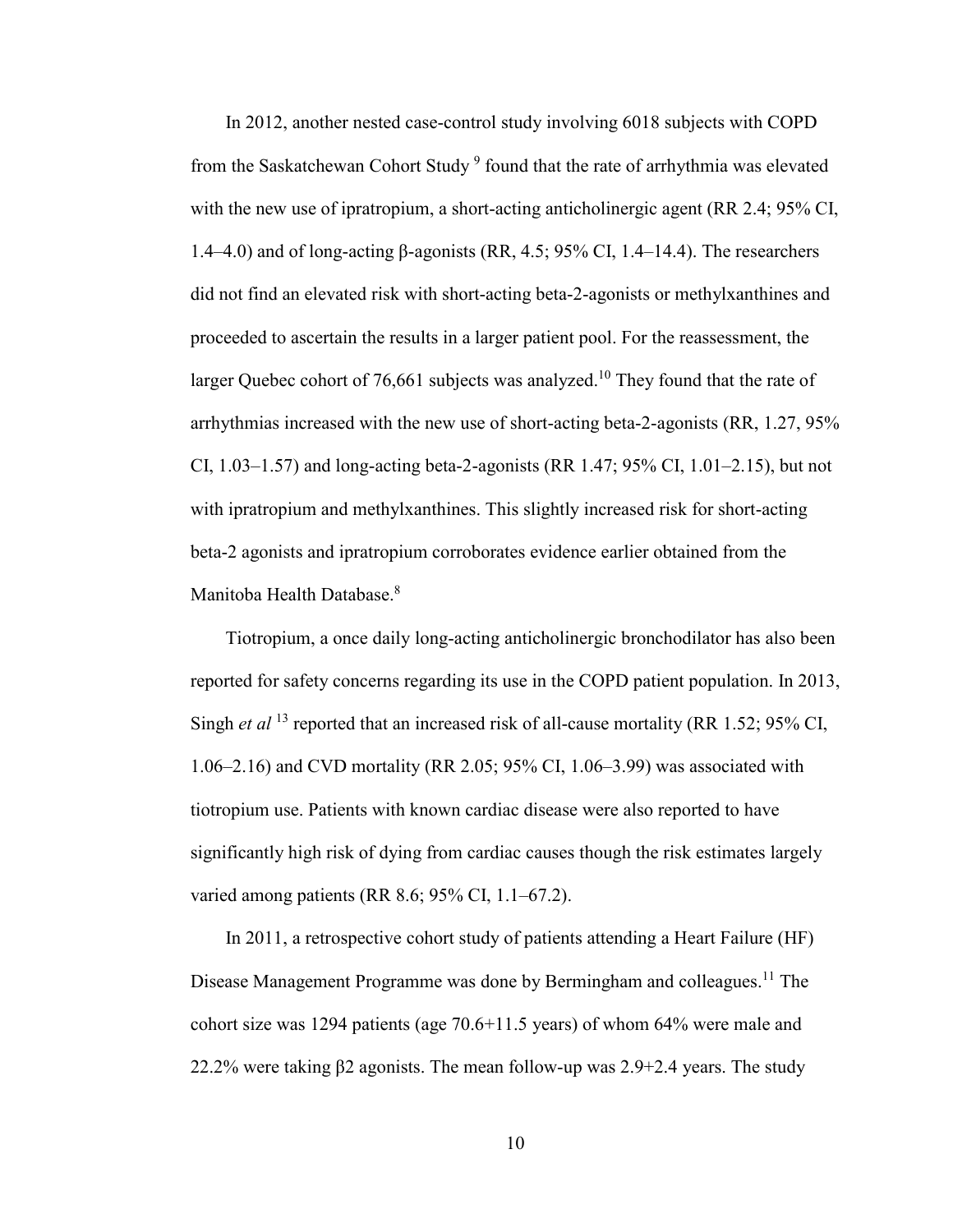In 2012, another nested case-control study involving 6018 subjects with COPD from the Saskatchewan Cohort Study [9] found that the rate of arrhythmia was elevated with the new use of ipratropium, a short-acting anticholinergic agent (RR 2.4; 95% CI, 1.4–4.0) and of long-acting β-agonists (RR, 4.5; 95% CI, 1.4–14.4). The researchers did not find an elevated risk with short-acting beta-2-agonists or methylxanthines and proceeded to ascertain the results in a larger patient pool. For the reassessment, the larger Quebec cohort of 76,661 subjects was analyzed.[10] They found that the rate of arrhythmias increased with the new use of short-acting beta-2-agonists (RR, 1.27, 95% CI, 1.03–1.57) and long-acting beta-2-agonists (RR 1.47; 95% CI, 1.01–2.15), but not with ipratropium and methylxanthines. This slightly increased risk for short-acting beta-2 agonists and ipratropium corroborates evidence earlier obtained from the Manitoba Health Database.[8]

Tiotropium, a once daily long-acting anticholinergic bronchodilator has also been reported for safety concerns regarding its use in the COPD patient population. In 2013, Singh *et al* [13] reported that an increased risk of all-cause mortality (RR 1.52; 95% CI, 1.06–2.16) and CVD mortality (RR 2.05; 95% CI, 1.06–3.99) was associated with tiotropium use. Patients with known cardiac disease were also reported to have significantly high risk of dying from cardiac causes though the risk estimates largely varied among patients (RR 8.6; 95% CI, 1.1–67.2).

In 2011, a retrospective cohort study of patients attending a Heart Failure (HF) Disease Management Programme was done by Bermingham and colleagues.[11] The cohort size was 1294 patients (age 70.6+11.5 years) of whom 64% were male and 22.2% were taking β2 agonists. The mean follow-up was 2.9+2.4 years. The study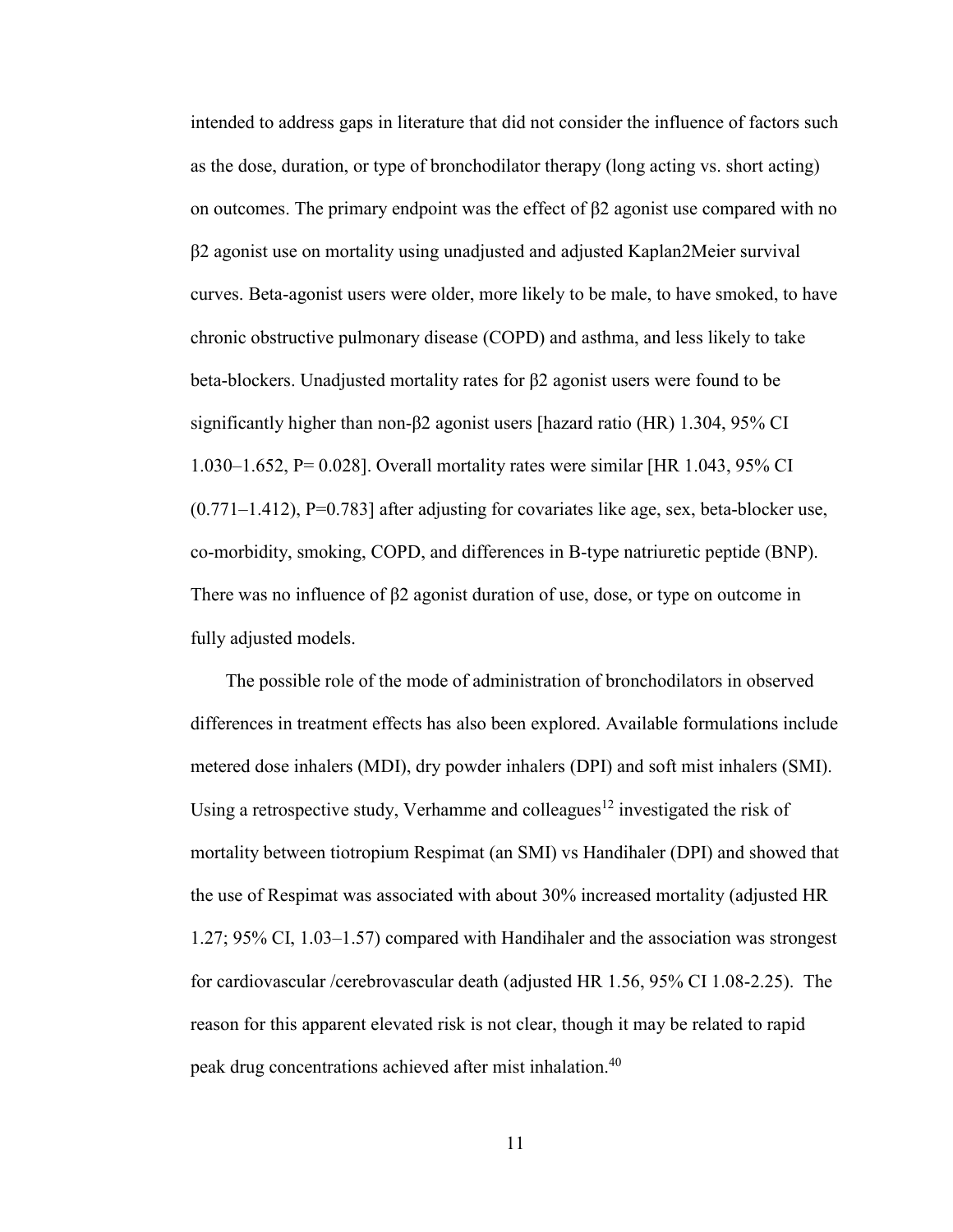intended to address gaps in literature that did not consider the influence of factors such as the dose, duration, or type of bronchodilator therapy (long acting vs. short acting) on outcomes. The primary endpoint was the effect of β2 agonist use compared with no β2 agonist use on mortality using unadjusted and adjusted Kaplan2Meier survival curves. Beta-agonist users were older, more likely to be male, to have smoked, to have chronic obstructive pulmonary disease (COPD) and asthma, and less likely to take beta-blockers. Unadjusted mortality rates for β2 agonist users were found to be significantly higher than non-β2 agonist users [hazard ratio (HR) 1.304, 95% CI 1.030–1.652, P= 0.028]. Overall mortality rates were similar [HR 1.043, 95% CI (0.771–1.412), P=0.783] after adjusting for covariates like age, sex, beta-blocker use, co-morbidity, smoking, COPD, and differences in B-type natriuretic peptide (BNP). There was no influence of β2 agonist duration of use, dose, or type on outcome in fully adjusted models.

The possible role of the mode of administration of bronchodilators in observed differences in treatment effects has also been explored. Available formulations include metered dose inhalers (MDI), dry powder inhalers (DPI) and soft mist inhalers (SMI). Using a retrospective study, Verhamme and colleagues[12] investigated the risk of mortality between tiotropium Respimat (an SMI) vs Handihaler (DPI) and showed that the use of Respimat was associated with about 30% increased mortality (adjusted HR 1.27; 95% CI, 1.03–1.57) compared with Handihaler and the association was strongest for cardiovascular /cerebrovascular death (adjusted HR 1.56, 95% CI 1.08-2.25). The reason for this apparent elevated risk is not clear, though it may be related to rapid peak drug concentrations achieved after mist inhalation.[40]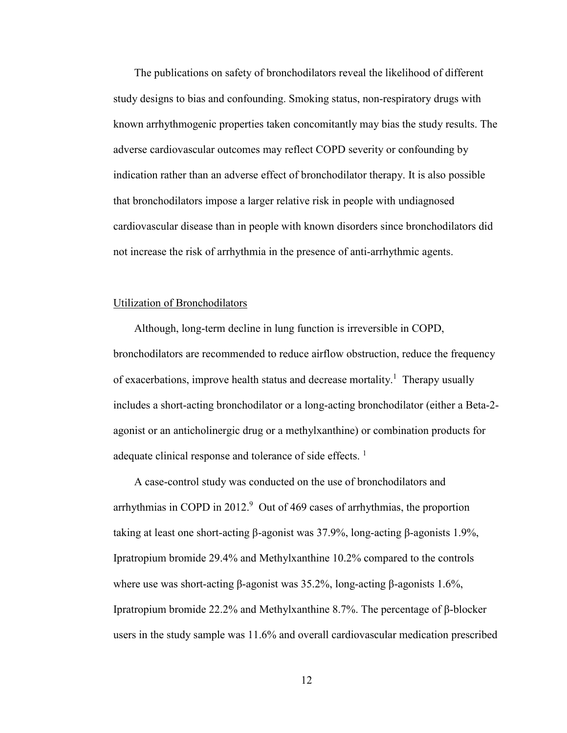The publications on safety of bronchodilators reveal the likelihood of different study designs to bias and confounding. Smoking status, non-respiratory drugs with known arrhythmogenic properties taken concomitantly may bias the study results. The adverse cardiovascular outcomes may reflect COPD severity or confounding by indication rather than an adverse effect of bronchodilator therapy. It is also possible that bronchodilators impose a larger relative risk in people with undiagnosed cardiovascular disease than in people with known disorders since bronchodilators did not increase the risk of arrhythmia in the presence of anti-arrhythmic agents.

## Utilization of Bronchodilators

Although, long-term decline in lung function is irreversible in COPD, bronchodilators are recommended to reduce airflow obstruction, reduce the frequency of exacerbations, improve health status and decrease mortality.[1] Therapy usually includes a short-acting bronchodilator or a long-acting bronchodilator (either a Beta-2-agonist or an anticholinergic drug or a methylxanthine) or combination products for adequate clinical response and tolerance of side effects. [1]

A case-control study was conducted on the use of bronchodilators and arrhythmias in COPD in 2012.[9] Out of 469 cases of arrhythmias, the proportion taking at least one short-acting β-agonist was 37.9%, long-acting β-agonists 1.9%, Ipratropium bromide 29.4% and Methylxanthine 10.2% compared to the controls where use was short-acting β-agonist was 35.2%, long-acting β-agonists 1.6%, Ipratropium bromide 22.2% and Methylxanthine 8.7%. The percentage of β-blocker users in the study sample was 11.6% and overall cardiovascular medication prescribed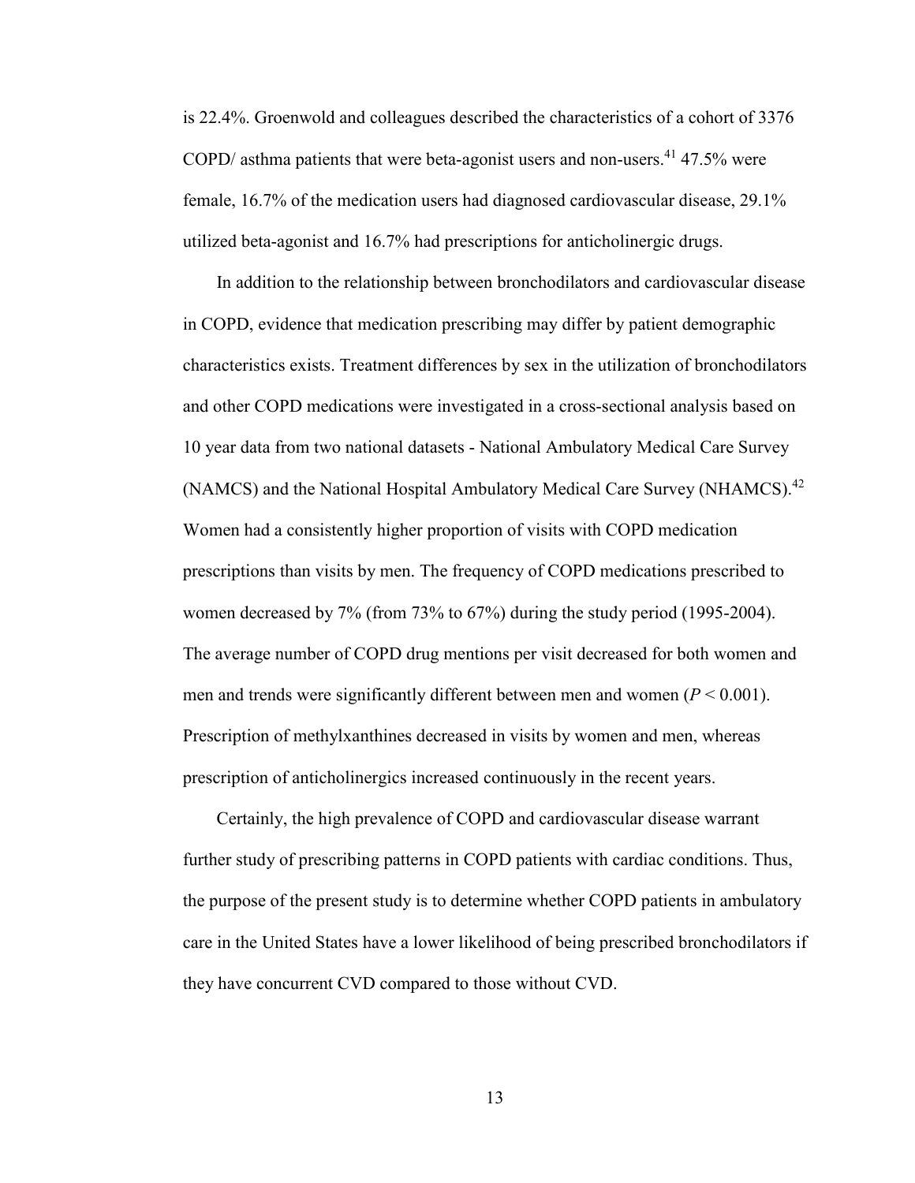is 22.4%. Groenwold and colleagues described the characteristics of a cohort of 3376 COPD/ asthma patients that were beta-agonist users and non-users.[41] 47.5% were female, 16.7% of the medication users had diagnosed cardiovascular disease, 29.1% utilized beta-agonist and 16.7% had prescriptions for anticholinergic drugs.

In addition to the relationship between bronchodilators and cardiovascular disease in COPD, evidence that medication prescribing may differ by patient demographic characteristics exists. Treatment differences by sex in the utilization of bronchodilators and other COPD medications were investigated in a cross-sectional analysis based on 10 year data from two national datasets - National Ambulatory Medical Care Survey (NAMCS) and the National Hospital Ambulatory Medical Care Survey (NHAMCS).[42] Women had a consistently higher proportion of visits with COPD medication prescriptions than visits by men. The frequency of COPD medications prescribed to women decreased by 7% (from 73% to 67%) during the study period (1995-2004). The average number of COPD drug mentions per visit decreased for both women and men and trends were significantly different between men and women ($P < 0.001$). Prescription of methylxanthines decreased in visits by women and men, whereas prescription of anticholinergics increased continuously in the recent years.

Certainly, the high prevalence of COPD and cardiovascular disease warrant further study of prescribing patterns in COPD patients with cardiac conditions. Thus, the purpose of the present study is to determine whether COPD patients in ambulatory care in the United States have a lower likelihood of being prescribed bronchodilators if they have concurrent CVD compared to those without CVD.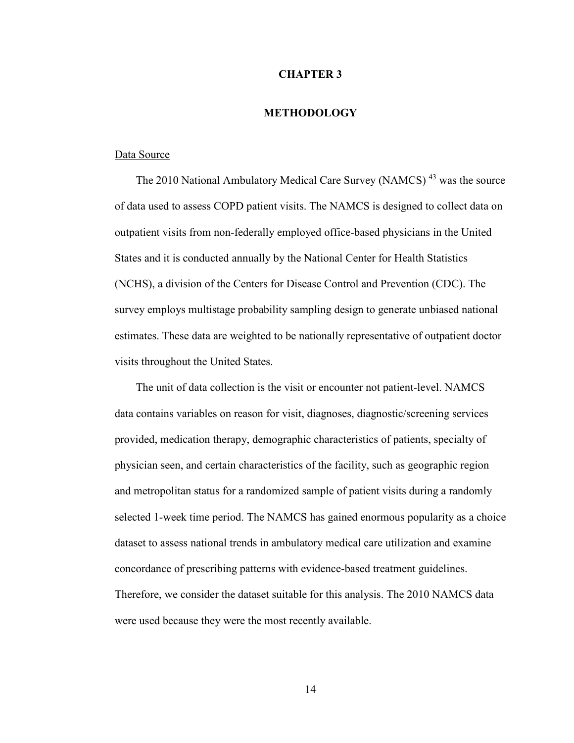# CHAPTER 3

# METHODOLOGY

## Data Source

The 2010 National Ambulatory Medical Care Survey (NAMCS) [43] was the source of data used to assess COPD patient visits. The NAMCS is designed to collect data on outpatient visits from non-federally employed office-based physicians in the United States and it is conducted annually by the National Center for Health Statistics (NCHS), a division of the Centers for Disease Control and Prevention (CDC). The survey employs multistage probability sampling design to generate unbiased national estimates. These data are weighted to be nationally representative of outpatient doctor visits throughout the United States.

The unit of data collection is the visit or encounter not patient-level. NAMCS data contains variables on reason for visit, diagnoses, diagnostic/screening services provided, medication therapy, demographic characteristics of patients, specialty of physician seen, and certain characteristics of the facility, such as geographic region and metropolitan status for a randomized sample of patient visits during a randomly selected 1-week time period. The NAMCS has gained enormous popularity as a choice dataset to assess national trends in ambulatory medical care utilization and examine concordance of prescribing patterns with evidence-based treatment guidelines. Therefore, we consider the dataset suitable for this analysis. The 2010 NAMCS data were used because they were the most recently available.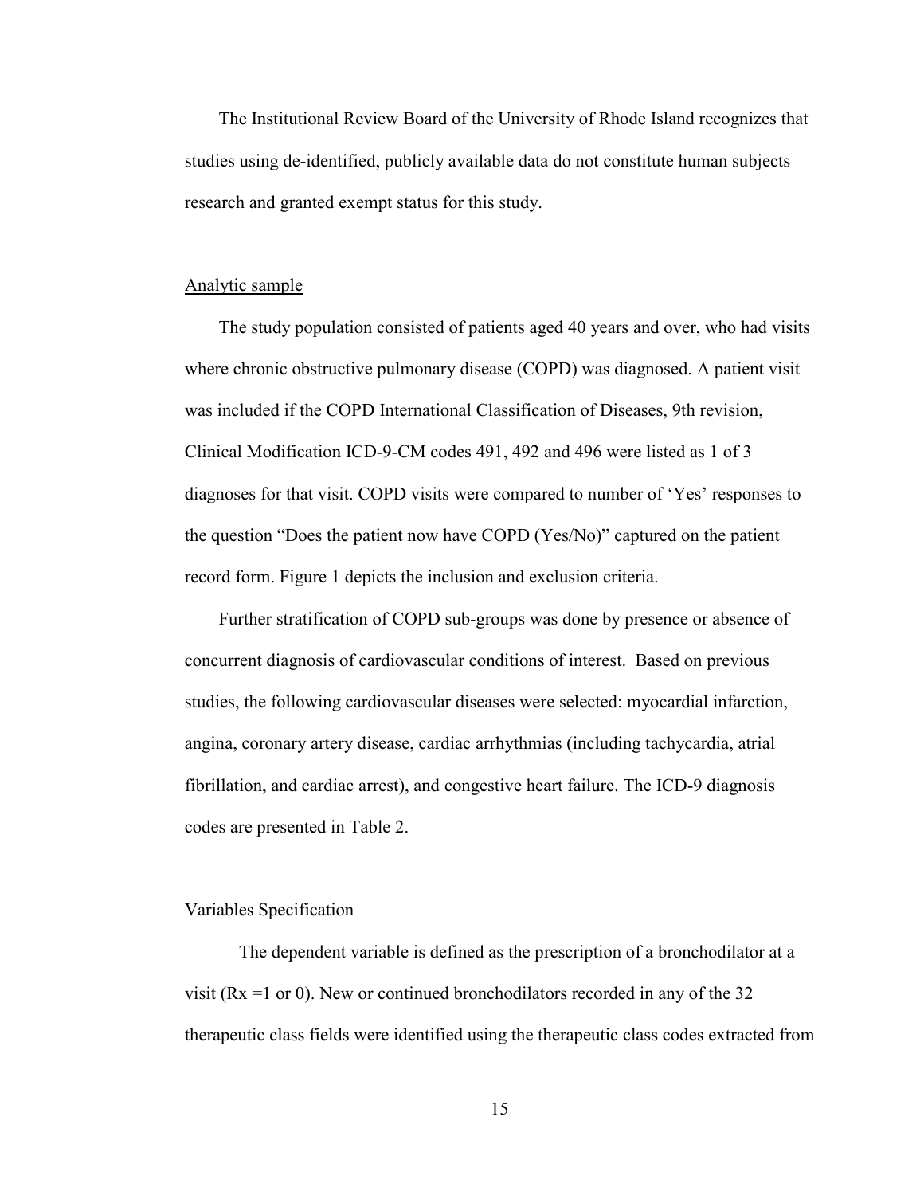The Institutional Review Board of the University of Rhode Island recognizes that studies using de-identified, publicly available data do not constitute human subjects research and granted exempt status for this study.

### Analytic sample

The study population consisted of patients aged 40 years and over, who had visits where chronic obstructive pulmonary disease (COPD) was diagnosed. A patient visit was included if the COPD International Classification of Diseases, 9th revision, Clinical Modification ICD-9-CM codes 491, 492 and 496 were listed as 1 of 3 diagnoses for that visit. COPD visits were compared to number of 'Yes' responses to the question "Does the patient now have COPD (Yes/No)" captured on the patient record form. Figure 1 depicts the inclusion and exclusion criteria.

Further stratification of COPD sub-groups was done by presence or absence of concurrent diagnosis of cardiovascular conditions of interest. Based on previous studies, the following cardiovascular diseases were selected: myocardial infarction, angina, coronary artery disease, cardiac arrhythmias (including tachycardia, atrial fibrillation, and cardiac arrest), and congestive heart failure. The ICD-9 diagnosis codes are presented in Table 2.

### Variables Specification

The dependent variable is defined as the prescription of a bronchodilator at a visit (Rx =1 or 0). New or continued bronchodilators recorded in any of the 32 therapeutic class fields were identified using the therapeutic class codes extracted from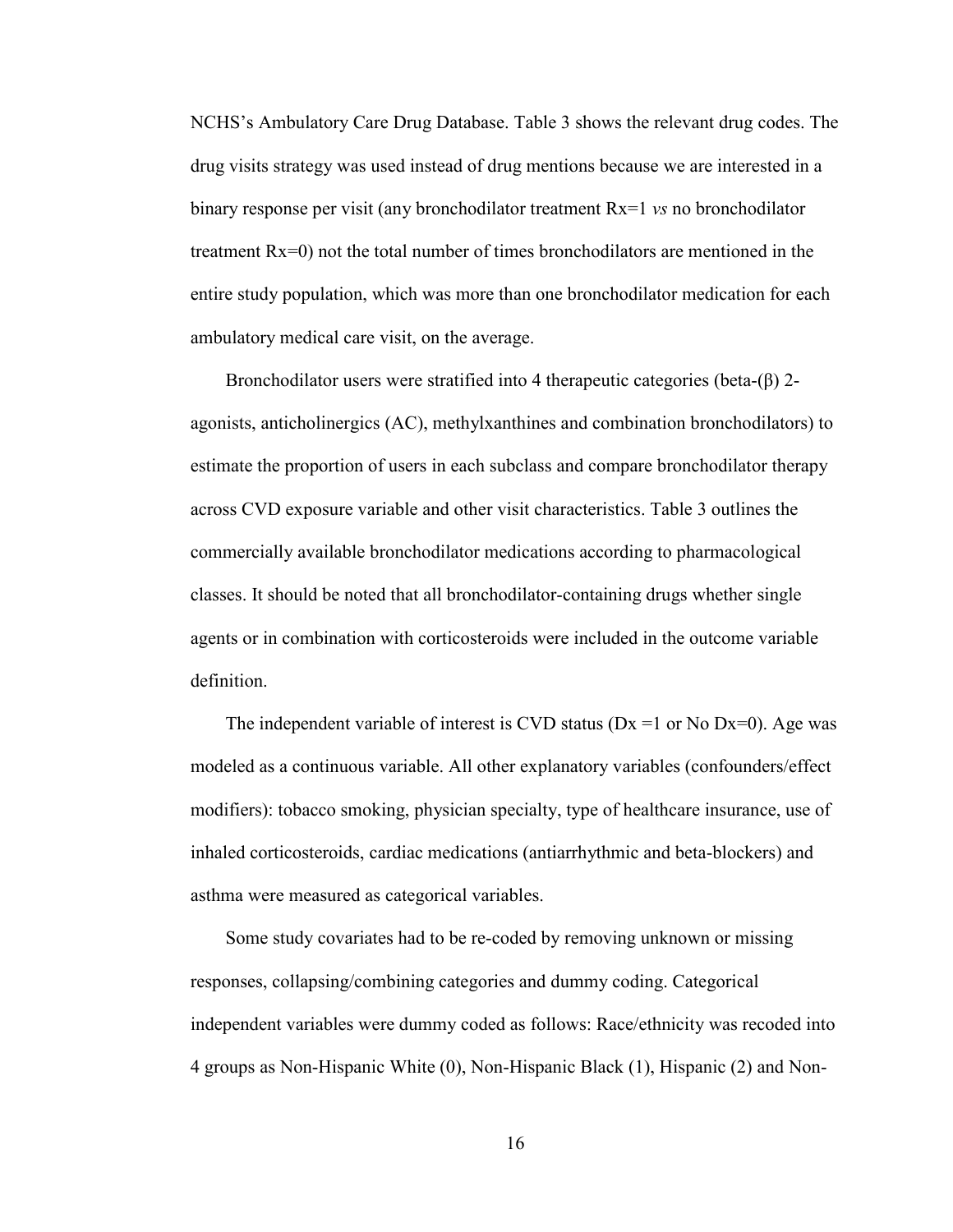NCHS's Ambulatory Care Drug Database. Table 3 shows the relevant drug codes. The drug visits strategy was used instead of drug mentions because we are interested in a binary response per visit (any bronchodilator treatment Rx=1 *vs* no bronchodilator treatment Rx=0) not the total number of times bronchodilators are mentioned in the entire study population, which was more than one bronchodilator medication for each ambulatory medical care visit, on the average.

Bronchodilator users were stratified into 4 therapeutic categories (beta-(β) 2-agonists, anticholinergics (AC), methylxanthines and combination bronchodilators) to estimate the proportion of users in each subclass and compare bronchodilator therapy across CVD exposure variable and other visit characteristics. Table 3 outlines the commercially available bronchodilator medications according to pharmacological classes. It should be noted that all bronchodilator-containing drugs whether single agents or in combination with corticosteroids were included in the outcome variable definition.

The independent variable of interest is CVD status (Dx =1 or No Dx=0). Age was modeled as a continuous variable. All other explanatory variables (confounders/effect modifiers): tobacco smoking, physician specialty, type of healthcare insurance, use of inhaled corticosteroids, cardiac medications (antiarrhythmic and beta-blockers) and asthma were measured as categorical variables.

Some study covariates had to be re-coded by removing unknown or missing responses, collapsing/combining categories and dummy coding. Categorical independent variables were dummy coded as follows: Race/ethnicity was recoded into 4 groups as Non-Hispanic White (0), Non-Hispanic Black (1), Hispanic (2) and Non-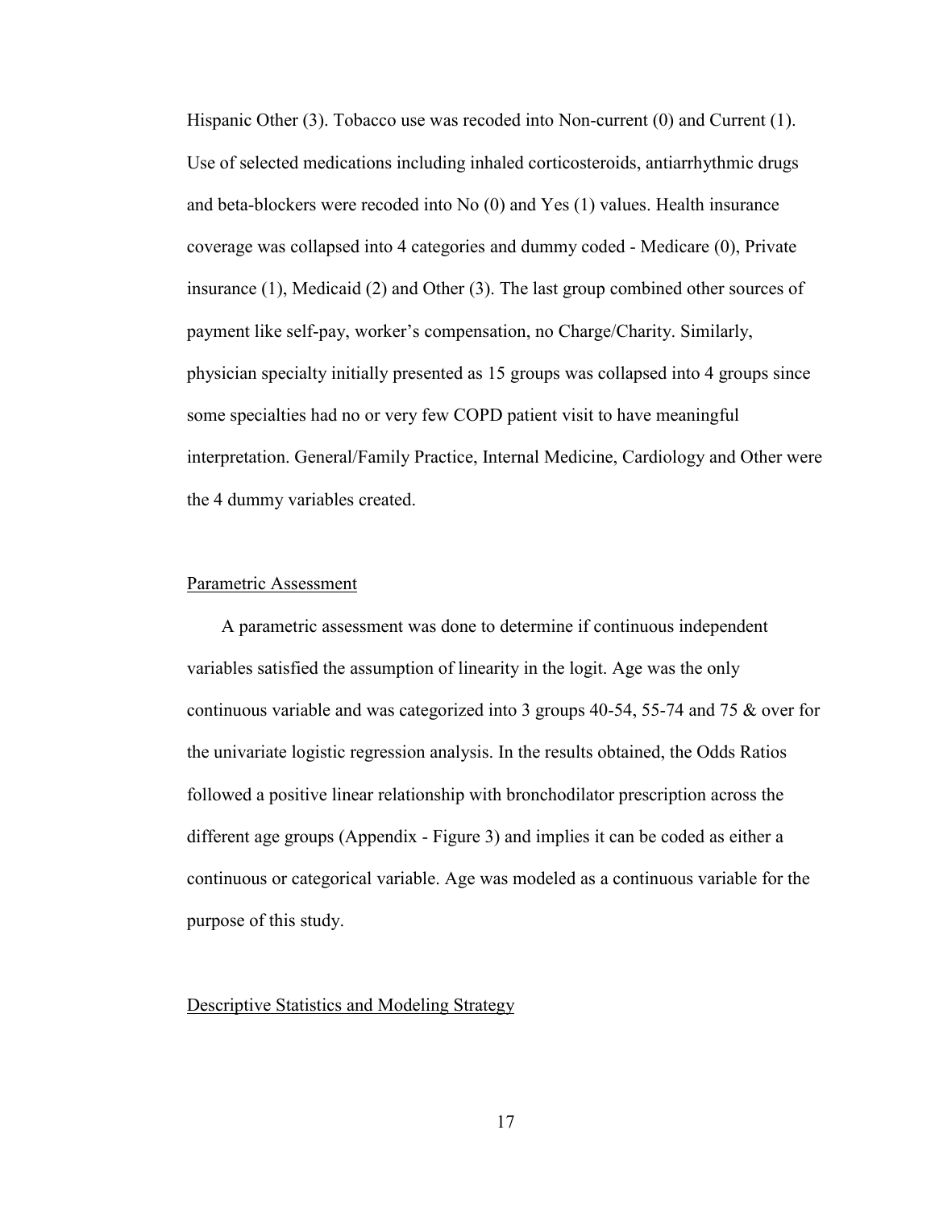Hispanic Other (3). Tobacco use was recoded into Non-current (0) and Current (1). Use of selected medications including inhaled corticosteroids, antiarrhythmic drugs and beta-blockers were recoded into No (0) and Yes (1) values. Health insurance coverage was collapsed into 4 categories and dummy coded - Medicare (0), Private insurance (1), Medicaid (2) and Other (3). The last group combined other sources of payment like self-pay, worker's compensation, no Charge/Charity. Similarly, physician specialty initially presented as 15 groups was collapsed into 4 groups since some specialties had no or very few COPD patient visit to have meaningful interpretation. General/Family Practice, Internal Medicine, Cardiology and Other were the 4 dummy variables created.

### Parametric Assessment

A parametric assessment was done to determine if continuous independent variables satisfied the assumption of linearity in the logit. Age was the only continuous variable and was categorized into 3 groups 40-54, 55-74 and 75 & over for the univariate logistic regression analysis. In the results obtained, the Odds Ratios followed a positive linear relationship with bronchodilator prescription across the different age groups (Appendix - Figure 3) and implies it can be coded as either a continuous or categorical variable. Age was modeled as a continuous variable for the purpose of this study.

### Descriptive Statistics and Modeling Strategy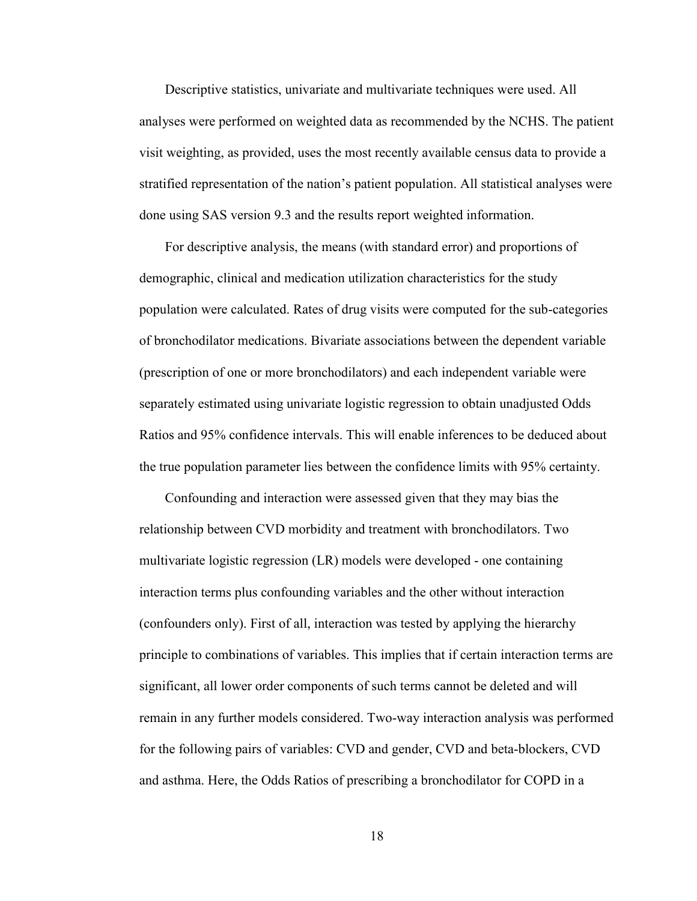Descriptive statistics, univariate and multivariate techniques were used. All analyses were performed on weighted data as recommended by the NCHS. The patient visit weighting, as provided, uses the most recently available census data to provide a stratified representation of the nation's patient population. All statistical analyses were done using SAS version 9.3 and the results report weighted information.

For descriptive analysis, the means (with standard error) and proportions of demographic, clinical and medication utilization characteristics for the study population were calculated. Rates of drug visits were computed for the sub-categories of bronchodilator medications. Bivariate associations between the dependent variable (prescription of one or more bronchodilators) and each independent variable were separately estimated using univariate logistic regression to obtain unadjusted Odds Ratios and 95% confidence intervals. This will enable inferences to be deduced about the true population parameter lies between the confidence limits with 95% certainty.

Confounding and interaction were assessed given that they may bias the relationship between CVD morbidity and treatment with bronchodilators. Two multivariate logistic regression (LR) models were developed - one containing interaction terms plus confounding variables and the other without interaction (confounders only). First of all, interaction was tested by applying the hierarchy principle to combinations of variables. This implies that if certain interaction terms are significant, all lower order components of such terms cannot be deleted and will remain in any further models considered. Two-way interaction analysis was performed for the following pairs of variables: CVD and gender, CVD and beta-blockers, CVD and asthma. Here, the Odds Ratios of prescribing a bronchodilator for COPD in a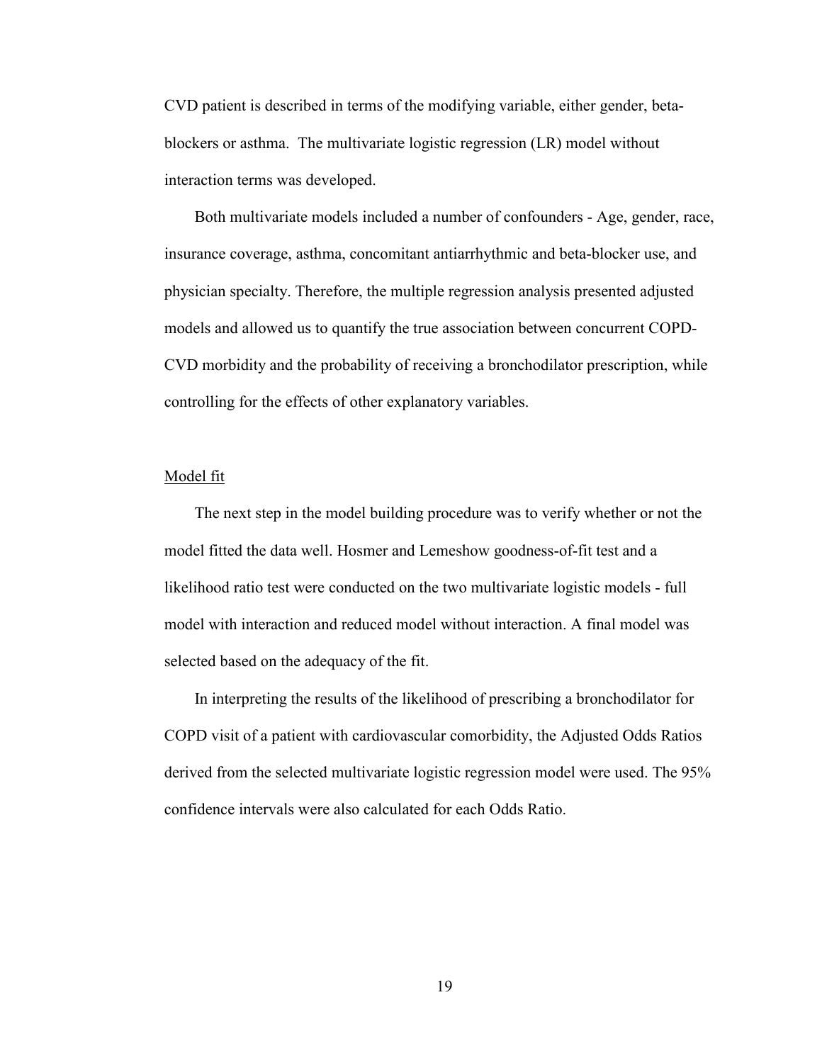CVD patient is described in terms of the modifying variable, either gender, beta-blockers or asthma. The multivariate logistic regression (LR) model without interaction terms was developed.

Both multivariate models included a number of confounders - Age, gender, race, insurance coverage, asthma, concomitant antiarrhythmic and beta-blocker use, and physician specialty. Therefore, the multiple regression analysis presented adjusted models and allowed us to quantify the true association between concurrent COPD-CVD morbidity and the probability of receiving a bronchodilator prescription, while controlling for the effects of other explanatory variables.

## Model fit

The next step in the model building procedure was to verify whether or not the model fitted the data well. Hosmer and Lemeshow goodness-of-fit test and a likelihood ratio test were conducted on the two multivariate logistic models - full model with interaction and reduced model without interaction. A final model was selected based on the adequacy of the fit.

In interpreting the results of the likelihood of prescribing a bronchodilator for COPD visit of a patient with cardiovascular comorbidity, the Adjusted Odds Ratios derived from the selected multivariate logistic regression model were used. The 95% confidence intervals were also calculated for each Odds Ratio.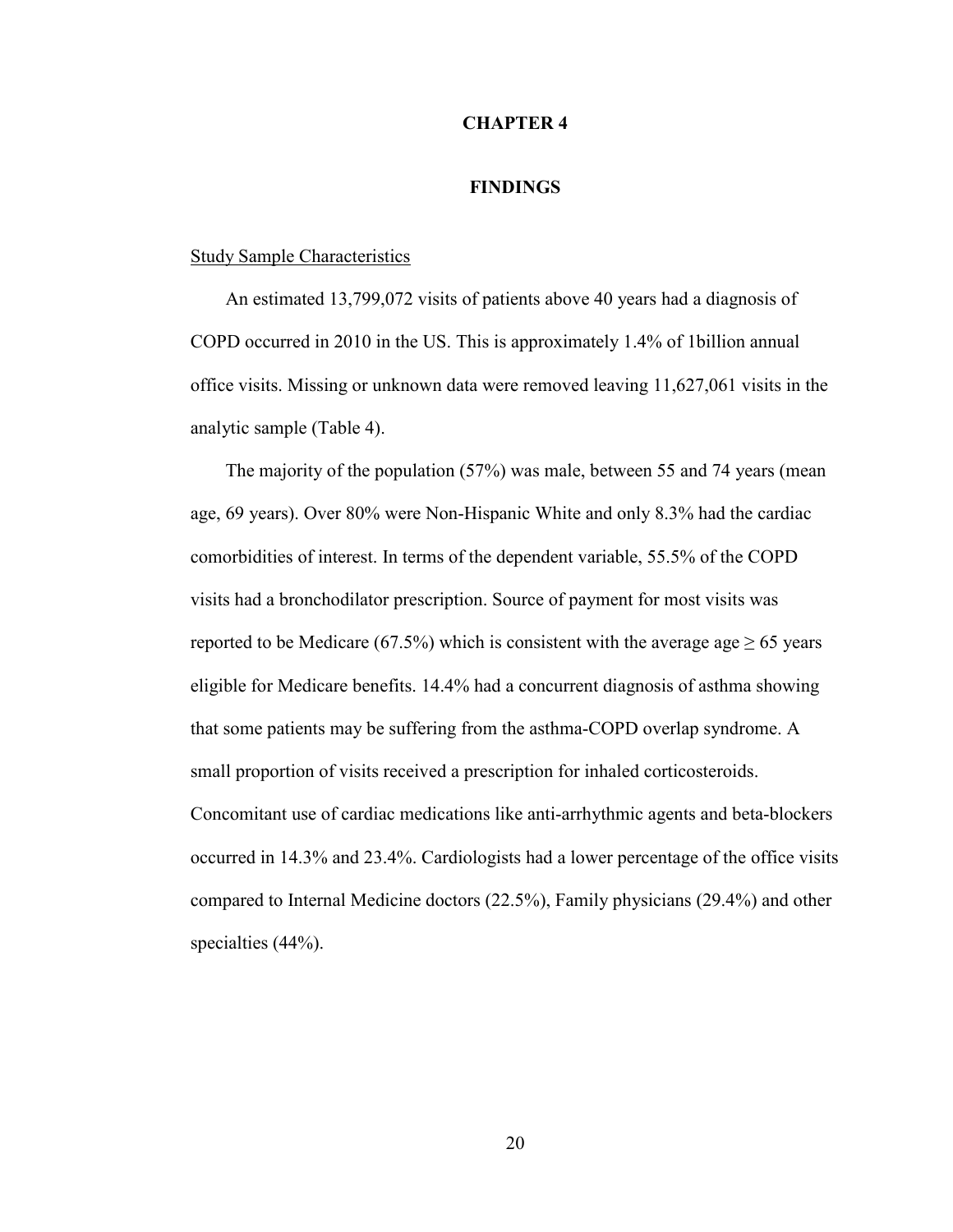# CHAPTER 4

## FINDINGS

Study Sample Characteristics

An estimated 13,799,072 visits of patients above 40 years had a diagnosis of COPD occurred in 2010 in the US. This is approximately 1.4% of 1billion annual office visits. Missing or unknown data were removed leaving 11,627,061 visits in the analytic sample (Table 4).

The majority of the population (57%) was male, between 55 and 74 years (mean age, 69 years). Over 80% were Non-Hispanic White and only 8.3% had the cardiac comorbidities of interest. In terms of the dependent variable, 55.5% of the COPD visits had a bronchodilator prescription. Source of payment for most visits was reported to be Medicare (67.5%) which is consistent with the average age ≥ 65 years eligible for Medicare benefits. 14.4% had a concurrent diagnosis of asthma showing that some patients may be suffering from the asthma-COPD overlap syndrome. A small proportion of visits received a prescription for inhaled corticosteroids. Concomitant use of cardiac medications like anti-arrhythmic agents and beta-blockers occurred in 14.3% and 23.4%. Cardiologists had a lower percentage of the office visits compared to Internal Medicine doctors (22.5%), Family physicians (29.4%) and other specialties (44%).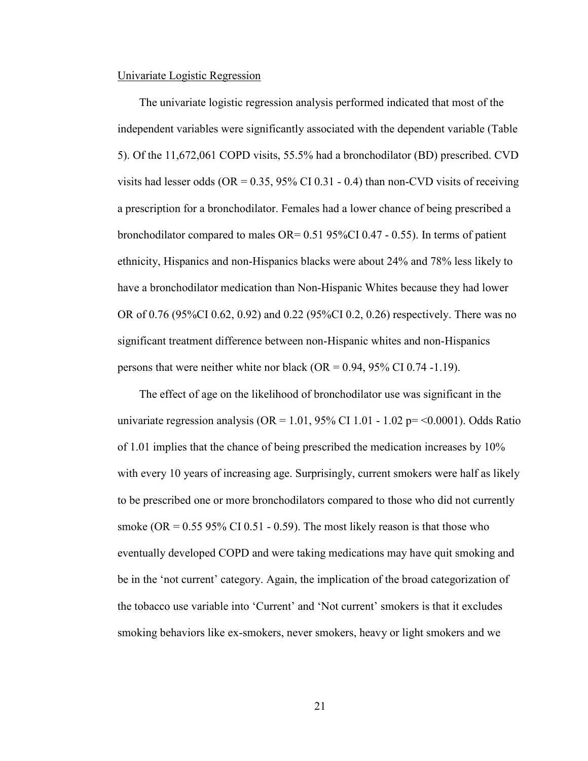Univariate Logistic Regression

The univariate logistic regression analysis performed indicated that most of the independent variables were significantly associated with the dependent variable (Table 5). Of the 11,672,061 COPD visits, 55.5% had a bronchodilator (BD) prescribed. CVD visits had lesser odds (OR = 0.35, 95% CI 0.31 - 0.4) than non-CVD visits of receiving a prescription for a bronchodilator. Females had a lower chance of being prescribed a bronchodilator compared to males OR= 0.51 95%CI 0.47 - 0.55). In terms of patient ethnicity, Hispanics and non-Hispanics blacks were about 24% and 78% less likely to have a bronchodilator medication than Non-Hispanic Whites because they had lower OR of 0.76 (95%CI 0.62, 0.92) and 0.22 (95%CI 0.2, 0.26) respectively. There was no significant treatment difference between non-Hispanic whites and non-Hispanics persons that were neither white nor black (OR = 0.94, 95% CI 0.74 -1.19).

The effect of age on the likelihood of bronchodilator use was significant in the univariate regression analysis (OR = 1.01, 95% CI 1.01 - 1.02 p= <0.0001). Odds Ratio of 1.01 implies that the chance of being prescribed the medication increases by 10% with every 10 years of increasing age. Surprisingly, current smokers were half as likely to be prescribed one or more bronchodilators compared to those who did not currently smoke (OR = 0.55 95% CI 0.51 - 0.59). The most likely reason is that those who eventually developed COPD and were taking medications may have quit smoking and be in the 'not current' category. Again, the implication of the broad categorization of the tobacco use variable into 'Current' and 'Not current' smokers is that it excludes smoking behaviors like ex-smokers, never smokers, heavy or light smokers and we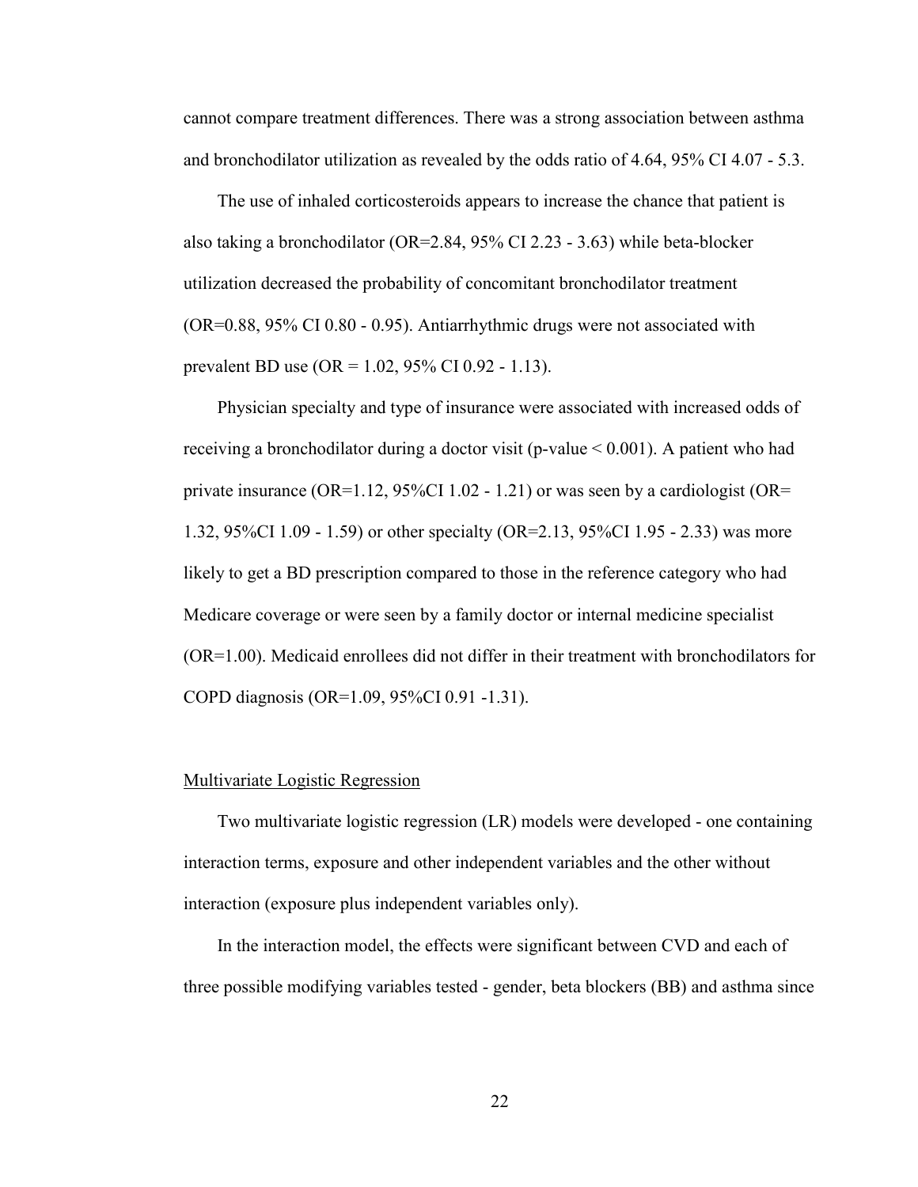cannot compare treatment differences. There was a strong association between asthma and bronchodilator utilization as revealed by the odds ratio of 4.64, 95% CI 4.07 - 5.3.

The use of inhaled corticosteroids appears to increase the chance that patient is also taking a bronchodilator (OR=2.84, 95% CI 2.23 - 3.63) while beta-blocker utilization decreased the probability of concomitant bronchodilator treatment (OR=0.88, 95% CI 0.80 - 0.95). Antiarrhythmic drugs were not associated with prevalent BD use (OR = 1.02, 95% CI 0.92 - 1.13).

Physician specialty and type of insurance were associated with increased odds of receiving a bronchodilator during a doctor visit (p-value < 0.001). A patient who had private insurance (OR=1.12, 95%CI 1.02 - 1.21) or was seen by a cardiologist (OR= 1.32, 95%CI 1.09 - 1.59) or other specialty (OR=2.13, 95%CI 1.95 - 2.33) was more likely to get a BD prescription compared to those in the reference category who had Medicare coverage or were seen by a family doctor or internal medicine specialist (OR=1.00). Medicaid enrollees did not differ in their treatment with bronchodilators for COPD diagnosis (OR=1.09, 95%CI 0.91 -1.31).

<u>Multivariate Logistic Regression</u>

Two multivariate logistic regression (LR) models were developed - one containing interaction terms, exposure and other independent variables and the other without interaction (exposure plus independent variables only).

In the interaction model, the effects were significant between CVD and each of three possible modifying variables tested - gender, beta blockers (BB) and asthma since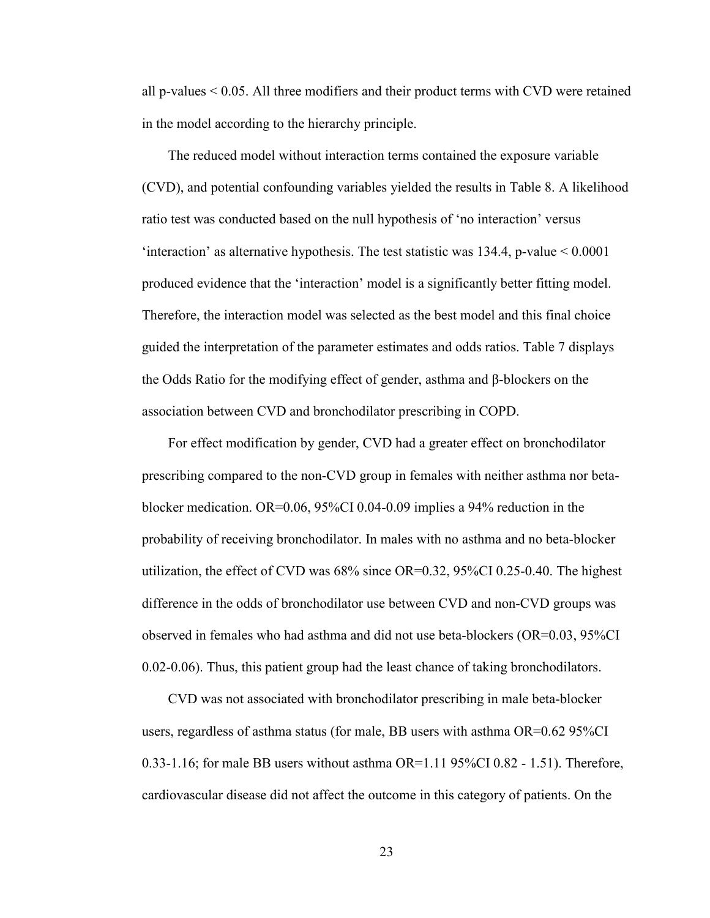all p-values < 0.05. All three modifiers and their product terms with CVD were retained in the model according to the hierarchy principle.

The reduced model without interaction terms contained the exposure variable (CVD), and potential confounding variables yielded the results in Table 8. A likelihood ratio test was conducted based on the null hypothesis of 'no interaction' versus 'interaction' as alternative hypothesis. The test statistic was 134.4, p-value < 0.0001 produced evidence that the 'interaction' model is a significantly better fitting model. Therefore, the interaction model was selected as the best model and this final choice guided the interpretation of the parameter estimates and odds ratios. Table 7 displays the Odds Ratio for the modifying effect of gender, asthma and β-blockers on the association between CVD and bronchodilator prescribing in COPD.

For effect modification by gender, CVD had a greater effect on bronchodilator prescribing compared to the non-CVD group in females with neither asthma nor beta-blocker medication. OR=0.06, 95%CI 0.04-0.09 implies a 94% reduction in the probability of receiving bronchodilator. In males with no asthma and no beta-blocker utilization, the effect of CVD was 68% since OR=0.32, 95%CI 0.25-0.40. The highest difference in the odds of bronchodilator use between CVD and non-CVD groups was observed in females who had asthma and did not use beta-blockers (OR=0.03, 95%CI 0.02-0.06). Thus, this patient group had the least chance of taking bronchodilators.

CVD was not associated with bronchodilator prescribing in male beta-blocker users, regardless of asthma status (for male, BB users with asthma OR=0.62 95%CI 0.33-1.16; for male BB users without asthma OR=1.11 95%CI 0.82 - 1.51). Therefore, cardiovascular disease did not affect the outcome in this category of patients. On the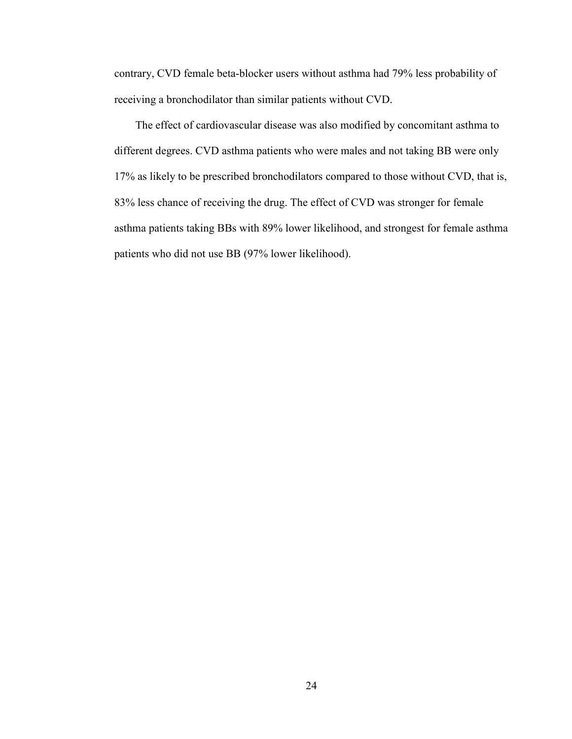contrary, CVD female beta-blocker users without asthma had 79% less probability of receiving a bronchodilator than similar patients without CVD.

The effect of cardiovascular disease was also modified by concomitant asthma to different degrees. CVD asthma patients who were males and not taking BB were only 17% as likely to be prescribed bronchodilators compared to those without CVD, that is, 83% less chance of receiving the drug. The effect of CVD was stronger for female asthma patients taking BBs with 89% lower likelihood, and strongest for female asthma patients who did not use BB (97% lower likelihood).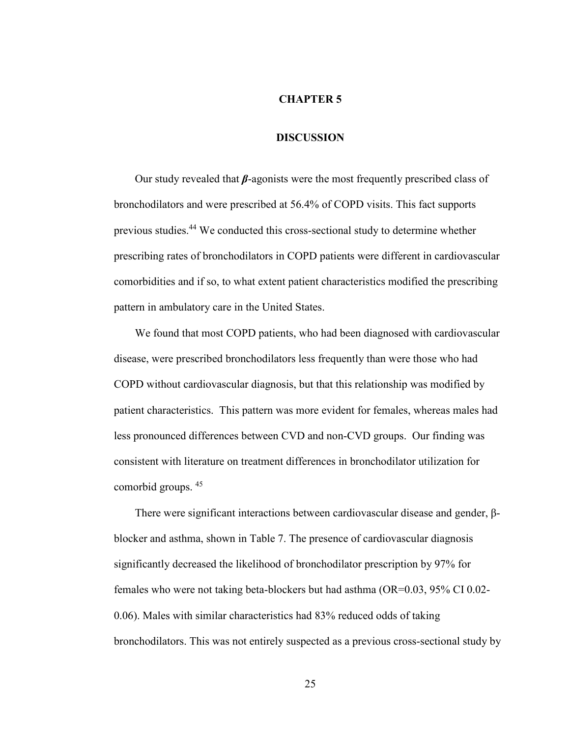# CHAPTER 5

## DISCUSSION

Our study revealed that ***β***-agonists were the most frequently prescribed class of bronchodilators and were prescribed at 56.4% of COPD visits. This fact supports previous studies.[44] We conducted this cross-sectional study to determine whether prescribing rates of bronchodilators in COPD patients were different in cardiovascular comorbidities and if so, to what extent patient characteristics modified the prescribing pattern in ambulatory care in the United States.

We found that most COPD patients, who had been diagnosed with cardiovascular disease, were prescribed bronchodilators less frequently than were those who had COPD without cardiovascular diagnosis, but that this relationship was modified by patient characteristics. This pattern was more evident for females, whereas males had less pronounced differences between CVD and non-CVD groups. Our finding was consistent with literature on treatment differences in bronchodilator utilization for comorbid groups. [45]

There were significant interactions between cardiovascular disease and gender, β-blocker and asthma, shown in Table 7. The presence of cardiovascular diagnosis significantly decreased the likelihood of bronchodilator prescription by 97% for females who were not taking beta-blockers but had asthma (OR=0.03, 95% CI 0.02-0.06). Males with similar characteristics had 83% reduced odds of taking bronchodilators. This was not entirely suspected as a previous cross-sectional study by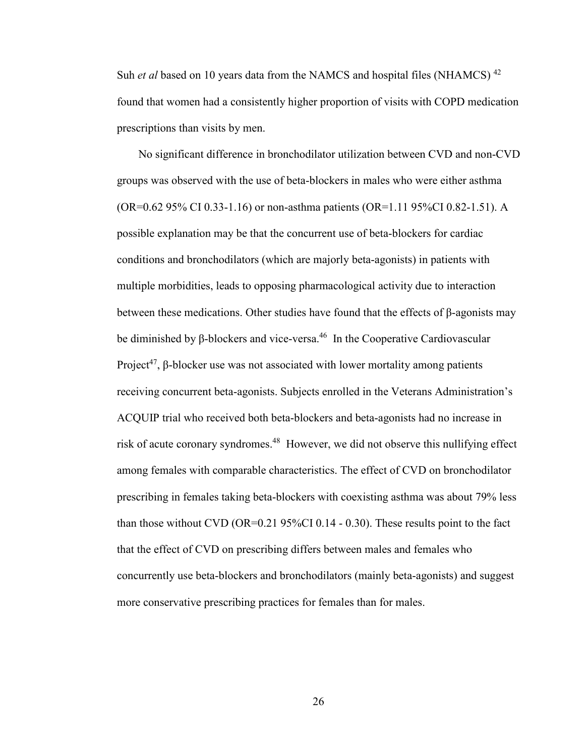Suh *et al* based on 10 years data from the NAMCS and hospital files (NHAMCS) [42] found that women had a consistently higher proportion of visits with COPD medication prescriptions than visits by men.

No significant difference in bronchodilator utilization between CVD and non-CVD groups was observed with the use of beta-blockers in males who were either asthma (OR=0.62 95% CI 0.33-1.16) or non-asthma patients (OR=1.11 95%CI 0.82-1.51). A possible explanation may be that the concurrent use of beta-blockers for cardiac conditions and bronchodilators (which are majorly beta-agonists) in patients with multiple morbidities, leads to opposing pharmacological activity due to interaction between these medications. Other studies have found that the effects of β-agonists may be diminished by β-blockers and vice-versa.[46] In the Cooperative Cardiovascular Project[47], β-blocker use was not associated with lower mortality among patients receiving concurrent beta-agonists. Subjects enrolled in the Veterans Administration's ACQUIP trial who received both beta-blockers and beta-agonists had no increase in risk of acute coronary syndromes.[48] However, we did not observe this nullifying effect among females with comparable characteristics. The effect of CVD on bronchodilator prescribing in females taking beta-blockers with coexisting asthma was about 79% less than those without CVD (OR=0.21 95%CI 0.14 - 0.30). These results point to the fact that the effect of CVD on prescribing differs between males and females who concurrently use beta-blockers and bronchodilators (mainly beta-agonists) and suggest more conservative prescribing practices for females than for males.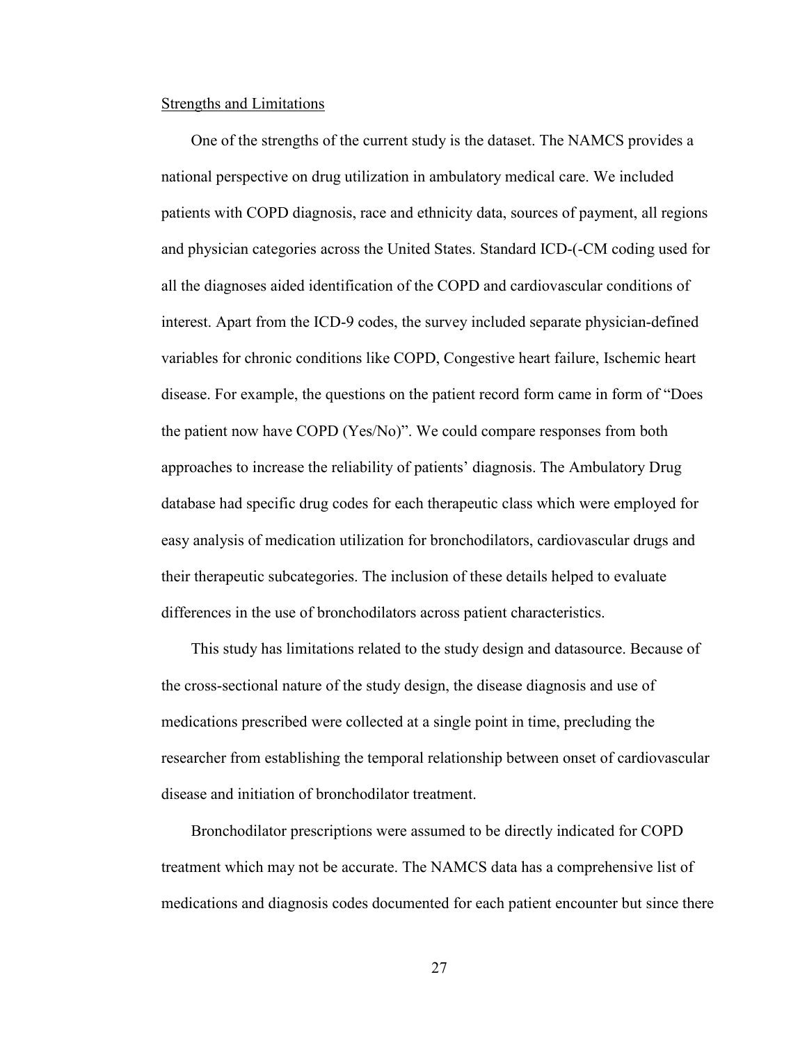Strengths and Limitations

One of the strengths of the current study is the dataset. The NAMCS provides a national perspective on drug utilization in ambulatory medical care. We included patients with COPD diagnosis, race and ethnicity data, sources of payment, all regions and physician categories across the United States. Standard ICD-(-CM coding used for all the diagnoses aided identification of the COPD and cardiovascular conditions of interest. Apart from the ICD-9 codes, the survey included separate physician-defined variables for chronic conditions like COPD, Congestive heart failure, Ischemic heart disease. For example, the questions on the patient record form came in form of "Does the patient now have COPD (Yes/No)". We could compare responses from both approaches to increase the reliability of patients' diagnosis. The Ambulatory Drug database had specific drug codes for each therapeutic class which were employed for easy analysis of medication utilization for bronchodilators, cardiovascular drugs and their therapeutic subcategories. The inclusion of these details helped to evaluate differences in the use of bronchodilators across patient characteristics.

This study has limitations related to the study design and datasource. Because of the cross-sectional nature of the study design, the disease diagnosis and use of medications prescribed were collected at a single point in time, precluding the researcher from establishing the temporal relationship between onset of cardiovascular disease and initiation of bronchodilator treatment.

Bronchodilator prescriptions were assumed to be directly indicated for COPD treatment which may not be accurate. The NAMCS data has a comprehensive list of medications and diagnosis codes documented for each patient encounter but since there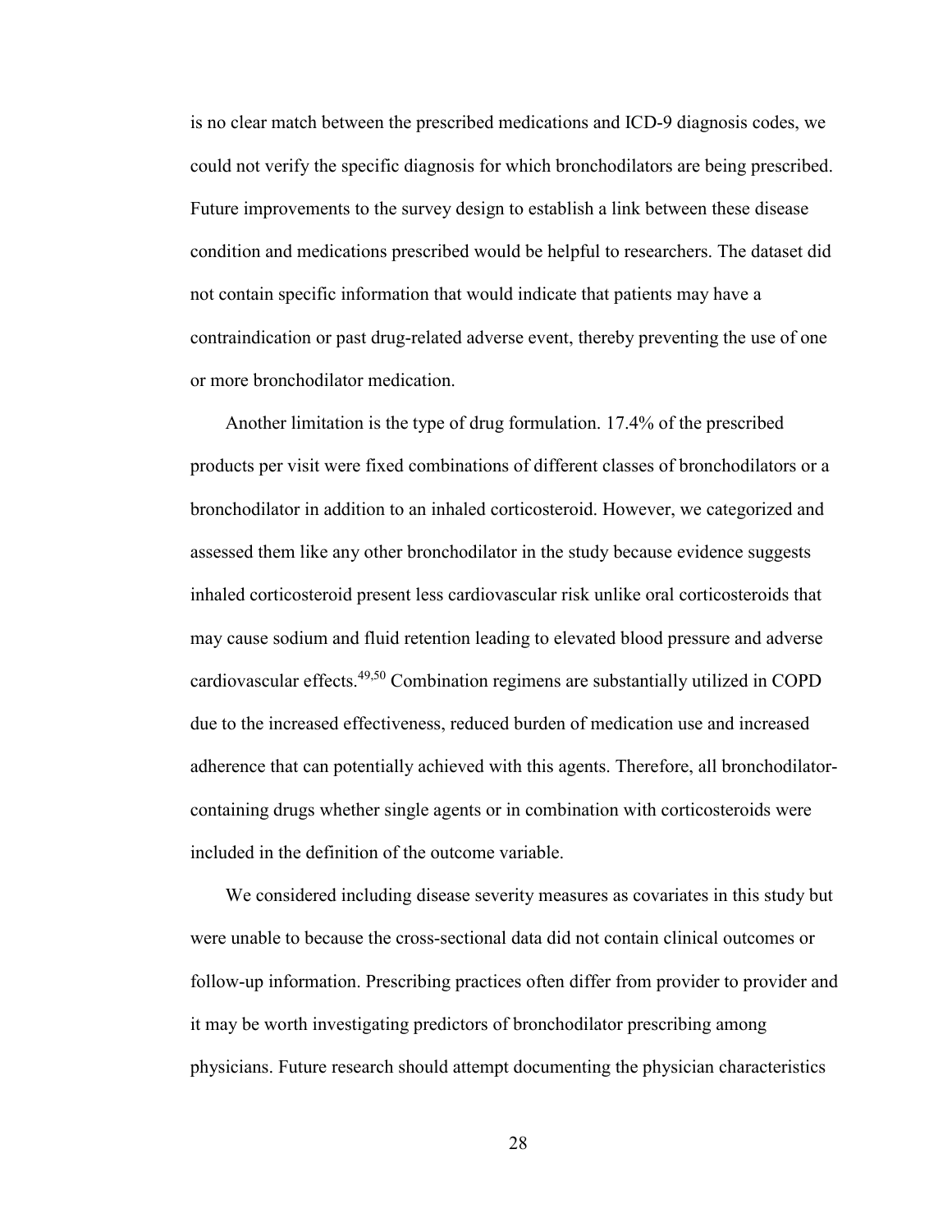is no clear match between the prescribed medications and ICD-9 diagnosis codes, we could not verify the specific diagnosis for which bronchodilators are being prescribed. Future improvements to the survey design to establish a link between these disease condition and medications prescribed would be helpful to researchers. The dataset did not contain specific information that would indicate that patients may have a contraindication or past drug-related adverse event, thereby preventing the use of one or more bronchodilator medication.

Another limitation is the type of drug formulation. 17.4% of the prescribed products per visit were fixed combinations of different classes of bronchodilators or a bronchodilator in addition to an inhaled corticosteroid. However, we categorized and assessed them like any other bronchodilator in the study because evidence suggests inhaled corticosteroid present less cardiovascular risk unlike oral corticosteroids that may cause sodium and fluid retention leading to elevated blood pressure and adverse cardiovascular effects.[49,50] Combination regimens are substantially utilized in COPD due to the increased effectiveness, reduced burden of medication use and increased adherence that can potentially achieved with this agents. Therefore, all bronchodilator-containing drugs whether single agents or in combination with corticosteroids were included in the definition of the outcome variable.

We considered including disease severity measures as covariates in this study but were unable to because the cross-sectional data did not contain clinical outcomes or follow-up information. Prescribing practices often differ from provider to provider and it may be worth investigating predictors of bronchodilator prescribing among physicians. Future research should attempt documenting the physician characteristics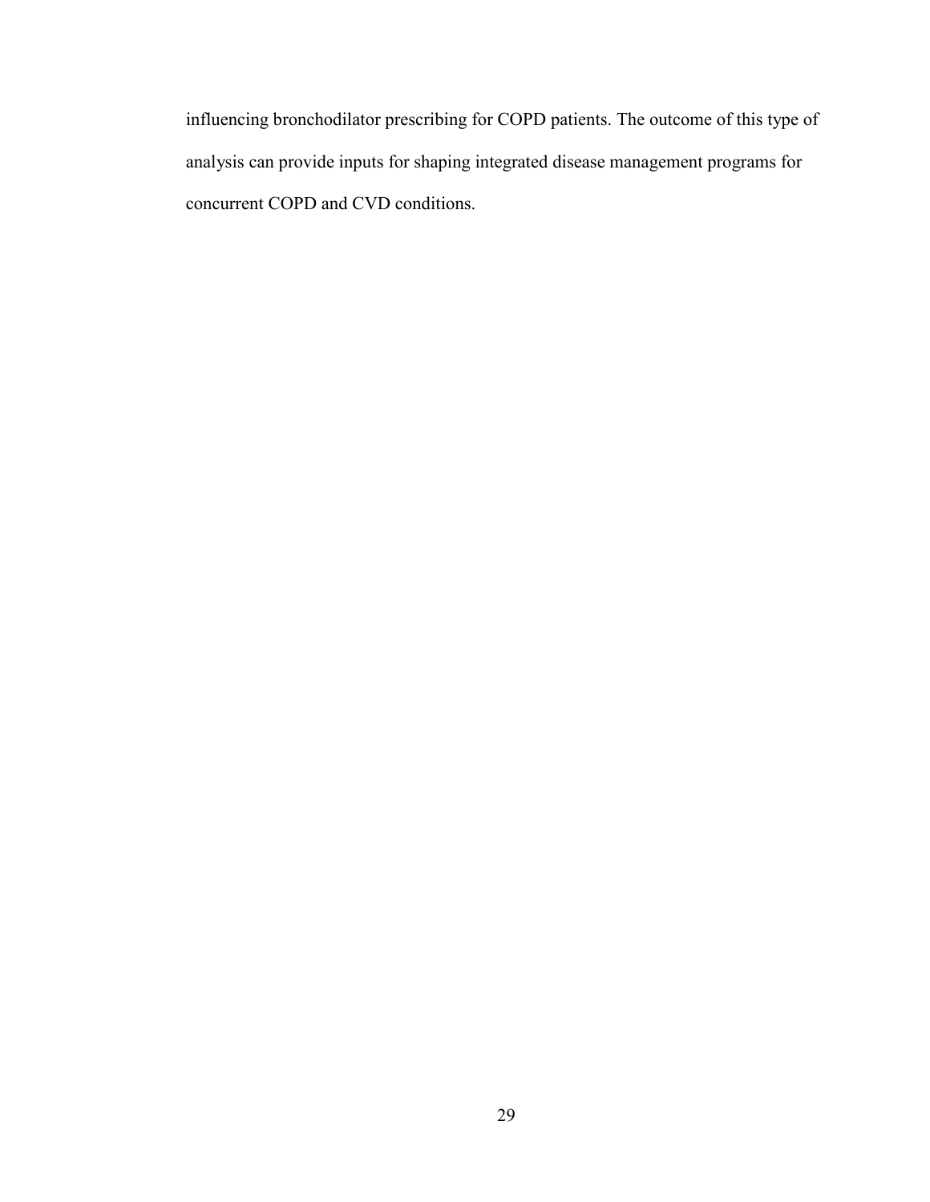influencing bronchodilator prescribing for COPD patients. The outcome of this type of analysis can provide inputs for shaping integrated disease management programs for concurrent COPD and CVD conditions.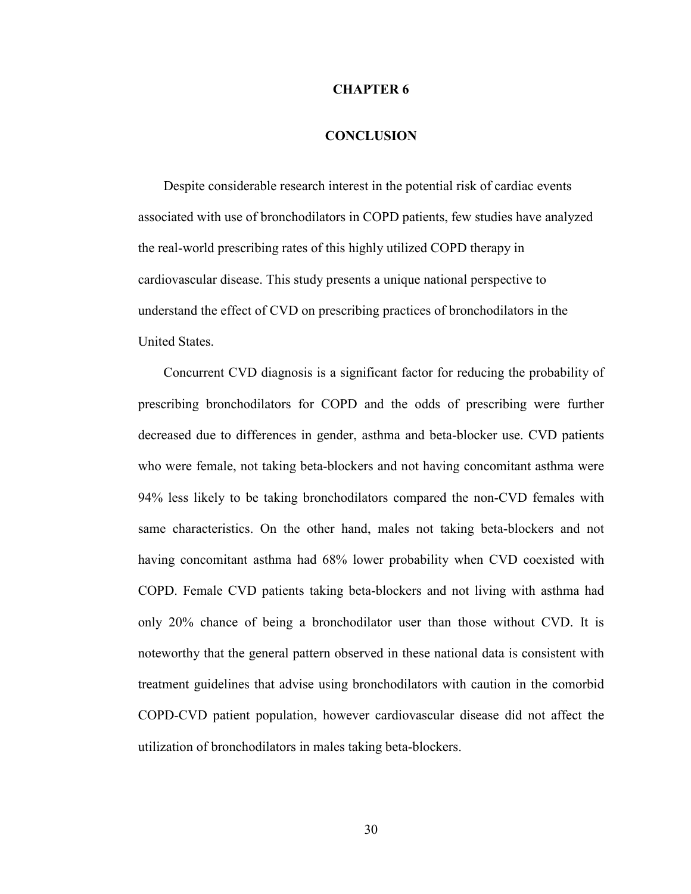# CHAPTER 6

# CONCLUSION

Despite considerable research interest in the potential risk of cardiac events associated with use of bronchodilators in COPD patients, few studies have analyzed the real-world prescribing rates of this highly utilized COPD therapy in cardiovascular disease. This study presents a unique national perspective to understand the effect of CVD on prescribing practices of bronchodilators in the United States.

Concurrent CVD diagnosis is a significant factor for reducing the probability of prescribing bronchodilators for COPD and the odds of prescribing were further decreased due to differences in gender, asthma and beta-blocker use. CVD patients who were female, not taking beta-blockers and not having concomitant asthma were 94% less likely to be taking bronchodilators compared the non-CVD females with same characteristics. On the other hand, males not taking beta-blockers and not having concomitant asthma had 68% lower probability when CVD coexisted with COPD. Female CVD patients taking beta-blockers and not living with asthma had only 20% chance of being a bronchodilator user than those without CVD. It is noteworthy that the general pattern observed in these national data is consistent with treatment guidelines that advise using bronchodilators with caution in the comorbid COPD-CVD patient population, however cardiovascular disease did not affect the utilization of bronchodilators in males taking beta-blockers.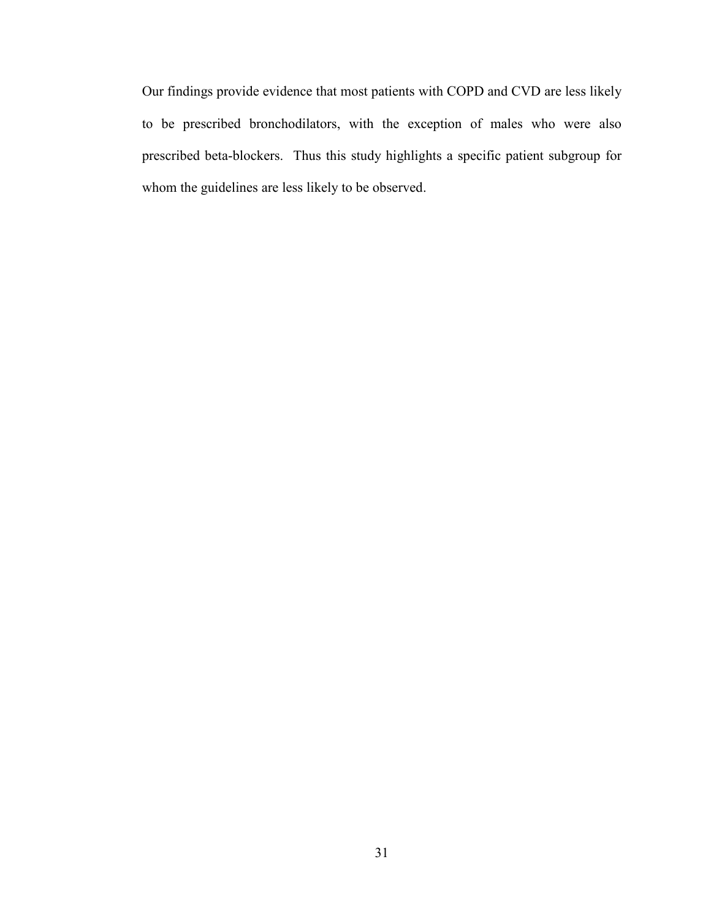Our findings provide evidence that most patients with COPD and CVD are less likely to be prescribed bronchodilators, with the exception of males who were also prescribed beta-blockers. Thus this study highlights a specific patient subgroup for whom the guidelines are less likely to be observed.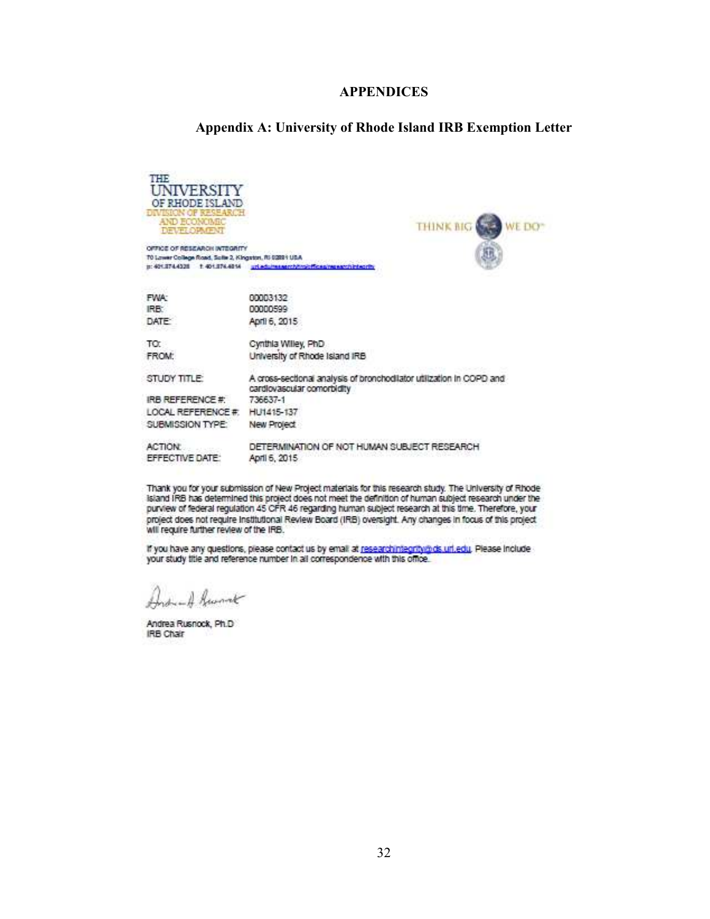# APPENDICES

## Appendix A: University of Rhode Island IRB Exemption Letter

THE UNIVERSITY OF RHODE ISLAND
DIVISION OF RESEARCH AND ECONOMIC DEVELOPMENT

THINK BIG WE DO™

OFFICE OF RESEARCH INTEGRITY
70 Lower College Road, Suite 2, Kingston, RI 02881 USA
p: 401.874.4328 f: 401.874.4814 uri.edu/research/ecd/offices/researchintegrity

| | |
|---|---|
| FWA: | 00003132 |
| IRB: | 00000599 |
| DATE: | April 6, 2015 |
| TO: | Cynthia Willey, PhD |
| FROM: | University of Rhode Island IRB |
| STUDY TITLE: | A cross-sectional analysis of bronchodilator utilization in COPD and cardiovascular comorbidity |
| IRB REFERENCE #: | 736637-1 |
| LOCAL REFERENCE #: | HU1415-137 |
| SUBMISSION TYPE: | New Project |
| ACTION: | DETERMINATION OF NOT HUMAN SUBJECT RESEARCH |
| EFFECTIVE DATE: | April 6, 2015 |

Thank you for your submission of New Project materials for this research study. The University of Rhode Island IRB has determined this project does not meet the definition of human subject research under the purview of federal regulation 45 CFR 46 regarding human subject research at this time. Therefore, your project does not require Institutional Review Board (IRB) oversight. Any changes in focus of this project will require further review of the IRB.

If you have any questions, please contact us by email at researchintegrity@ds.uri.edu. Please include your study title and reference number in all correspondence with this office.

Andrea Rusnock, Ph.D
IRB Chair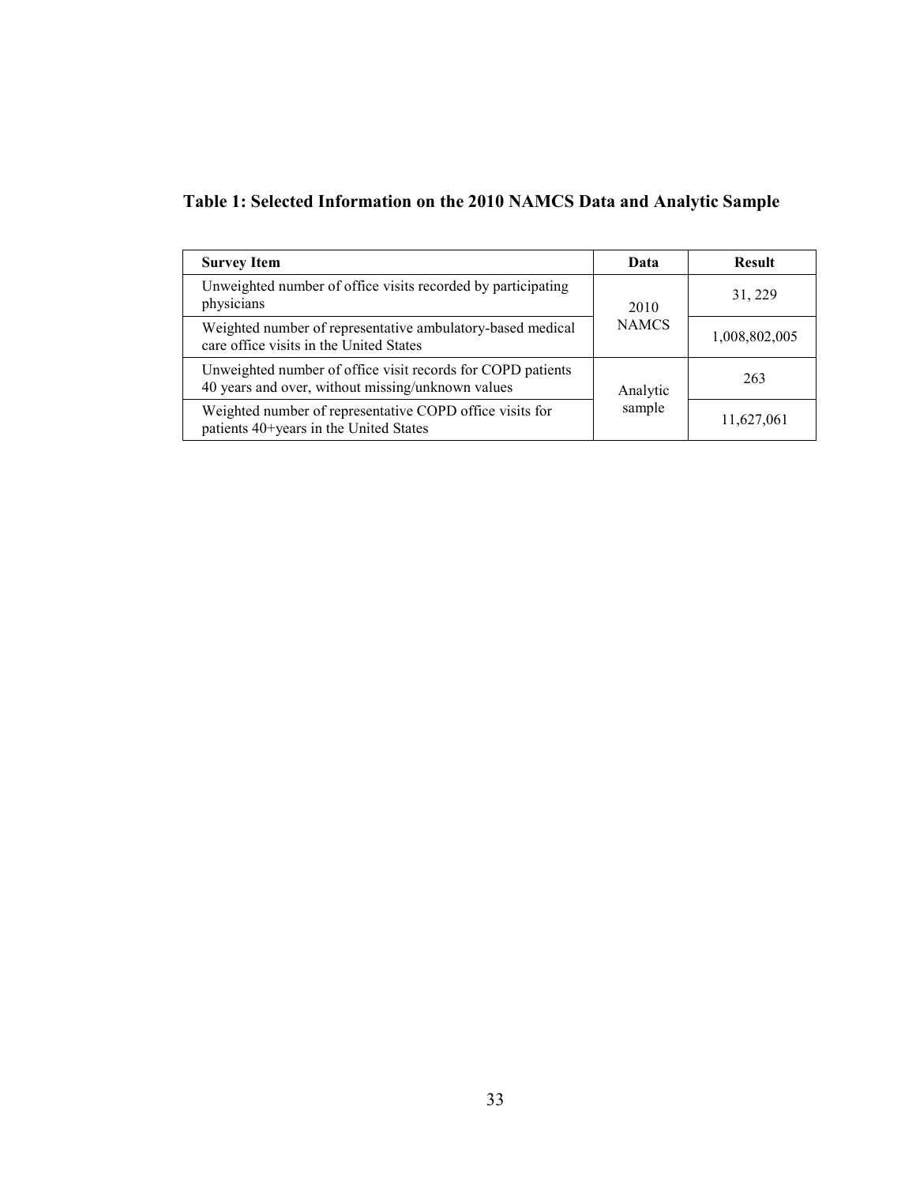**Table 1: Selected Information on the 2010 NAMCS Data and Analytic Sample**

| Survey Item | Data | Result |
|---|---|---|
| Unweighted number of office visits recorded by participating physicians | 2010 NAMCS | 31, 229 |
| Weighted number of representative ambulatory-based medical care office visits in the United States | | 1,008,802,005 |
| Unweighted number of office visit records for COPD patients 40 years and over, without missing/unknown values | Analytic sample | 263 |
| Weighted number of representative COPD office visits for patients 40+years in the United States | | 11,627,061 |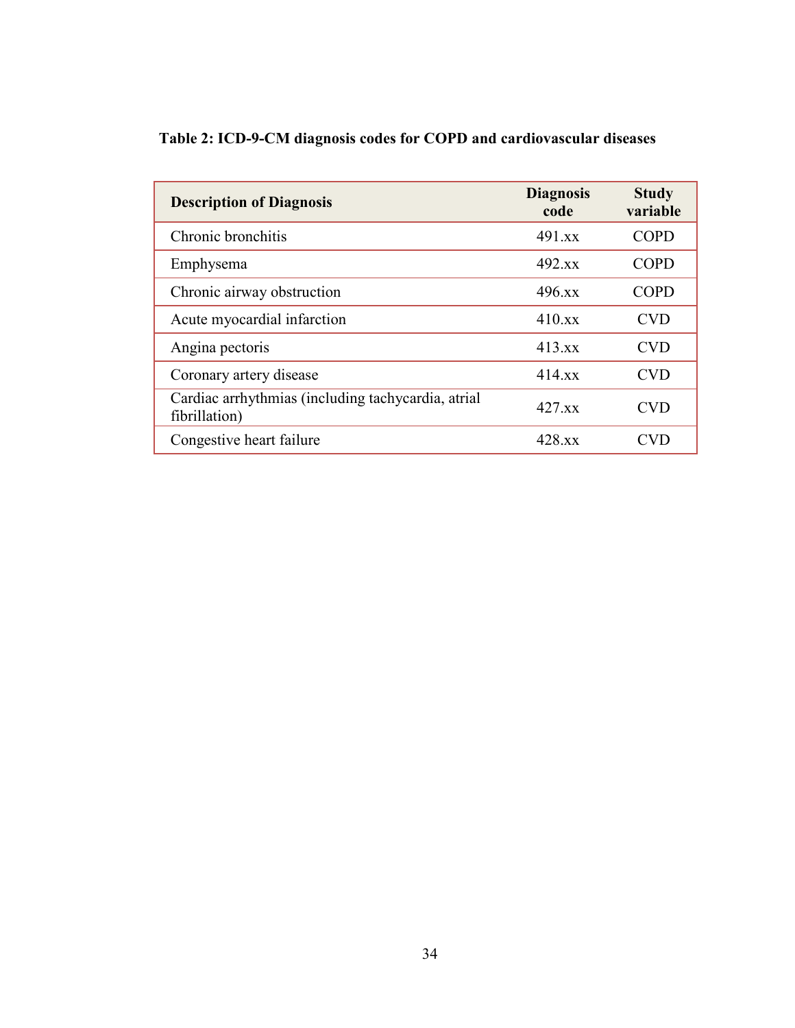**Table 2: ICD-9-CM diagnosis codes for COPD and cardiovascular diseases**

| Description of Diagnosis | Diagnosis code | Study variable |
|---|---|---|
| Chronic bronchitis | 491.xx | COPD |
| Emphysema | 492.xx | COPD |
| Chronic airway obstruction | 496.xx | COPD |
| Acute myocardial infarction | 410.xx | CVD |
| Angina pectoris | 413.xx | CVD |
| Coronary artery disease | 414.xx | CVD |
| Cardiac arrhythmias (including tachycardia, atrial fibrillation) | 427.xx | CVD |
| Congestive heart failure | 428.xx | CVD |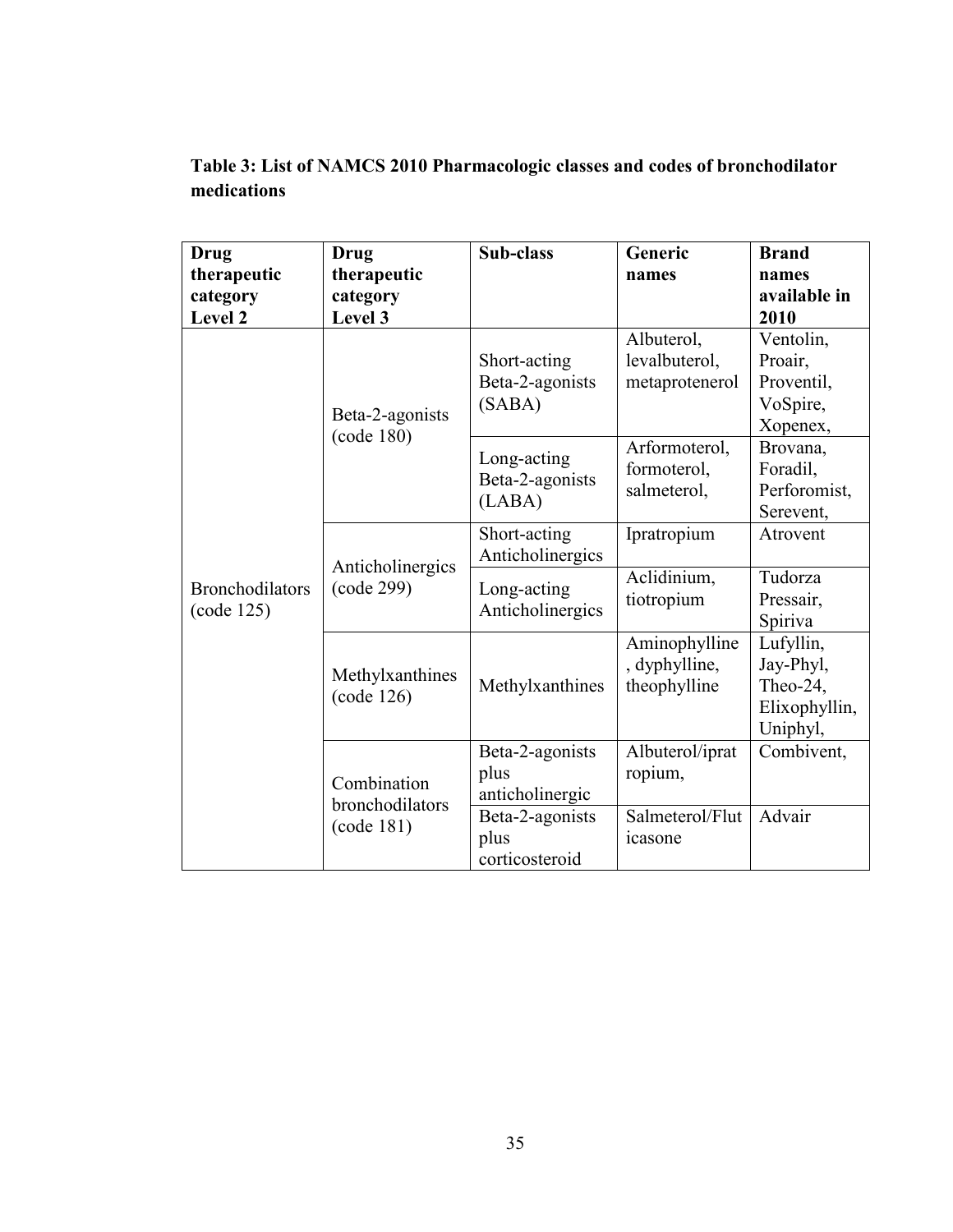**Table 3: List of NAMCS 2010 Pharmacologic classes and codes of bronchodilator medications**

| **Drug therapeutic category Level 2** | **Drug therapeutic category Level 3** | **Sub-class** | **Generic names** | **Brand names available in 2010** |
|---|---|---|---|---|
| Bronchodilators (code 125) | Beta-2-agonists (code 180) | Short-acting Beta-2-agonists (SABA) | Albuterol, levalbuterol, metaprotenerol | Ventolin, Proair, Proventil, VoSpire, Xopenex, |
| | | Long-acting Beta-2-agonists (LABA) | Arformoterol, formoterol, salmeterol, | Brovana, Foradil, Perforomist, Serevent, |
| | Anticholinergics (code 299) | Short-acting Anticholinergics | Ipratropium | Atrovent |
| | | Long-acting Anticholinergics | Aclidinium, tiotropium | Tudorza Pressair, Spiriva |
| | Methylxanthines (code 126) | Methylxanthines | Aminophylline, dyphylline, theophylline | Lufyllin, Jay-Phyl, Theo-24, Elixophyllin, Uniphyl, |
| | Combination bronchodilators (code 181) | Beta-2-agonists plus anticholinergic | Albuterol/ipratropium, | Combivent, |
| | | Beta-2-agonists plus corticosteroid | Salmeterol/Fluticasone | Advair |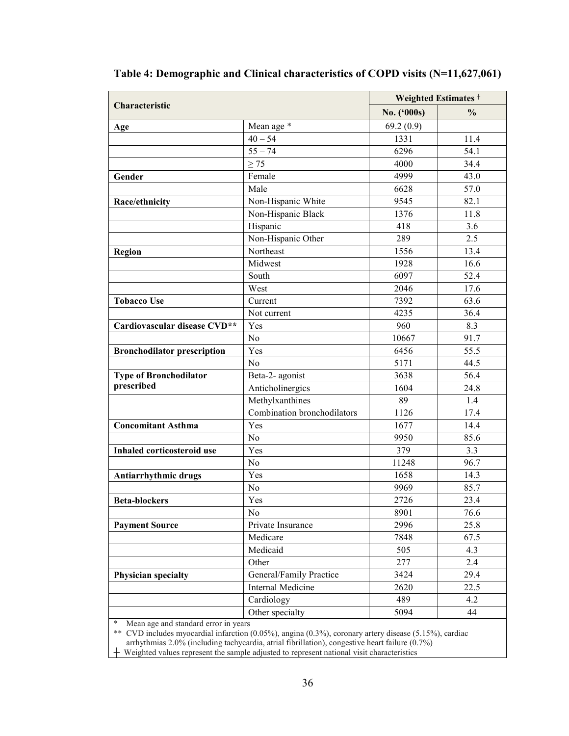**Table 4: Demographic and Clinical characteristics of COPD visits (N=11,627,061)**

| Characteristic | | Weighted Estimates ┼ | |
|---|---|---|---|
| | | No. ('000s) | % |
| **Age** | Mean age * | 69.2 (0.9) | |
| | 40 – 54 | 1331 | 11.4 |
| | 55 – 74 | 6296 | 54.1 |
| | ≥ 75 | 4000 | 34.4 |
| **Gender** | Female | 4999 | 43.0 |
| | Male | 6628 | 57.0 |
| **Race/ethnicity** | Non-Hispanic White | 9545 | 82.1 |
| | Non-Hispanic Black | 1376 | 11.8 |
| | Hispanic | 418 | 3.6 |
| | Non-Hispanic Other | 289 | 2.5 |
| **Region** | Northeast | 1556 | 13.4 |
| | Midwest | 1928 | 16.6 |
| | South | 6097 | 52.4 |
| | West | 2046 | 17.6 |
| **Tobacco Use** | Current | 7392 | 63.6 |
| | Not current | 4235 | 36.4 |
| **Cardiovascular disease CVD**** | Yes | 960 | 8.3 |
| | No | 10667 | 91.7 |
| **Bronchodilator prescription** | Yes | 6456 | 55.5 |
| | No | 5171 | 44.5 |
| **Type of Bronchodilator prescribed** | Beta-2- agonist | 3638 | 56.4 |
| | Anticholinergics | 1604 | 24.8 |
| | Methylxanthines | 89 | 1.4 |
| | Combination bronchodilators | 1126 | 17.4 |
| **Concomitant Asthma** | Yes | 1677 | 14.4 |
| | No | 9950 | 85.6 |
| **Inhaled corticosteroid use** | Yes | 379 | 3.3 |
| | No | 11248 | 96.7 |
| **Antiarrhythmic drugs** | Yes | 1658 | 14.3 |
| | No | 9969 | 85.7 |
| **Beta-blockers** | Yes | 2726 | 23.4 |
| | No | 8901 | 76.6 |
| **Payment Source** | Private Insurance | 2996 | 25.8 |
| | Medicare | 7848 | 67.5 |
| | Medicaid | 505 | 4.3 |
| | Other | 277 | 2.4 |
| **Physician specialty** | General/Family Practice | 3424 | 29.4 |
| | Internal Medicine | 2620 | 22.5 |
| | Cardiology | 489 | 4.2 |
| | Other specialty | 5094 | 44 |

\* Mean age and standard error in years

** CVD includes myocardial infarction (0.05%), angina (0.3%), coronary artery disease (5.15%), cardiac arrhythmias 2.0% (including tachycardia, atrial fibrillation), congestive heart failure (0.7%)

┼ Weighted values represent the sample adjusted to represent national visit characteristics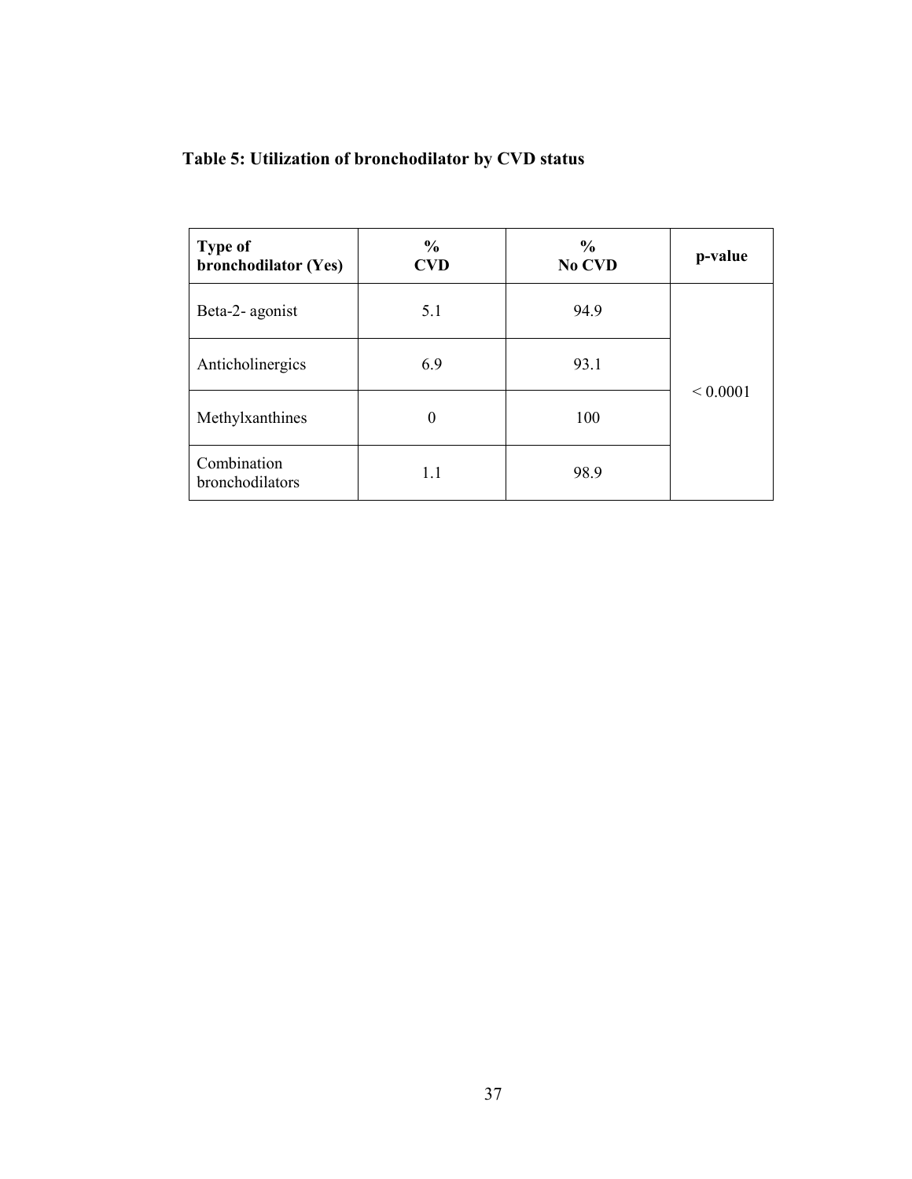**Table 5: Utilization of bronchodilator by CVD status**

| Type of bronchodilator (Yes) | % CVD | % No CVD | p-value |
|---|---|---|---|
| Beta-2- agonist | 5.1 | 94.9 | < 0.0001 |
| Anticholinergics | 6.9 | 93.1 | |
| Methylxanthines | 0 | 100 | |
| Combination bronchodilators | 1.1 | 98.9 | |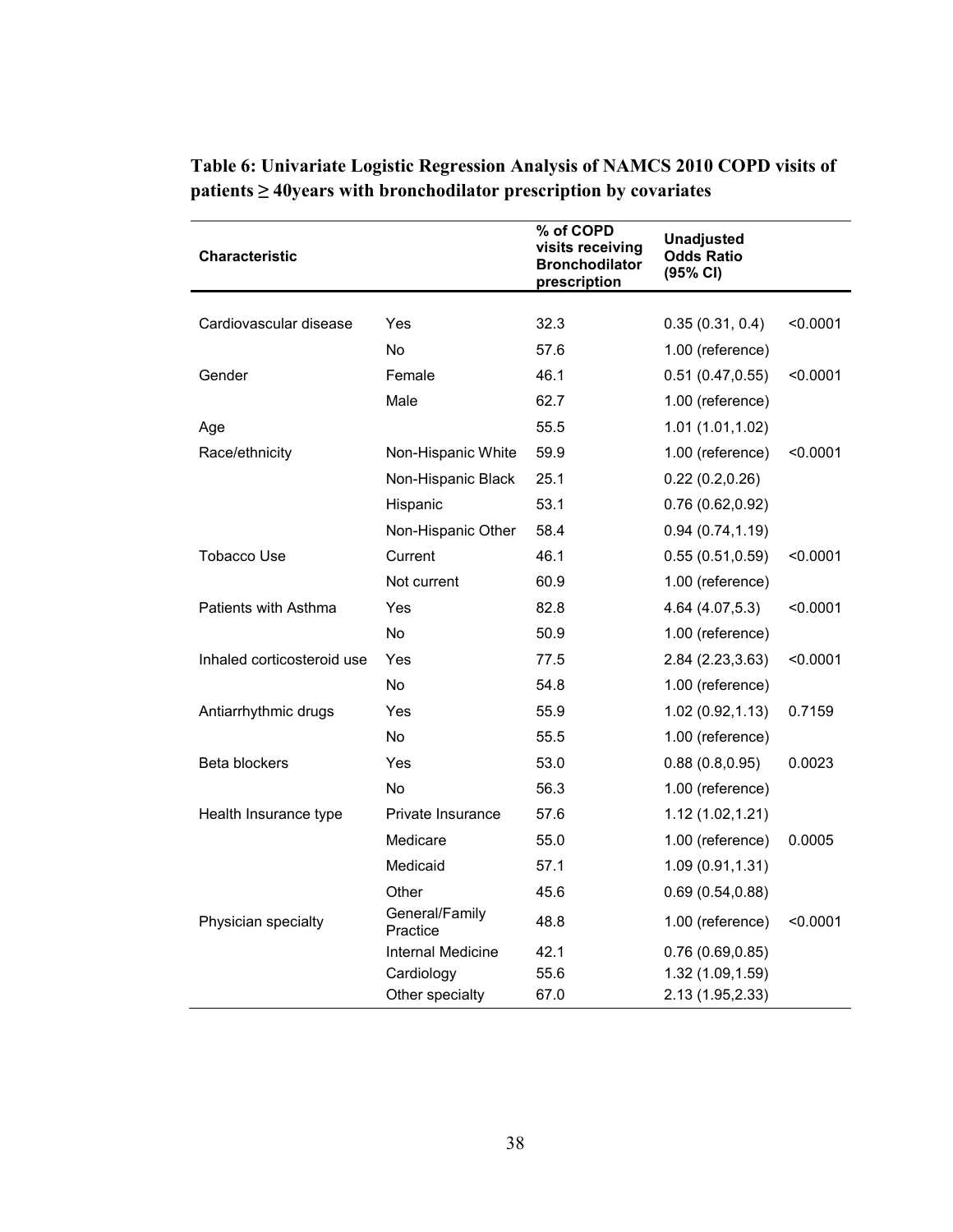**Table 6: Univariate Logistic Regression Analysis of NAMCS 2010 COPD visits of patients ≥ 40years with bronchodilator prescription by covariates**

| Characteristic | | % of COPD visits receiving Bronchodilator prescription | Unadjusted Odds Ratio (95% CI) | |
|---|---|---|---|---|
| Cardiovascular disease | Yes | 32.3 | 0.35 (0.31, 0.4) | <0.0001 |
| | No | 57.6 | 1.00 (reference) | |
| Gender | Female | 46.1 | 0.51 (0.47,0.55) | <0.0001 |
| | Male | 62.7 | 1.00 (reference) | |
| Age | | 55.5 | 1.01 (1.01,1.02) | |
| Race/ethnicity | Non-Hispanic White | 59.9 | 1.00 (reference) | <0.0001 |
| | Non-Hispanic Black | 25.1 | 0.22 (0.2,0.26) | |
| | Hispanic | 53.1 | 0.76 (0.62,0.92) | |
| | Non-Hispanic Other | 58.4 | 0.94 (0.74,1.19) | |
| Tobacco Use | Current | 46.1 | 0.55 (0.51,0.59) | <0.0001 |
| | Not current | 60.9 | 1.00 (reference) | |
| Patients with Asthma | Yes | 82.8 | 4.64 (4.07,5.3) | <0.0001 |
| | No | 50.9 | 1.00 (reference) | |
| Inhaled corticosteroid use | Yes | 77.5 | 2.84 (2.23,3.63) | <0.0001 |
| | No | 54.8 | 1.00 (reference) | |
| Antiarrhythmic drugs | Yes | 55.9 | 1.02 (0.92,1.13) | 0.7159 |
| | No | 55.5 | 1.00 (reference) | |
| Beta blockers | Yes | 53.0 | 0.88 (0.8,0.95) | 0.0023 |
| | No | 56.3 | 1.00 (reference) | |
| Health Insurance type | Private Insurance | 57.6 | 1.12 (1.02,1.21) | |
| | Medicare | 55.0 | 1.00 (reference) | 0.0005 |
| | Medicaid | 57.1 | 1.09 (0.91,1.31) | |
| | Other | 45.6 | 0.69 (0.54,0.88) | |
| Physician specialty | General/Family Practice | 48.8 | 1.00 (reference) | <0.0001 |
| | Internal Medicine | 42.1 | 0.76 (0.69,0.85) | |
| | Cardiology | 55.6 | 1.32 (1.09,1.59) | |
| | Other specialty | 67.0 | 2.13 (1.95,2.33) | |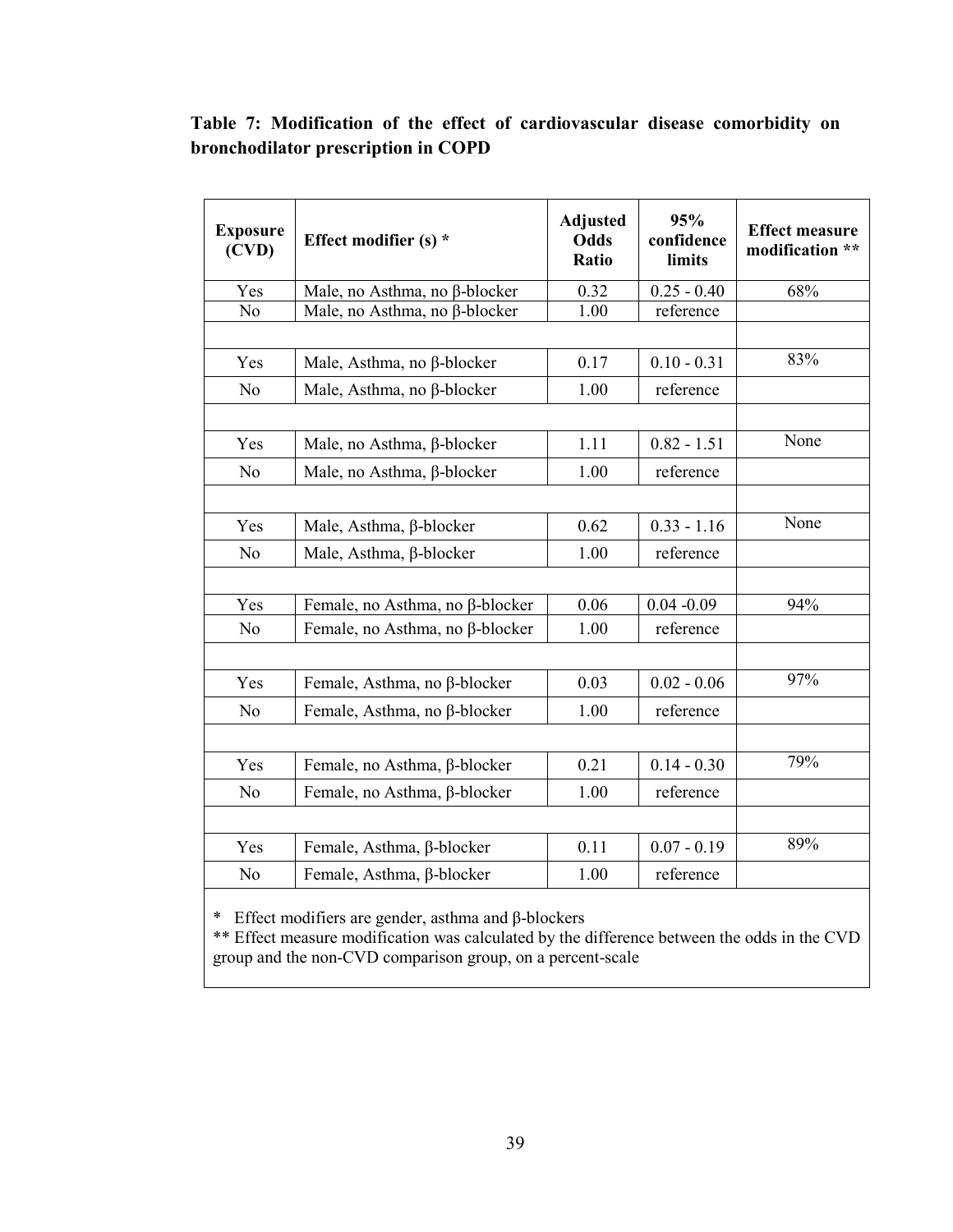**Table 7: Modification of the effect of cardiovascular disease comorbidity on bronchodilator prescription in COPD**

| Exposure (CVD) | Effect modifier (s) * | Adjusted Odds Ratio | 95% confidence limits | Effect measure modification ** |
|---|---|---|---|---|
| Yes | Male, no Asthma, no β-blocker | 0.32 | 0.25 - 0.40 | 68% |
| No | Male, no Asthma, no β-blocker | 1.00 | reference | |
| | | | | |
| Yes | Male, Asthma, no β-blocker | 0.17 | 0.10 - 0.31 | 83% |
| No | Male, Asthma, no β-blocker | 1.00 | reference | |
| | | | | |
| Yes | Male, no Asthma, β-blocker | 1.11 | 0.82 - 1.51 | None |
| No | Male, no Asthma, β-blocker | 1.00 | reference | |
| | | | | |
| Yes | Male, Asthma, β-blocker | 0.62 | 0.33 - 1.16 | None |
| No | Male, Asthma, β-blocker | 1.00 | reference | |
| | | | | |
| Yes | Female, no Asthma, no β-blocker | 0.06 | 0.04 -0.09 | 94% |
| No | Female, no Asthma, no β-blocker | 1.00 | reference | |
| | | | | |
| Yes | Female, Asthma, no β-blocker | 0.03 | 0.02 - 0.06 | 97% |
| No | Female, Asthma, no β-blocker | 1.00 | reference | |
| | | | | |
| Yes | Female, no Asthma, β-blocker | 0.21 | 0.14 - 0.30 | 79% |
| No | Female, no Asthma, β-blocker | 1.00 | reference | |
| | | | | |
| Yes | Female, Asthma, β-blocker | 0.11 | 0.07 - 0.19 | 89% |
| No | Female, Asthma, β-blocker | 1.00 | reference | |

\* Effect modifiers are gender, asthma and β-blockers

** Effect measure modification was calculated by the difference between the odds in the CVD group and the non-CVD comparison group, on a percent-scale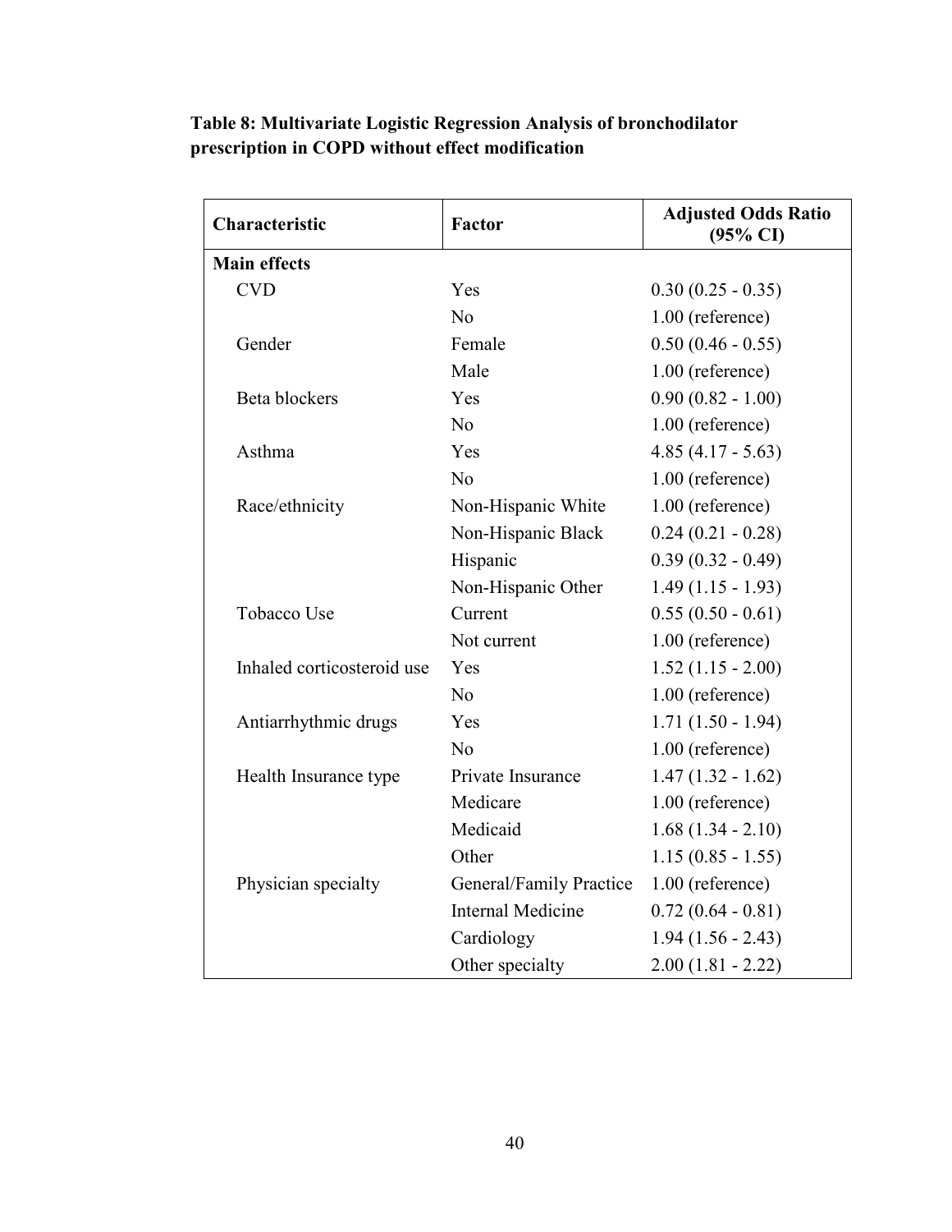**Table 8: Multivariate Logistic Regression Analysis of bronchodilator prescription in COPD without effect modification**

| Characteristic | Factor | Adjusted Odds Ratio (95% CI) |
|---|---|---|
| **Main effects** | | |
| CVD | Yes | 0.30 (0.25 - 0.35) |
| | No | 1.00 (reference) |
| Gender | Female | 0.50 (0.46 - 0.55) |
| | Male | 1.00 (reference) |
| Beta blockers | Yes | 0.90 (0.82 - 1.00) |
| | No | 1.00 (reference) |
| Asthma | Yes | 4.85 (4.17 - 5.63) |
| | No | 1.00 (reference) |
| Race/ethnicity | Non-Hispanic White | 1.00 (reference) |
| | Non-Hispanic Black | 0.24 (0.21 - 0.28) |
| | Hispanic | 0.39 (0.32 - 0.49) |
| | Non-Hispanic Other | 1.49 (1.15 - 1.93) |
| Tobacco Use | Current | 0.55 (0.50 - 0.61) |
| | Not current | 1.00 (reference) |
| Inhaled corticosteroid use | Yes | 1.52 (1.15 - 2.00) |
| | No | 1.00 (reference) |
| Antiarrhythmic drugs | Yes | 1.71 (1.50 - 1.94) |
| | No | 1.00 (reference) |
| Health Insurance type | Private Insurance | 1.47 (1.32 - 1.62) |
| | Medicare | 1.00 (reference) |
| | Medicaid | 1.68 (1.34 - 2.10) |
| | Other | 1.15 (0.85 - 1.55) |
| Physician specialty | General/Family Practice | 1.00 (reference) |
| | Internal Medicine | 0.72 (0.64 - 0.81) |
| | Cardiology | 1.94 (1.56 - 2.43) |
| | Other specialty | 2.00 (1.81 - 2.22) |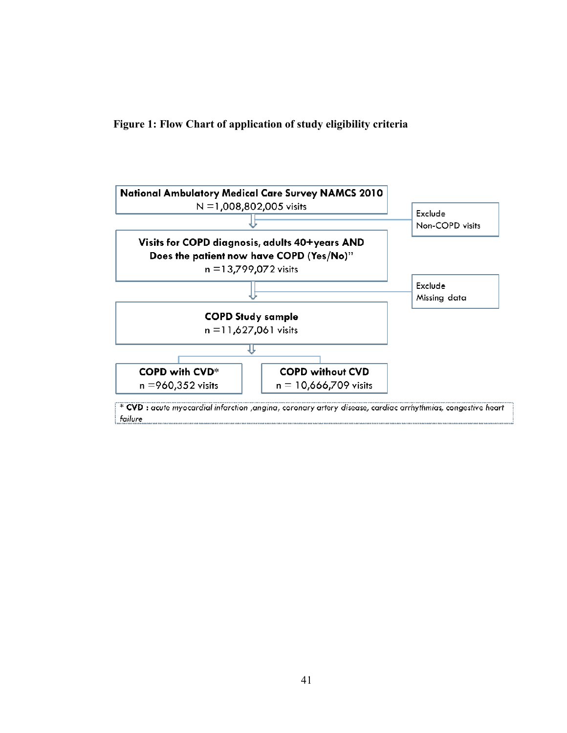**Figure 1: Flow Chart of application of study eligibility criteria**

**National Ambulatory Medical Care Survey NAMCS 2010**
N =1,008,802,005 visits

→ Exclude Non-COPD visits

**Visits for COPD diagnosis, adults 40+years AND Does the patient now have COPD (Yes/No)"**
n =13,799,072 visits

→ Exclude Missing data

**COPD Study sample**
n =11,627,061 visits

**COPD with CVD***
n =960,352 visits

**COPD without CVD**
n = 10,666,709 visits

* **CVD** : *acute myocardial infarction ,angina, coronary artery disease, cardiac arrhythmias, congestive heart failure*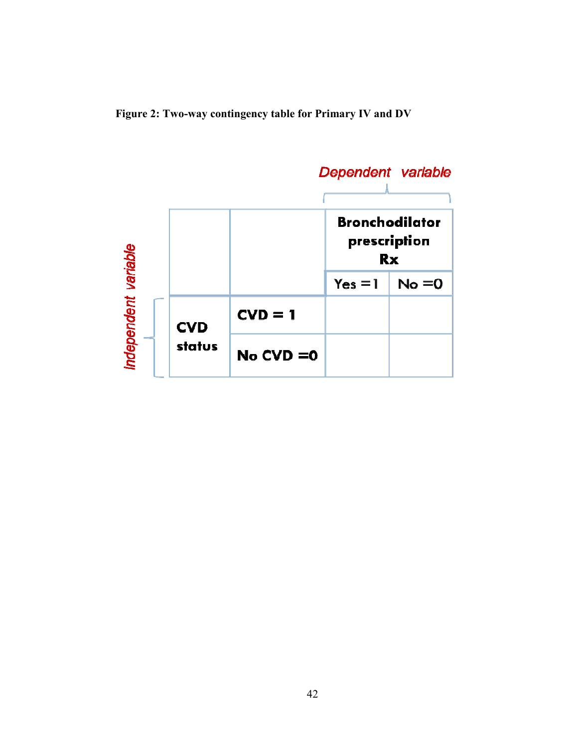**Figure 2: Two-way contingency table for Primary IV and DV**

| | | *Dependent variable*: Bronchodilator prescription Rx | |
|---|---|---|---|
| | | Yes =1 | No =0 |
| *Independent variable*: CVD status | CVD = 1 | | |
| | No CVD =0 | | |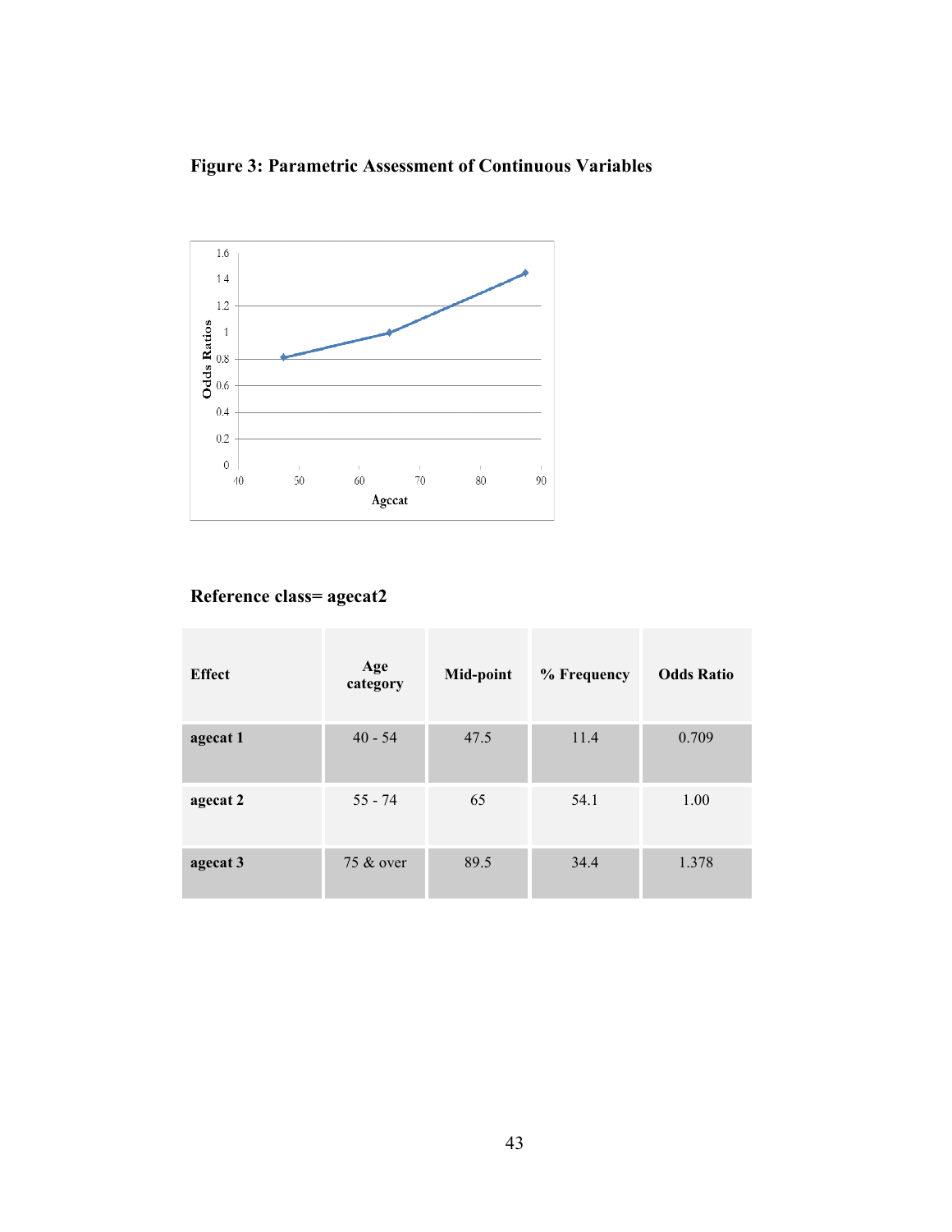**Figure 3: Parametric Assessment of Continuous Variables**

**Reference class= agecat2**

| Effect | Age category | Mid-point | % Frequency | Odds Ratio |
|---|---|---|---|---|
| agecat 1 | 40 - 54 | 47.5 | 11.4 | 0.709 |
| agecat 2 | 55 - 74 | 65 | 54.1 | 1.00 |
| agecat 3 | 75 & over | 89.5 | 34.4 | 1.378 |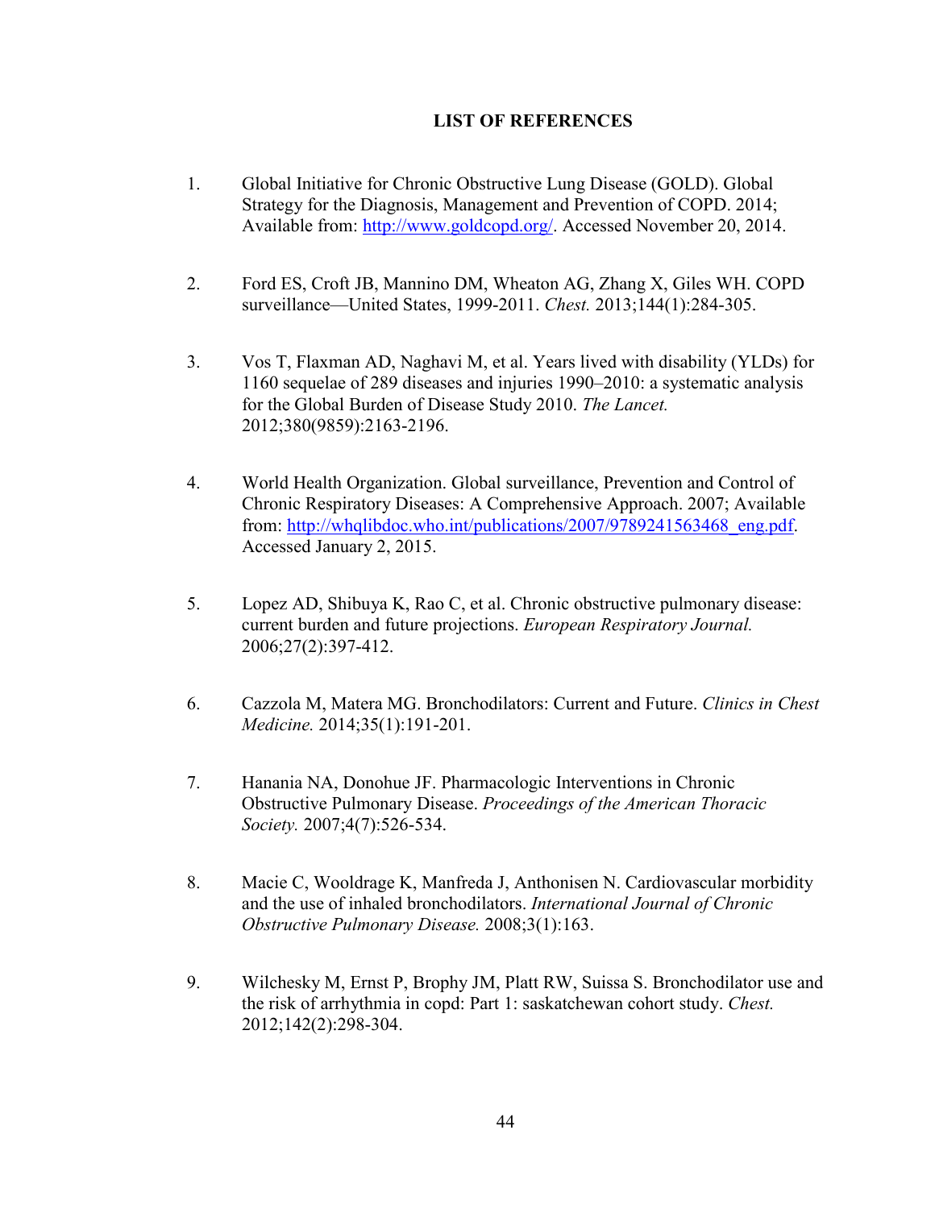## LIST OF REFERENCES

1. Global Initiative for Chronic Obstructive Lung Disease (GOLD). Global Strategy for the Diagnosis, Management and Prevention of COPD. 2014; Available from: http://www.goldcopd.org/. Accessed November 20, 2014.

2. Ford ES, Croft JB, Mannino DM, Wheaton AG, Zhang X, Giles WH. COPD surveillance—United States, 1999-2011. *Chest.* 2013;144(1):284-305.

3. Vos T, Flaxman AD, Naghavi M, et al. Years lived with disability (YLDs) for 1160 sequelae of 289 diseases and injuries 1990–2010: a systematic analysis for the Global Burden of Disease Study 2010. *The Lancet.* 2012;380(9859):2163-2196.

4. World Health Organization. Global surveillance, Prevention and Control of Chronic Respiratory Diseases: A Comprehensive Approach. 2007; Available from: http://whqlibdoc.who.int/publications/2007/9789241563468_eng.pdf. Accessed January 2, 2015.

5. Lopez AD, Shibuya K, Rao C, et al. Chronic obstructive pulmonary disease: current burden and future projections. *European Respiratory Journal.* 2006;27(2):397-412.

6. Cazzola M, Matera MG. Bronchodilators: Current and Future. *Clinics in Chest Medicine.* 2014;35(1):191-201.

7. Hanania NA, Donohue JF. Pharmacologic Interventions in Chronic Obstructive Pulmonary Disease. *Proceedings of the American Thoracic Society.* 2007;4(7):526-534.

8. Macie C, Wooldrage K, Manfreda J, Anthonisen N. Cardiovascular morbidity and the use of inhaled bronchodilators. *International Journal of Chronic Obstructive Pulmonary Disease.* 2008;3(1):163.

9. Wilchesky M, Ernst P, Brophy JM, Platt RW, Suissa S. Bronchodilator use and the risk of arrhythmia in copd: Part 1: saskatchewan cohort study. *Chest.* 2012;142(2):298-304.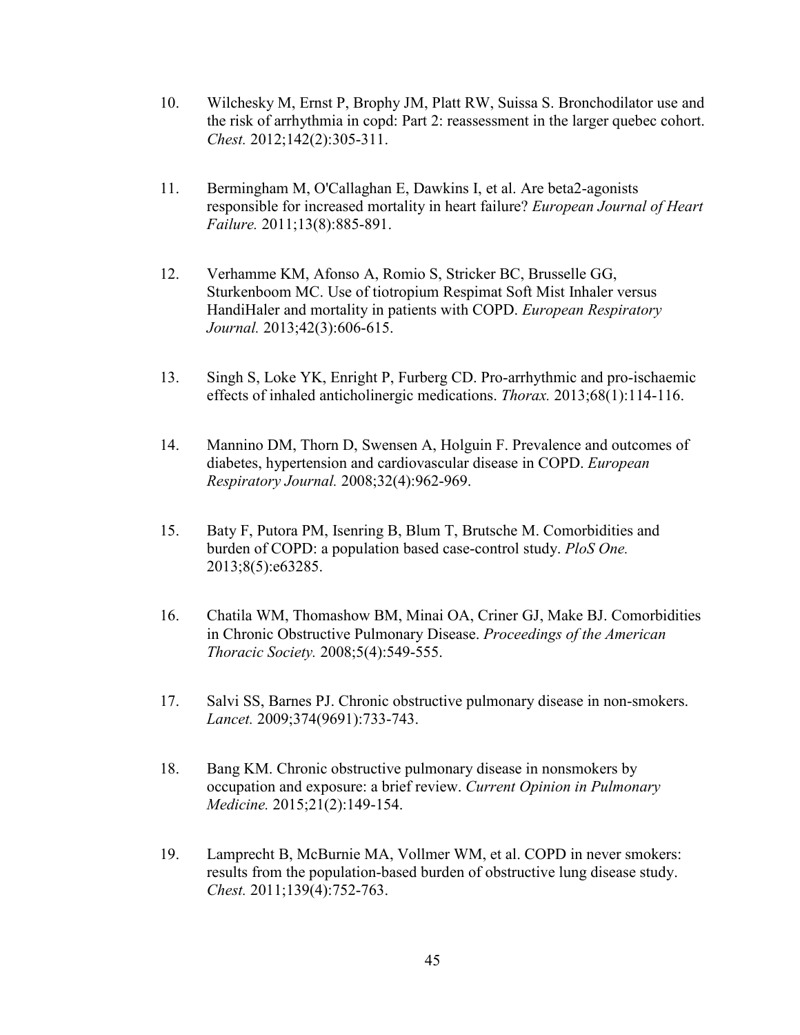10. Wilchesky M, Ernst P, Brophy JM, Platt RW, Suissa S. Bronchodilator use and the risk of arrhythmia in copd: Part 2: reassessment in the larger quebec cohort. *Chest.* 2012;142(2):305-311.

11. Bermingham M, O'Callaghan E, Dawkins I, et al. Are beta2-agonists responsible for increased mortality in heart failure? *European Journal of Heart Failure.* 2011;13(8):885-891.

12. Verhamme KM, Afonso A, Romio S, Stricker BC, Brusselle GG, Sturkenboom MC. Use of tiotropium Respimat Soft Mist Inhaler versus HandiHaler and mortality in patients with COPD. *European Respiratory Journal.* 2013;42(3):606-615.

13. Singh S, Loke YK, Enright P, Furberg CD. Pro-arrhythmic and pro-ischaemic effects of inhaled anticholinergic medications. *Thorax.* 2013;68(1):114-116.

14. Mannino DM, Thorn D, Swensen A, Holguin F. Prevalence and outcomes of diabetes, hypertension and cardiovascular disease in COPD. *European Respiratory Journal.* 2008;32(4):962-969.

15. Baty F, Putora PM, Isenring B, Blum T, Brutsche M. Comorbidities and burden of COPD: a population based case-control study. *PloS One.* 2013;8(5):e63285.

16. Chatila WM, Thomashow BM, Minai OA, Criner GJ, Make BJ. Comorbidities in Chronic Obstructive Pulmonary Disease. *Proceedings of the American Thoracic Society.* 2008;5(4):549-555.

17. Salvi SS, Barnes PJ. Chronic obstructive pulmonary disease in non-smokers. *Lancet.* 2009;374(9691):733-743.

18. Bang KM. Chronic obstructive pulmonary disease in nonsmokers by occupation and exposure: a brief review. *Current Opinion in Pulmonary Medicine.* 2015;21(2):149-154.

19. Lamprecht B, McBurnie MA, Vollmer WM, et al. COPD in never smokers: results from the population-based burden of obstructive lung disease study. *Chest.* 2011;139(4):752-763.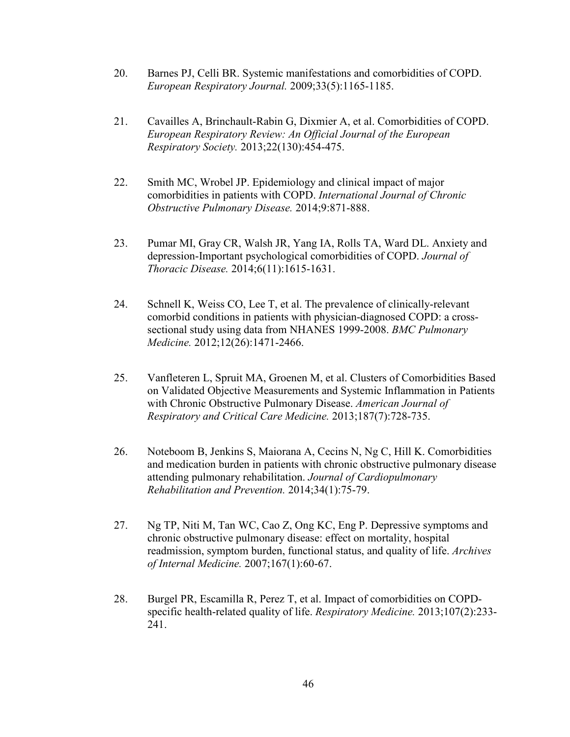20. Barnes PJ, Celli BR. Systemic manifestations and comorbidities of COPD. *European Respiratory Journal.* 2009;33(5):1165-1185.

21. Cavailles A, Brinchault-Rabin G, Dixmier A, et al. Comorbidities of COPD. *European Respiratory Review: An Official Journal of the European Respiratory Society.* 2013;22(130):454-475.

22. Smith MC, Wrobel JP. Epidemiology and clinical impact of major comorbidities in patients with COPD. *International Journal of Chronic Obstructive Pulmonary Disease.* 2014;9:871-888.

23. Pumar MI, Gray CR, Walsh JR, Yang IA, Rolls TA, Ward DL. Anxiety and depression-Important psychological comorbidities of COPD. *Journal of Thoracic Disease.* 2014;6(11):1615-1631.

24. Schnell K, Weiss CO, Lee T, et al. The prevalence of clinically-relevant comorbid conditions in patients with physician-diagnosed COPD: a cross-sectional study using data from NHANES 1999-2008. *BMC Pulmonary Medicine.* 2012;12(26):1471-2466.

25. Vanfleteren L, Spruit MA, Groenen M, et al. Clusters of Comorbidities Based on Validated Objective Measurements and Systemic Inflammation in Patients with Chronic Obstructive Pulmonary Disease. *American Journal of Respiratory and Critical Care Medicine.* 2013;187(7):728-735.

26. Noteboom B, Jenkins S, Maiorana A, Cecins N, Ng C, Hill K. Comorbidities and medication burden in patients with chronic obstructive pulmonary disease attending pulmonary rehabilitation. *Journal of Cardiopulmonary Rehabilitation and Prevention.* 2014;34(1):75-79.

27. Ng TP, Niti M, Tan WC, Cao Z, Ong KC, Eng P. Depressive symptoms and chronic obstructive pulmonary disease: effect on mortality, hospital readmission, symptom burden, functional status, and quality of life. *Archives of Internal Medicine.* 2007;167(1):60-67.

28. Burgel PR, Escamilla R, Perez T, et al. Impact of comorbidities on COPD-specific health-related quality of life. *Respiratory Medicine.* 2013;107(2):233-241.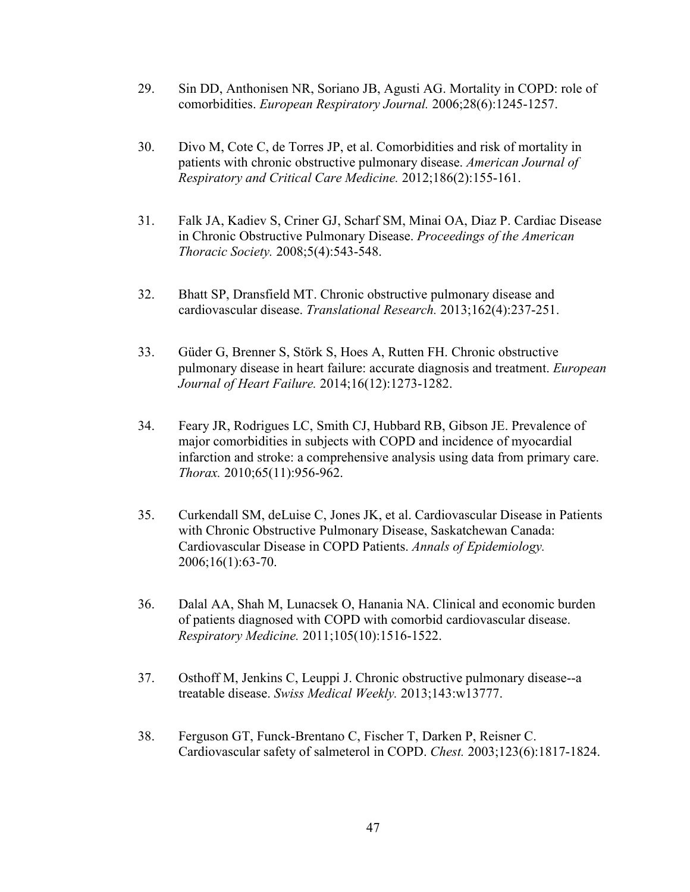29. Sin DD, Anthonisen NR, Soriano JB, Agusti AG. Mortality in COPD: role of comorbidities. *European Respiratory Journal.* 2006;28(6):1245-1257.

30. Divo M, Cote C, de Torres JP, et al. Comorbidities and risk of mortality in patients with chronic obstructive pulmonary disease. *American Journal of Respiratory and Critical Care Medicine.* 2012;186(2):155-161.

31. Falk JA, Kadiev S, Criner GJ, Scharf SM, Minai OA, Diaz P. Cardiac Disease in Chronic Obstructive Pulmonary Disease. *Proceedings of the American Thoracic Society.* 2008;5(4):543-548.

32. Bhatt SP, Dransfield MT. Chronic obstructive pulmonary disease and cardiovascular disease. *Translational Research.* 2013;162(4):237-251.

33. Güder G, Brenner S, Störk S, Hoes A, Rutten FH. Chronic obstructive pulmonary disease in heart failure: accurate diagnosis and treatment. *European Journal of Heart Failure.* 2014;16(12):1273-1282.

34. Feary JR, Rodrigues LC, Smith CJ, Hubbard RB, Gibson JE. Prevalence of major comorbidities in subjects with COPD and incidence of myocardial infarction and stroke: a comprehensive analysis using data from primary care. *Thorax.* 2010;65(11):956-962.

35. Curkendall SM, deLuise C, Jones JK, et al. Cardiovascular Disease in Patients with Chronic Obstructive Pulmonary Disease, Saskatchewan Canada: Cardiovascular Disease in COPD Patients. *Annals of Epidemiology.* 2006;16(1):63-70.

36. Dalal AA, Shah M, Lunacsek O, Hanania NA. Clinical and economic burden of patients diagnosed with COPD with comorbid cardiovascular disease. *Respiratory Medicine.* 2011;105(10):1516-1522.

37. Osthoff M, Jenkins C, Leuppi J. Chronic obstructive pulmonary disease--a treatable disease. *Swiss Medical Weekly.* 2013;143:w13777.

38. Ferguson GT, Funck-Brentano C, Fischer T, Darken P, Reisner C. Cardiovascular safety of salmeterol in COPD. *Chest.* 2003;123(6):1817-1824.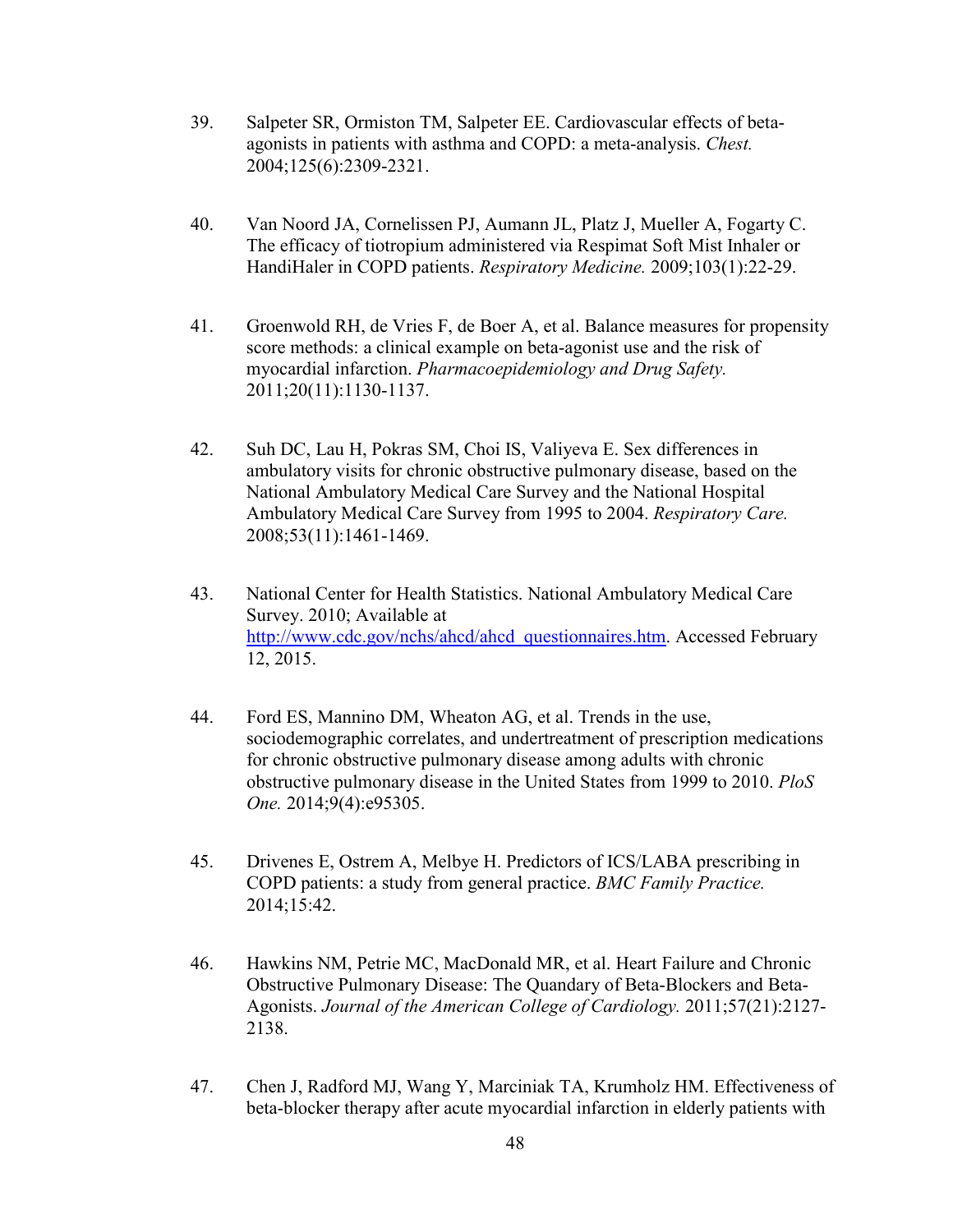39. Salpeter SR, Ormiston TM, Salpeter EE. Cardiovascular effects of beta-agonists in patients with asthma and COPD: a meta-analysis. *Chest.* 2004;125(6):2309-2321.

40. Van Noord JA, Cornelissen PJ, Aumann JL, Platz J, Mueller A, Fogarty C. The efficacy of tiotropium administered via Respimat Soft Mist Inhaler or HandiHaler in COPD patients. *Respiratory Medicine.* 2009;103(1):22-29.

41. Groenwold RH, de Vries F, de Boer A, et al. Balance measures for propensity score methods: a clinical example on beta-agonist use and the risk of myocardial infarction. *Pharmacoepidemiology and Drug Safety.* 2011;20(11):1130-1137.

42. Suh DC, Lau H, Pokras SM, Choi IS, Valiyeva E. Sex differences in ambulatory visits for chronic obstructive pulmonary disease, based on the National Ambulatory Medical Care Survey and the National Hospital Ambulatory Medical Care Survey from 1995 to 2004. *Respiratory Care.* 2008;53(11):1461-1469.

43. National Center for Health Statistics. National Ambulatory Medical Care Survey. 2010; Available at http://www.cdc.gov/nchs/ahcd/ahcd_questionnaires.htm. Accessed February 12, 2015.

44. Ford ES, Mannino DM, Wheaton AG, et al. Trends in the use, sociodemographic correlates, and undertreatment of prescription medications for chronic obstructive pulmonary disease among adults with chronic obstructive pulmonary disease in the United States from 1999 to 2010. *PloS One.* 2014;9(4):e95305.

45. Drivenes E, Ostrem A, Melbye H. Predictors of ICS/LABA prescribing in COPD patients: a study from general practice. *BMC Family Practice.* 2014;15:42.

46. Hawkins NM, Petrie MC, MacDonald MR, et al. Heart Failure and Chronic Obstructive Pulmonary Disease: The Quandary of Beta-Blockers and Beta-Agonists. *Journal of the American College of Cardiology.* 2011;57(21):2127-2138.

47. Chen J, Radford MJ, Wang Y, Marciniak TA, Krumholz HM. Effectiveness of beta-blocker therapy after acute myocardial infarction in elderly patients with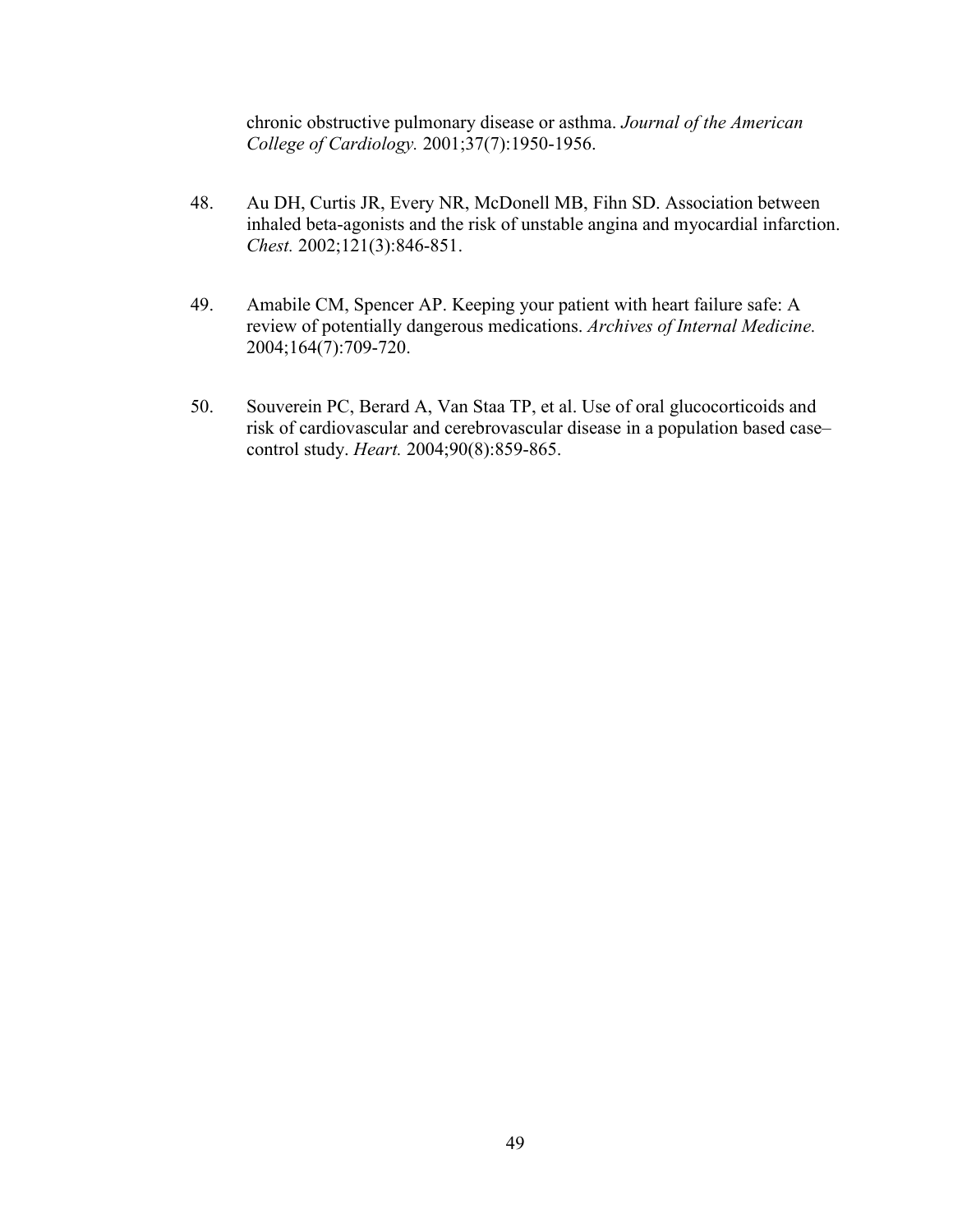chronic obstructive pulmonary disease or asthma. *Journal of the American College of Cardiology.* 2001;37(7):1950-1956.

48. Au DH, Curtis JR, Every NR, McDonell MB, Fihn SD. Association between inhaled beta-agonists and the risk of unstable angina and myocardial infarction. *Chest.* 2002;121(3):846-851.

49. Amabile CM, Spencer AP. Keeping your patient with heart failure safe: A review of potentially dangerous medications. *Archives of Internal Medicine.* 2004;164(7):709-720.

50. Souverein PC, Berard A, Van Staa TP, et al. Use of oral glucocorticoids and risk of cardiovascular and cerebrovascular disease in a population based case–control study. *Heart.* 2004;90(8):859-865.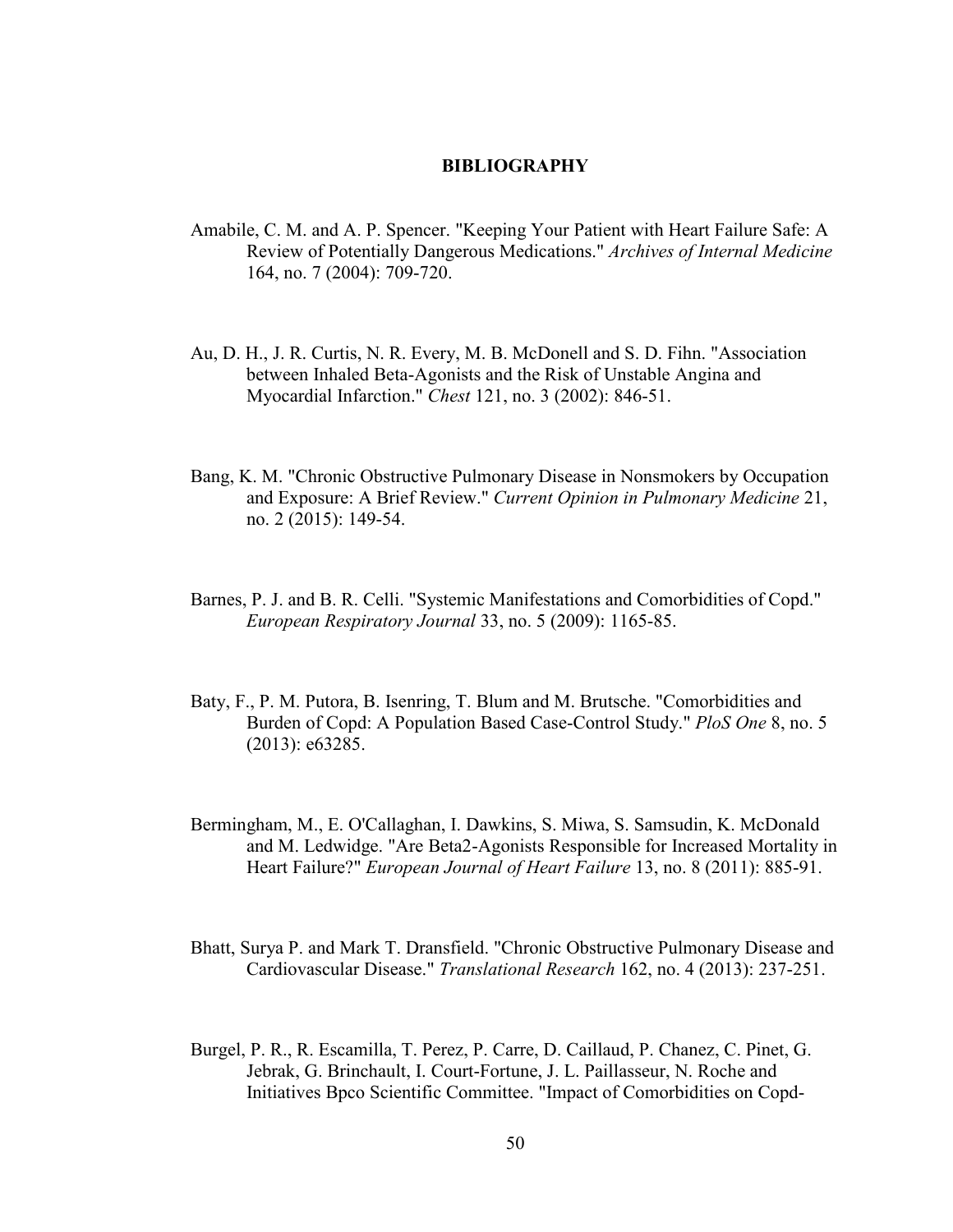# BIBLIOGRAPHY

Amabile, C. M. and A. P. Spencer. "Keeping Your Patient with Heart Failure Safe: A Review of Potentially Dangerous Medications." *Archives of Internal Medicine* 164, no. 7 (2004): 709-720.

Au, D. H., J. R. Curtis, N. R. Every, M. B. McDonell and S. D. Fihn. "Association between Inhaled Beta-Agonists and the Risk of Unstable Angina and Myocardial Infarction." *Chest* 121, no. 3 (2002): 846-51.

Bang, K. M. "Chronic Obstructive Pulmonary Disease in Nonsmokers by Occupation and Exposure: A Brief Review." *Current Opinion in Pulmonary Medicine* 21, no. 2 (2015): 149-54.

Barnes, P. J. and B. R. Celli. "Systemic Manifestations and Comorbidities of Copd." *European Respiratory Journal* 33, no. 5 (2009): 1165-85.

Baty, F., P. M. Putora, B. Isenring, T. Blum and M. Brutsche. "Comorbidities and Burden of Copd: A Population Based Case-Control Study." *PloS One* 8, no. 5 (2013): e63285.

Bermingham, M., E. O'Callaghan, I. Dawkins, S. Miwa, S. Samsudin, K. McDonald and M. Ledwidge. "Are Beta2-Agonists Responsible for Increased Mortality in Heart Failure?" *European Journal of Heart Failure* 13, no. 8 (2011): 885-91.

Bhatt, Surya P. and Mark T. Dransfield. "Chronic Obstructive Pulmonary Disease and Cardiovascular Disease." *Translational Research* 162, no. 4 (2013): 237-251.

Burgel, P. R., R. Escamilla, T. Perez, P. Carre, D. Caillaud, P. Chanez, C. Pinet, G. Jebrak, G. Brinchault, I. Court-Fortune, J. L. Paillasseur, N. Roche and Initiatives Bpco Scientific Committee. "Impact of Comorbidities on Copd-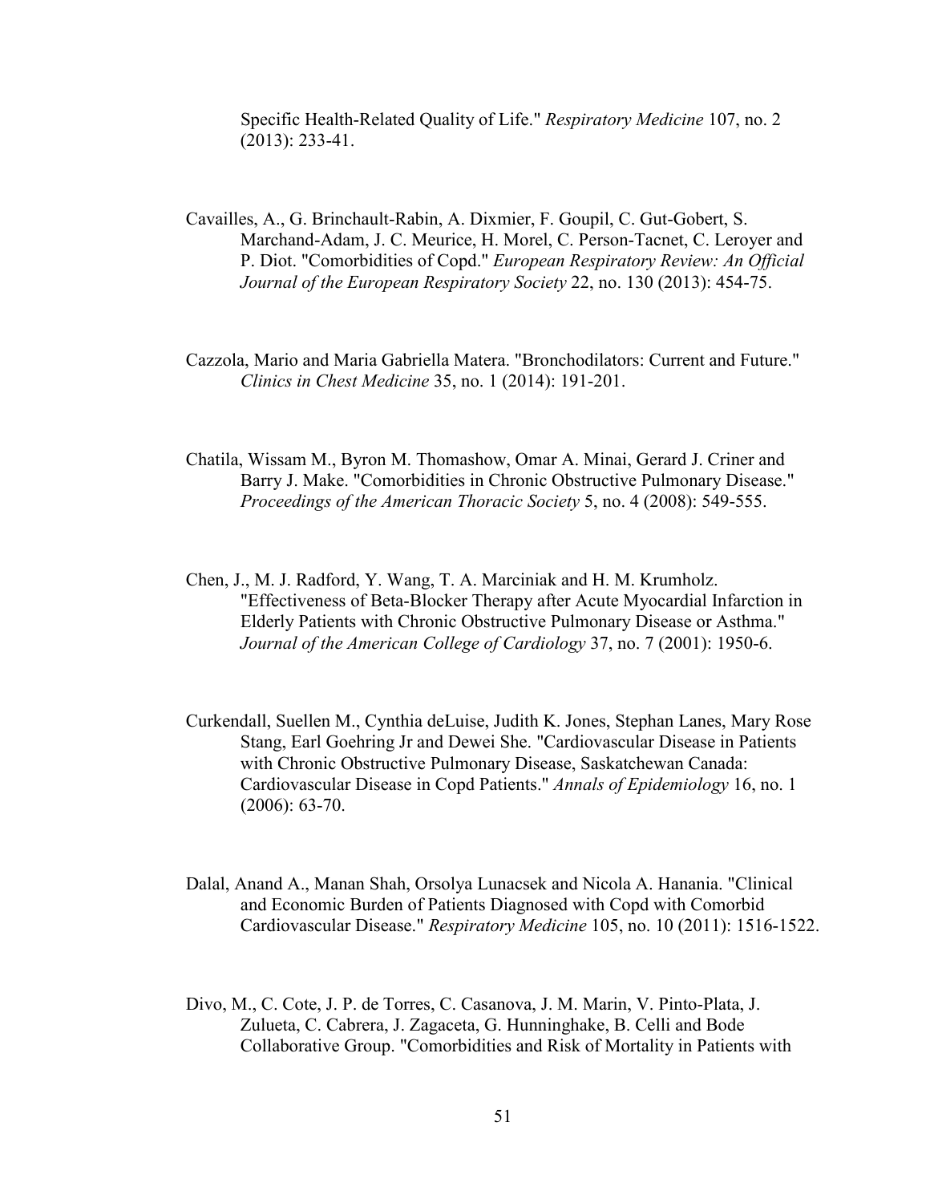Specific Health-Related Quality of Life." *Respiratory Medicine* 107, no. 2 (2013): 233-41.

Cavailles, A., G. Brinchault-Rabin, A. Dixmier, F. Goupil, C. Gut-Gobert, S. Marchand-Adam, J. C. Meurice, H. Morel, C. Person-Tacnet, C. Leroyer and P. Diot. "Comorbidities of Copd." *European Respiratory Review: An Official Journal of the European Respiratory Society* 22, no. 130 (2013): 454-75.

Cazzola, Mario and Maria Gabriella Matera. "Bronchodilators: Current and Future." *Clinics in Chest Medicine* 35, no. 1 (2014): 191-201.

Chatila, Wissam M., Byron M. Thomashow, Omar A. Minai, Gerard J. Criner and Barry J. Make. "Comorbidities in Chronic Obstructive Pulmonary Disease." *Proceedings of the American Thoracic Society* 5, no. 4 (2008): 549-555.

Chen, J., M. J. Radford, Y. Wang, T. A. Marciniak and H. M. Krumholz. "Effectiveness of Beta-Blocker Therapy after Acute Myocardial Infarction in Elderly Patients with Chronic Obstructive Pulmonary Disease or Asthma." *Journal of the American College of Cardiology* 37, no. 7 (2001): 1950-6.

Curkendall, Suellen M., Cynthia deLuise, Judith K. Jones, Stephan Lanes, Mary Rose Stang, Earl Goehring Jr and Dewei She. "Cardiovascular Disease in Patients with Chronic Obstructive Pulmonary Disease, Saskatchewan Canada: Cardiovascular Disease in Copd Patients." *Annals of Epidemiology* 16, no. 1 (2006): 63-70.

Dalal, Anand A., Manan Shah, Orsolya Lunacsek and Nicola A. Hanania. "Clinical and Economic Burden of Patients Diagnosed with Copd with Comorbid Cardiovascular Disease." *Respiratory Medicine* 105, no. 10 (2011): 1516-1522.

Divo, M., C. Cote, J. P. de Torres, C. Casanova, J. M. Marin, V. Pinto-Plata, J. Zulueta, C. Cabrera, J. Zagaceta, G. Hunninghake, B. Celli and Bode Collaborative Group. "Comorbidities and Risk of Mortality in Patients with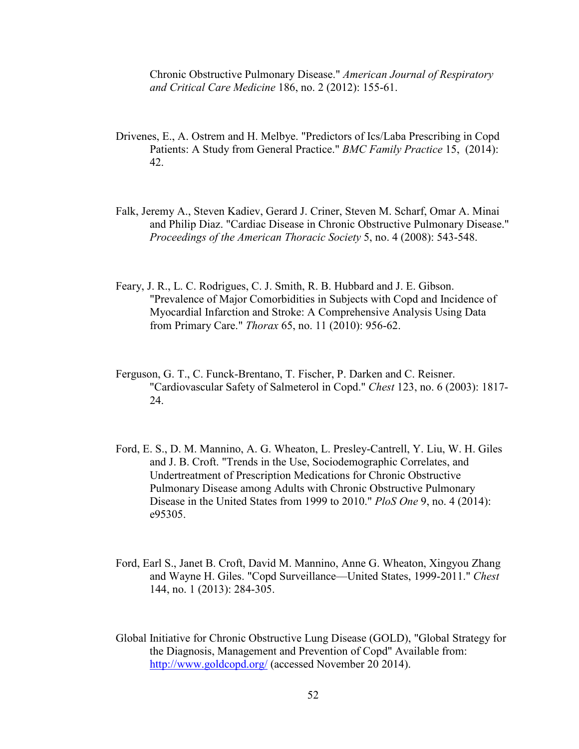Chronic Obstructive Pulmonary Disease." *American Journal of Respiratory and Critical Care Medicine* 186, no. 2 (2012): 155-61.

Drivenes, E., A. Ostrem and H. Melbye. "Predictors of Ics/Laba Prescribing in Copd Patients: A Study from General Practice." *BMC Family Practice* 15, (2014): 42.

Falk, Jeremy A., Steven Kadiev, Gerard J. Criner, Steven M. Scharf, Omar A. Minai and Philip Diaz. "Cardiac Disease in Chronic Obstructive Pulmonary Disease." *Proceedings of the American Thoracic Society* 5, no. 4 (2008): 543-548.

Feary, J. R., L. C. Rodrigues, C. J. Smith, R. B. Hubbard and J. E. Gibson. "Prevalence of Major Comorbidities in Subjects with Copd and Incidence of Myocardial Infarction and Stroke: A Comprehensive Analysis Using Data from Primary Care." *Thorax* 65, no. 11 (2010): 956-62.

Ferguson, G. T., C. Funck-Brentano, T. Fischer, P. Darken and C. Reisner. "Cardiovascular Safety of Salmeterol in Copd." *Chest* 123, no. 6 (2003): 1817-24.

Ford, E. S., D. M. Mannino, A. G. Wheaton, L. Presley-Cantrell, Y. Liu, W. H. Giles and J. B. Croft. "Trends in the Use, Sociodemographic Correlates, and Undertreatment of Prescription Medications for Chronic Obstructive Pulmonary Disease among Adults with Chronic Obstructive Pulmonary Disease in the United States from 1999 to 2010." *PloS One* 9, no. 4 (2014): e95305.

Ford, Earl S., Janet B. Croft, David M. Mannino, Anne G. Wheaton, Xingyou Zhang and Wayne H. Giles. "Copd Surveillance—United States, 1999-2011." *Chest* 144, no. 1 (2013): 284-305.

Global Initiative for Chronic Obstructive Lung Disease (GOLD), "Global Strategy for the Diagnosis, Management and Prevention of Copd" Available from: http://www.goldcopd.org/ (accessed November 20 2014).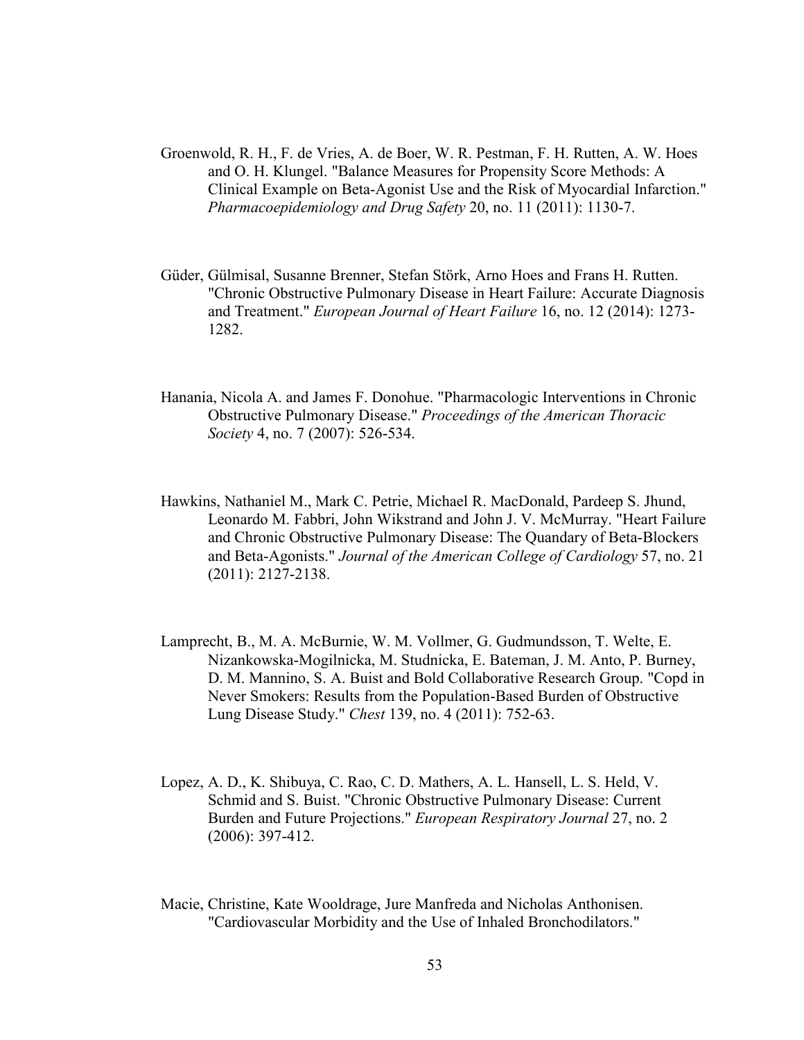Groenwold, R. H., F. de Vries, A. de Boer, W. R. Pestman, F. H. Rutten, A. W. Hoes and O. H. Klungel. "Balance Measures for Propensity Score Methods: A Clinical Example on Beta-Agonist Use and the Risk of Myocardial Infarction." *Pharmacoepidemiology and Drug Safety* 20, no. 11 (2011): 1130-7.

Güder, Gülmisal, Susanne Brenner, Stefan Störk, Arno Hoes and Frans H. Rutten. "Chronic Obstructive Pulmonary Disease in Heart Failure: Accurate Diagnosis and Treatment." *European Journal of Heart Failure* 16, no. 12 (2014): 1273-1282.

Hanania, Nicola A. and James F. Donohue. "Pharmacologic Interventions in Chronic Obstructive Pulmonary Disease." *Proceedings of the American Thoracic Society* 4, no. 7 (2007): 526-534.

Hawkins, Nathaniel M., Mark C. Petrie, Michael R. MacDonald, Pardeep S. Jhund, Leonardo M. Fabbri, John Wikstrand and John J. V. McMurray. "Heart Failure and Chronic Obstructive Pulmonary Disease: The Quandary of Beta-Blockers and Beta-Agonists." *Journal of the American College of Cardiology* 57, no. 21 (2011): 2127-2138.

Lamprecht, B., M. A. McBurnie, W. M. Vollmer, G. Gudmundsson, T. Welte, E. Nizankowska-Mogilnicka, M. Studnicka, E. Bateman, J. M. Anto, P. Burney, D. M. Mannino, S. A. Buist and Bold Collaborative Research Group. "Copd in Never Smokers: Results from the Population-Based Burden of Obstructive Lung Disease Study." *Chest* 139, no. 4 (2011): 752-63.

Lopez, A. D., K. Shibuya, C. Rao, C. D. Mathers, A. L. Hansell, L. S. Held, V. Schmid and S. Buist. "Chronic Obstructive Pulmonary Disease: Current Burden and Future Projections." *European Respiratory Journal* 27, no. 2 (2006): 397-412.

Macie, Christine, Kate Wooldrage, Jure Manfreda and Nicholas Anthonisen. "Cardiovascular Morbidity and the Use of Inhaled Bronchodilators."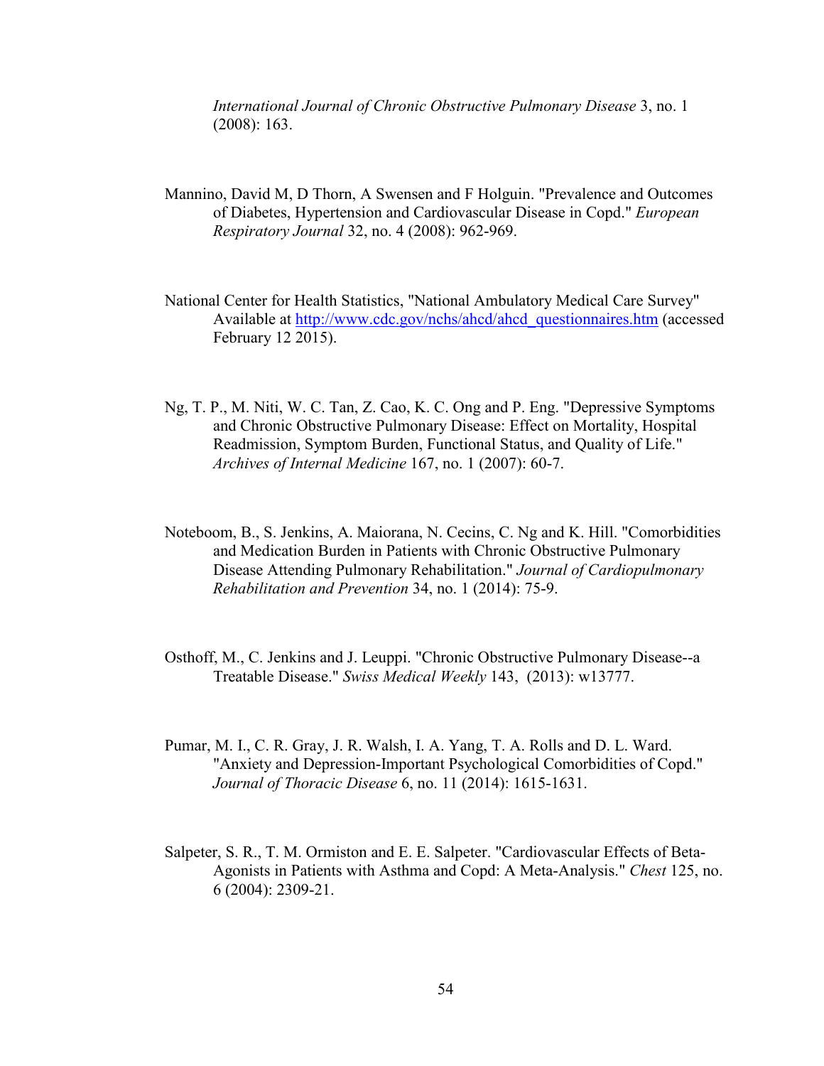*International Journal of Chronic Obstructive Pulmonary Disease* 3, no. 1 (2008): 163.

Mannino, David M, D Thorn, A Swensen and F Holguin. "Prevalence and Outcomes of Diabetes, Hypertension and Cardiovascular Disease in Copd." *European Respiratory Journal* 32, no. 4 (2008): 962-969.

National Center for Health Statistics, "National Ambulatory Medical Care Survey" Available at http://www.cdc.gov/nchs/ahcd/ahcd_questionnaires.htm (accessed February 12 2015).

Ng, T. P., M. Niti, W. C. Tan, Z. Cao, K. C. Ong and P. Eng. "Depressive Symptoms and Chronic Obstructive Pulmonary Disease: Effect on Mortality, Hospital Readmission, Symptom Burden, Functional Status, and Quality of Life." *Archives of Internal Medicine* 167, no. 1 (2007): 60-7.

Noteboom, B., S. Jenkins, A. Maiorana, N. Cecins, C. Ng and K. Hill. "Comorbidities and Medication Burden in Patients with Chronic Obstructive Pulmonary Disease Attending Pulmonary Rehabilitation." *Journal of Cardiopulmonary Rehabilitation and Prevention* 34, no. 1 (2014): 75-9.

Osthoff, M., C. Jenkins and J. Leuppi. "Chronic Obstructive Pulmonary Disease--a Treatable Disease." *Swiss Medical Weekly* 143, (2013): w13777.

Pumar, M. I., C. R. Gray, J. R. Walsh, I. A. Yang, T. A. Rolls and D. L. Ward. "Anxiety and Depression-Important Psychological Comorbidities of Copd." *Journal of Thoracic Disease* 6, no. 11 (2014): 1615-1631.

Salpeter, S. R., T. M. Ormiston and E. E. Salpeter. "Cardiovascular Effects of Beta-Agonists in Patients with Asthma and Copd: A Meta-Analysis." *Chest* 125, no. 6 (2004): 2309-21.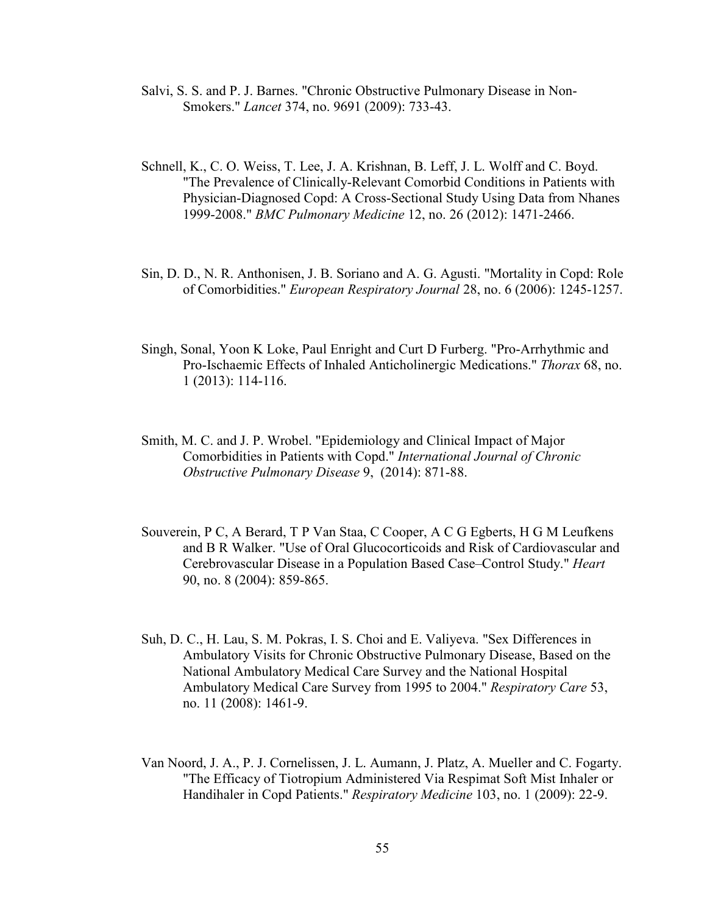Salvi, S. S. and P. J. Barnes. "Chronic Obstructive Pulmonary Disease in Non-Smokers." *Lancet* 374, no. 9691 (2009): 733-43.

Schnell, K., C. O. Weiss, T. Lee, J. A. Krishnan, B. Leff, J. L. Wolff and C. Boyd. "The Prevalence of Clinically-Relevant Comorbid Conditions in Patients with Physician-Diagnosed Copd: A Cross-Sectional Study Using Data from Nhanes 1999-2008." *BMC Pulmonary Medicine* 12, no. 26 (2012): 1471-2466.

Sin, D. D., N. R. Anthonisen, J. B. Soriano and A. G. Agusti. "Mortality in Copd: Role of Comorbidities." *European Respiratory Journal* 28, no. 6 (2006): 1245-1257.

Singh, Sonal, Yoon K Loke, Paul Enright and Curt D Furberg. "Pro-Arrhythmic and Pro-Ischaemic Effects of Inhaled Anticholinergic Medications." *Thorax* 68, no. 1 (2013): 114-116.

Smith, M. C. and J. P. Wrobel. "Epidemiology and Clinical Impact of Major Comorbidities in Patients with Copd." *International Journal of Chronic Obstructive Pulmonary Disease* 9, (2014): 871-88.

Souverein, P C, A Berard, T P Van Staa, C Cooper, A C G Egberts, H G M Leufkens and B R Walker. "Use of Oral Glucocorticoids and Risk of Cardiovascular and Cerebrovascular Disease in a Population Based Case–Control Study." *Heart* 90, no. 8 (2004): 859-865.

Suh, D. C., H. Lau, S. M. Pokras, I. S. Choi and E. Valiyeva. "Sex Differences in Ambulatory Visits for Chronic Obstructive Pulmonary Disease, Based on the National Ambulatory Medical Care Survey and the National Hospital Ambulatory Medical Care Survey from 1995 to 2004." *Respiratory Care* 53, no. 11 (2008): 1461-9.

Van Noord, J. A., P. J. Cornelissen, J. L. Aumann, J. Platz, A. Mueller and C. Fogarty. "The Efficacy of Tiotropium Administered Via Respimat Soft Mist Inhaler or Handihaler in Copd Patients." *Respiratory Medicine* 103, no. 1 (2009): 22-9.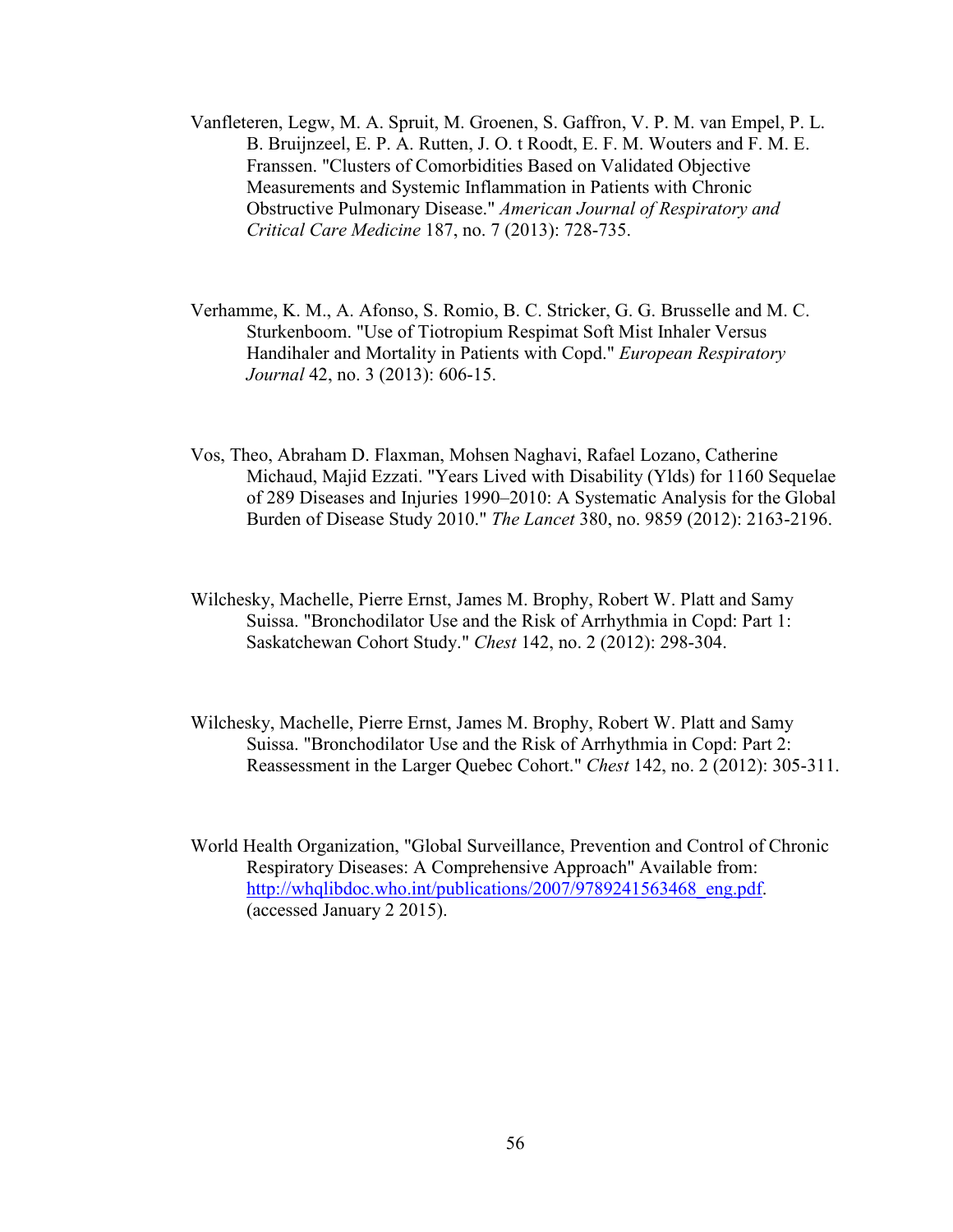Vanfleteren, Legw, M. A. Spruit, M. Groenen, S. Gaffron, V. P. M. van Empel, P. L. B. Bruijnzeel, E. P. A. Rutten, J. O. t Roodt, E. F. M. Wouters and F. M. E. Franssen. "Clusters of Comorbidities Based on Validated Objective Measurements and Systemic Inflammation in Patients with Chronic Obstructive Pulmonary Disease." *American Journal of Respiratory and Critical Care Medicine* 187, no. 7 (2013): 728-735.

Verhamme, K. M., A. Afonso, S. Romio, B. C. Stricker, G. G. Brusselle and M. C. Sturkenboom. "Use of Tiotropium Respimat Soft Mist Inhaler Versus Handihaler and Mortality in Patients with Copd." *European Respiratory Journal* 42, no. 3 (2013): 606-15.

Vos, Theo, Abraham D. Flaxman, Mohsen Naghavi, Rafael Lozano, Catherine Michaud, Majid Ezzati. "Years Lived with Disability (Ylds) for 1160 Sequelae of 289 Diseases and Injuries 1990–2010: A Systematic Analysis for the Global Burden of Disease Study 2010." *The Lancet* 380, no. 9859 (2012): 2163-2196.

Wilchesky, Machelle, Pierre Ernst, James M. Brophy, Robert W. Platt and Samy Suissa. "Bronchodilator Use and the Risk of Arrhythmia in Copd: Part 1: Saskatchewan Cohort Study." *Chest* 142, no. 2 (2012): 298-304.

Wilchesky, Machelle, Pierre Ernst, James M. Brophy, Robert W. Platt and Samy Suissa. "Bronchodilator Use and the Risk of Arrhythmia in Copd: Part 2: Reassessment in the Larger Quebec Cohort." *Chest* 142, no. 2 (2012): 305-311.

World Health Organization, "Global Surveillance, Prevention and Control of Chronic Respiratory Diseases: A Comprehensive Approach" Available from: http://whqlibdoc.who.int/publications/2007/9789241563468_eng.pdf. (accessed January 2 2015).